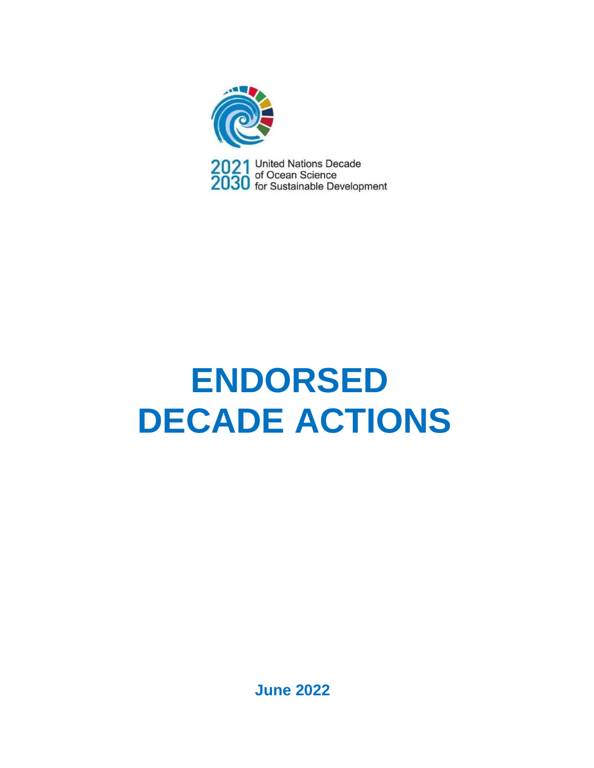2021 United Nations Decade
2030 of Ocean Science
for Sustainable Development

# ENDORSED DECADE ACTIONS

**June 2022**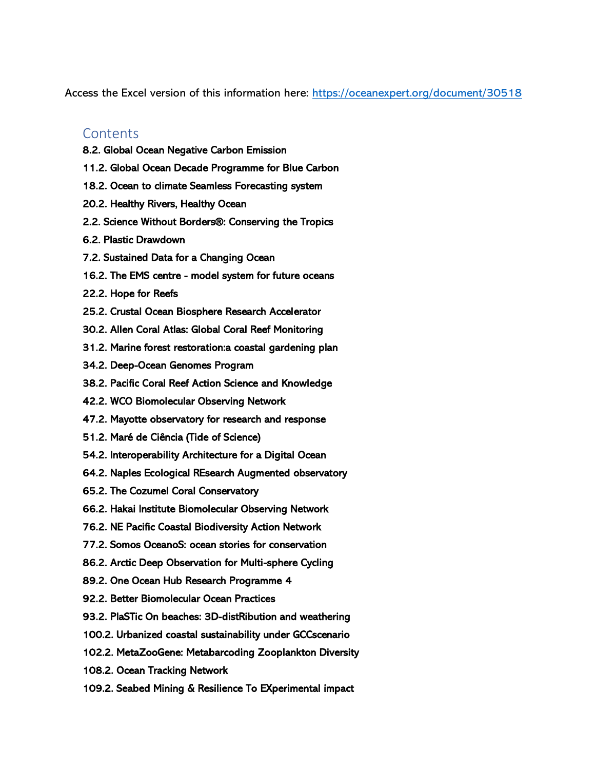Access the Excel version of this information here: https://oceanexpert.org/document/30518

## Contents

8.2. Global Ocean Negative Carbon Emission

11.2. Global Ocean Decade Programme for Blue Carbon

18.2. Ocean to climate Seamless Forecasting system

20.2. Healthy Rivers, Healthy Ocean

2.2. Science Without Borders®: Conserving the Tropics

6.2. Plastic Drawdown

7.2. Sustained Data for a Changing Ocean

16.2. The EMS centre - model system for future oceans

22.2. Hope for Reefs

25.2. Crustal Ocean Biosphere Research Accelerator

30.2. Allen Coral Atlas: Global Coral Reef Monitoring

31.2. Marine forest restoration:a coastal gardening plan

34.2. Deep-Ocean Genomes Program

38.2. Pacific Coral Reef Action Science and Knowledge

42.2. WCO Biomolecular Observing Network

47.2. Mayotte observatory for research and response

51.2. Maré de Ciência (Tide of Science)

54.2. Interoperability Architecture for a Digital Ocean

64.2. Naples Ecological REsearch Augmented observatory

65.2. The Cozumel Coral Conservatory

66.2. Hakai Institute Biomolecular Observing Network

76.2. NE Pacific Coastal Biodiversity Action Network

77.2. Somos OceanoS: ocean stories for conservation

86.2. Arctic Deep Observation for Multi-sphere Cycling

89.2. One Ocean Hub Research Programme 4

92.2. Better Biomolecular Ocean Practices

93.2. PlaSTic On beaches: 3D-distRibution and weathering

100.2. Urbanized coastal sustainability under GCCscenario

102.2. MetaZooGene: Metabarcoding Zooplankton Diversity

108.2. Ocean Tracking Network

109.2. Seabed Mining & Resilience To EXperimental impact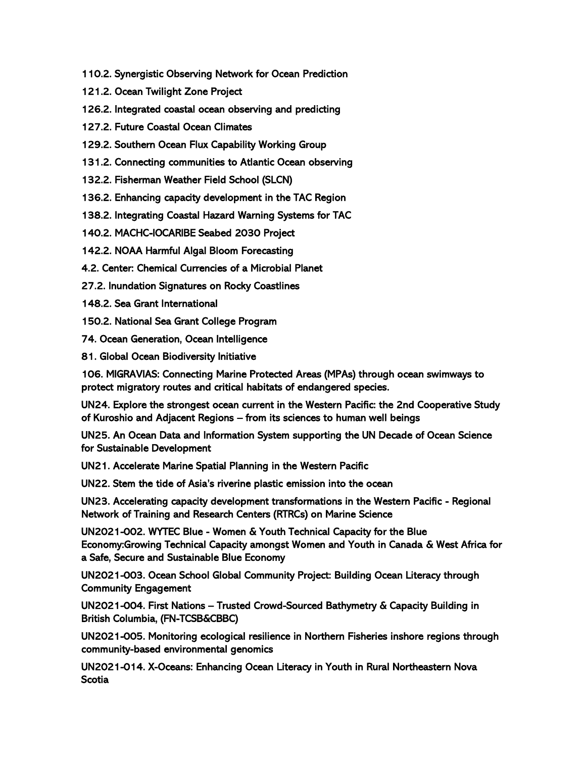110.2. Synergistic Observing Network for Ocean Prediction

121.2. Ocean Twilight Zone Project

126.2. Integrated coastal ocean observing and predicting

127.2. Future Coastal Ocean Climates

129.2. Southern Ocean Flux Capability Working Group

131.2. Connecting communities to Atlantic Ocean observing

132.2. Fisherman Weather Field School (SLCN)

136.2. Enhancing capacity development in the TAC Region

138.2. Integrating Coastal Hazard Warning Systems for TAC

140.2. MACHC-IOCARIBE Seabed 2030 Project

142.2. NOAA Harmful Algal Bloom Forecasting

4.2. Center: Chemical Currencies of a Microbial Planet

27.2. Inundation Signatures on Rocky Coastlines

148.2. Sea Grant International

150.2. National Sea Grant College Program

74. Ocean Generation, Ocean Intelligence

81. Global Ocean Biodiversity Initiative

106. MIGRAVIAS: Connecting Marine Protected Areas (MPAs) through ocean swimways to protect migratory routes and critical habitats of endangered species.

UN24. Explore the strongest ocean current in the Western Pacific: the 2nd Cooperative Study of Kuroshio and Adjacent Regions – from its sciences to human well beings

UN25. An Ocean Data and Information System supporting the UN Decade of Ocean Science for Sustainable Development

UN21. Accelerate Marine Spatial Planning in the Western Pacific

UN22. Stem the tide of Asia's riverine plastic emission into the ocean

UN23. Accelerating capacity development transformations in the Western Pacific - Regional Network of Training and Research Centers (RTRCs) on Marine Science

UN2021-002. WYTEC Blue - Women & Youth Technical Capacity for the Blue Economy:Growing Technical Capacity amongst Women and Youth in Canada & West Africa for a Safe, Secure and Sustainable Blue Economy

UN2021-003. Ocean School Global Community Project: Building Ocean Literacy through Community Engagement

UN2021-004. First Nations – Trusted Crowd-Sourced Bathymetry & Capacity Building in British Columbia, (FN-TCSB&CBBC)

UN2021-005. Monitoring ecological resilience in Northern Fisheries inshore regions through community-based environmental genomics

UN2021-014. X-Oceans: Enhancing Ocean Literacy in Youth in Rural Northeastern Nova Scotia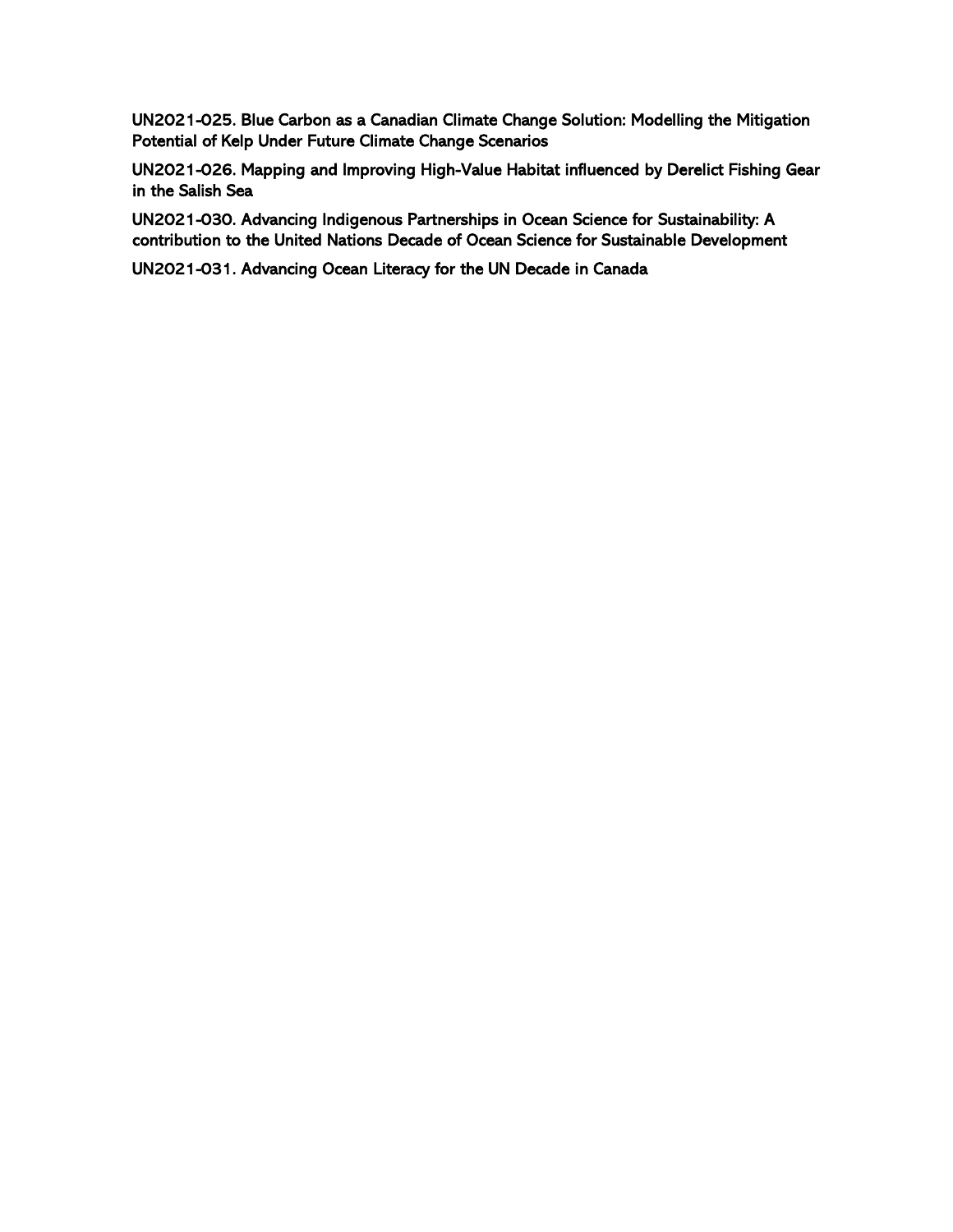UN2021-025. Blue Carbon as a Canadian Climate Change Solution: Modelling the Mitigation Potential of Kelp Under Future Climate Change Scenarios

UN2021-026. Mapping and Improving High-Value Habitat influenced by Derelict Fishing Gear in the Salish Sea

UN2021-030. Advancing Indigenous Partnerships in Ocean Science for Sustainability: A contribution to the United Nations Decade of Ocean Science for Sustainable Development

UN2021-031. Advancing Ocean Literacy for the UN Decade in Canada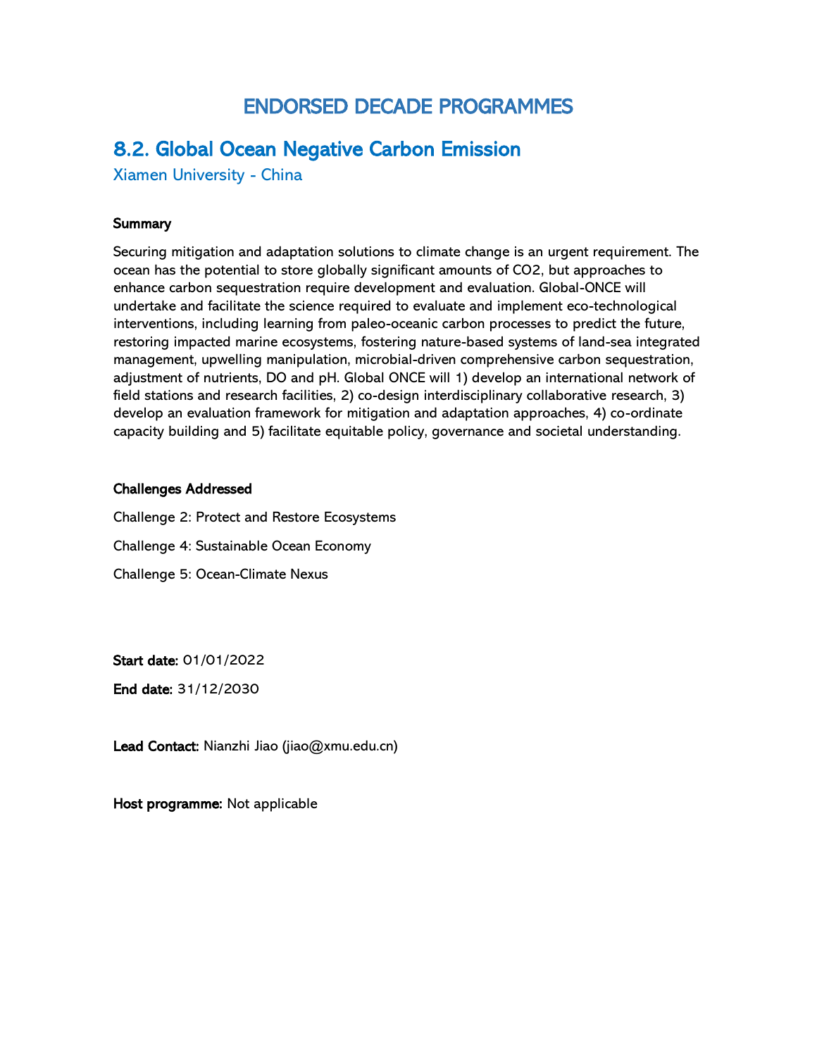# ENDORSED DECADE PROGRAMMES

## 8.2. Global Ocean Negative Carbon Emission

Xiamen University - China

**Summary**

Securing mitigation and adaptation solutions to climate change is an urgent requirement. The ocean has the potential to store globally significant amounts of $CO_2$, but approaches to enhance carbon sequestration require development and evaluation. Global-ONCE will undertake and facilitate the science required to evaluate and implement eco-technological interventions, including learning from paleo-oceanic carbon processes to predict the future, restoring impacted marine ecosystems, fostering nature-based systems of land-sea integrated management, upwelling manipulation, microbial-driven comprehensive carbon sequestration, adjustment of nutrients, DO and pH. Global ONCE will 1) develop an international network of field stations and research facilities, 2) co-design interdisciplinary collaborative research, 3) develop an evaluation framework for mitigation and adaptation approaches, 4) co-ordinate capacity building and 5) facilitate equitable policy, governance and societal understanding.

**Challenges Addressed**

Challenge 2: Protect and Restore Ecosystems

Challenge 4: Sustainable Ocean Economy

Challenge 5: Ocean-Climate Nexus

**Start date:** 01/01/2022

**End date:** 31/12/2030

**Lead Contact:** Nianzhi Jiao (jiao@xmu.edu.cn)

**Host programme:** Not applicable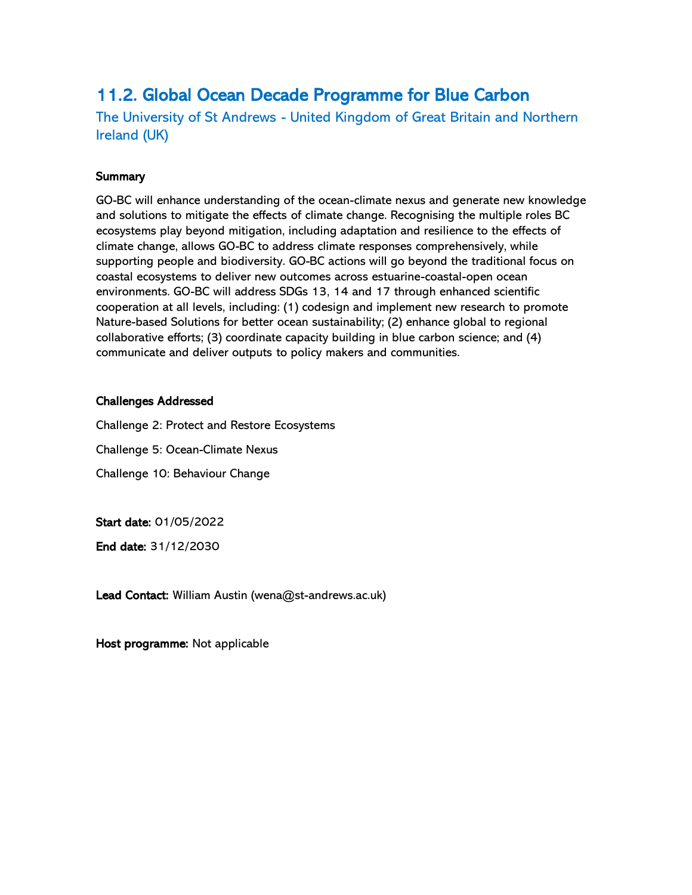## 11.2. Global Ocean Decade Programme for Blue Carbon

The University of St Andrews - United Kingdom of Great Britain and Northern Ireland (UK)

**Summary**

GO-BC will enhance understanding of the ocean-climate nexus and generate new knowledge and solutions to mitigate the effects of climate change. Recognising the multiple roles BC ecosystems play beyond mitigation, including adaptation and resilience to the effects of climate change, allows GO-BC to address climate responses comprehensively, while supporting people and biodiversity. GO-BC actions will go beyond the traditional focus on coastal ecosystems to deliver new outcomes across estuarine-coastal-open ocean environments. GO-BC will address SDGs 13, 14 and 17 through enhanced scientific cooperation at all levels, including: (1) codesign and implement new research to promote Nature-based Solutions for better ocean sustainability; (2) enhance global to regional collaborative efforts; (3) coordinate capacity building in blue carbon science; and (4) communicate and deliver outputs to policy makers and communities.

**Challenges Addressed**

Challenge 2: Protect and Restore Ecosystems

Challenge 5: Ocean-Climate Nexus

Challenge 10: Behaviour Change

**Start date:** 01/05/2022

**End date:** 31/12/2030

**Lead Contact:** William Austin (wena@st-andrews.ac.uk)

**Host programme:** Not applicable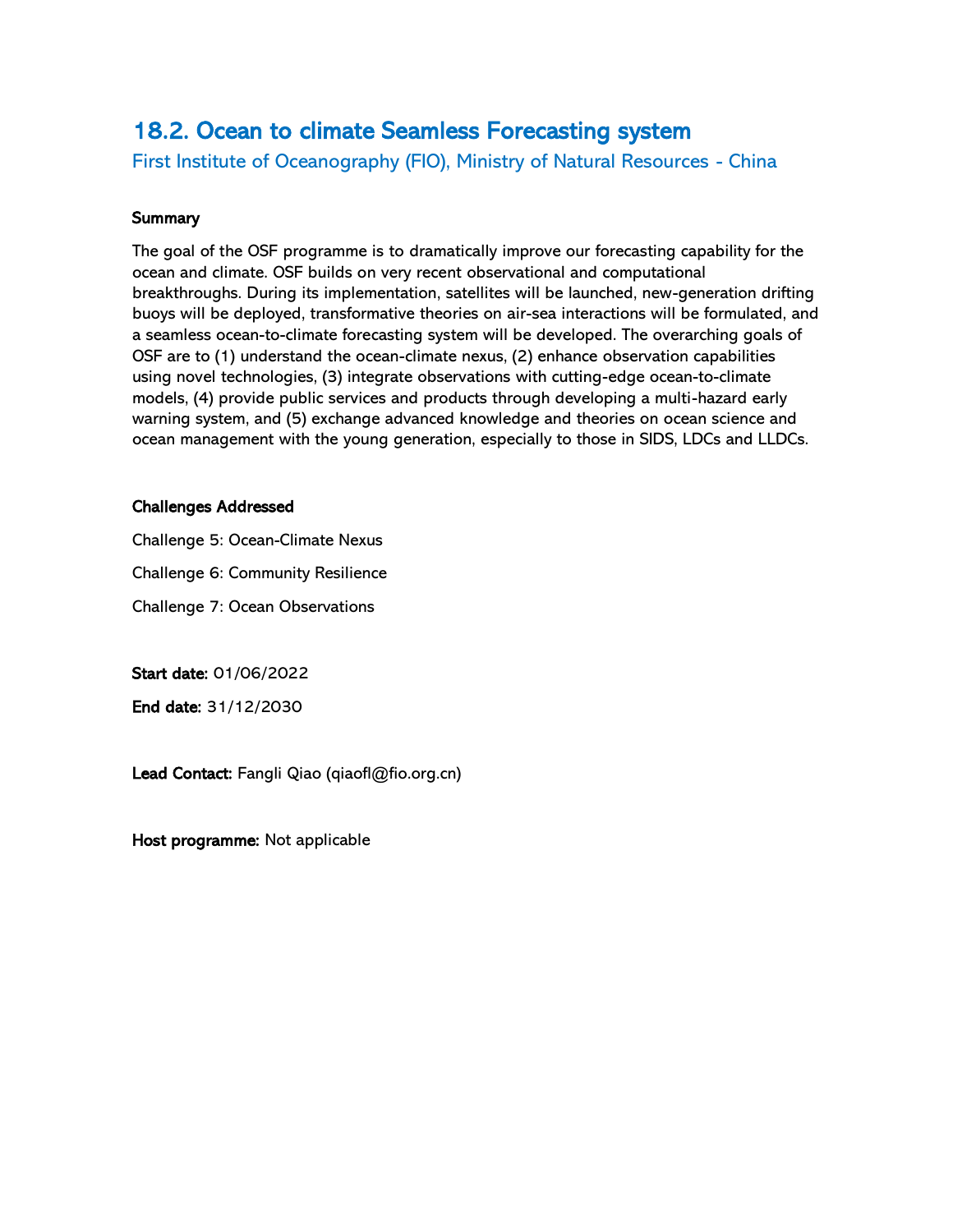## 18.2. Ocean to climate Seamless Forecasting system

First Institute of Oceanography (FIO), Ministry of Natural Resources - China

**Summary**

The goal of the OSF programme is to dramatically improve our forecasting capability for the ocean and climate. OSF builds on very recent observational and computational breakthroughs. During its implementation, satellites will be launched, new-generation drifting buoys will be deployed, transformative theories on air-sea interactions will be formulated, and a seamless ocean-to-climate forecasting system will be developed. The overarching goals of OSF are to (1) understand the ocean-climate nexus, (2) enhance observation capabilities using novel technologies, (3) integrate observations with cutting-edge ocean-to-climate models, (4) provide public services and products through developing a multi-hazard early warning system, and (5) exchange advanced knowledge and theories on ocean science and ocean management with the young generation, especially to those in SIDS, LDCs and LLDCs.

**Challenges Addressed**

Challenge 5: Ocean-Climate Nexus

Challenge 6: Community Resilience

Challenge 7: Ocean Observations

**Start date:** 01/06/2022

**End date:** 31/12/2030

**Lead Contact:** Fangli Qiao (qiaofl@fio.org.cn)

**Host programme:** Not applicable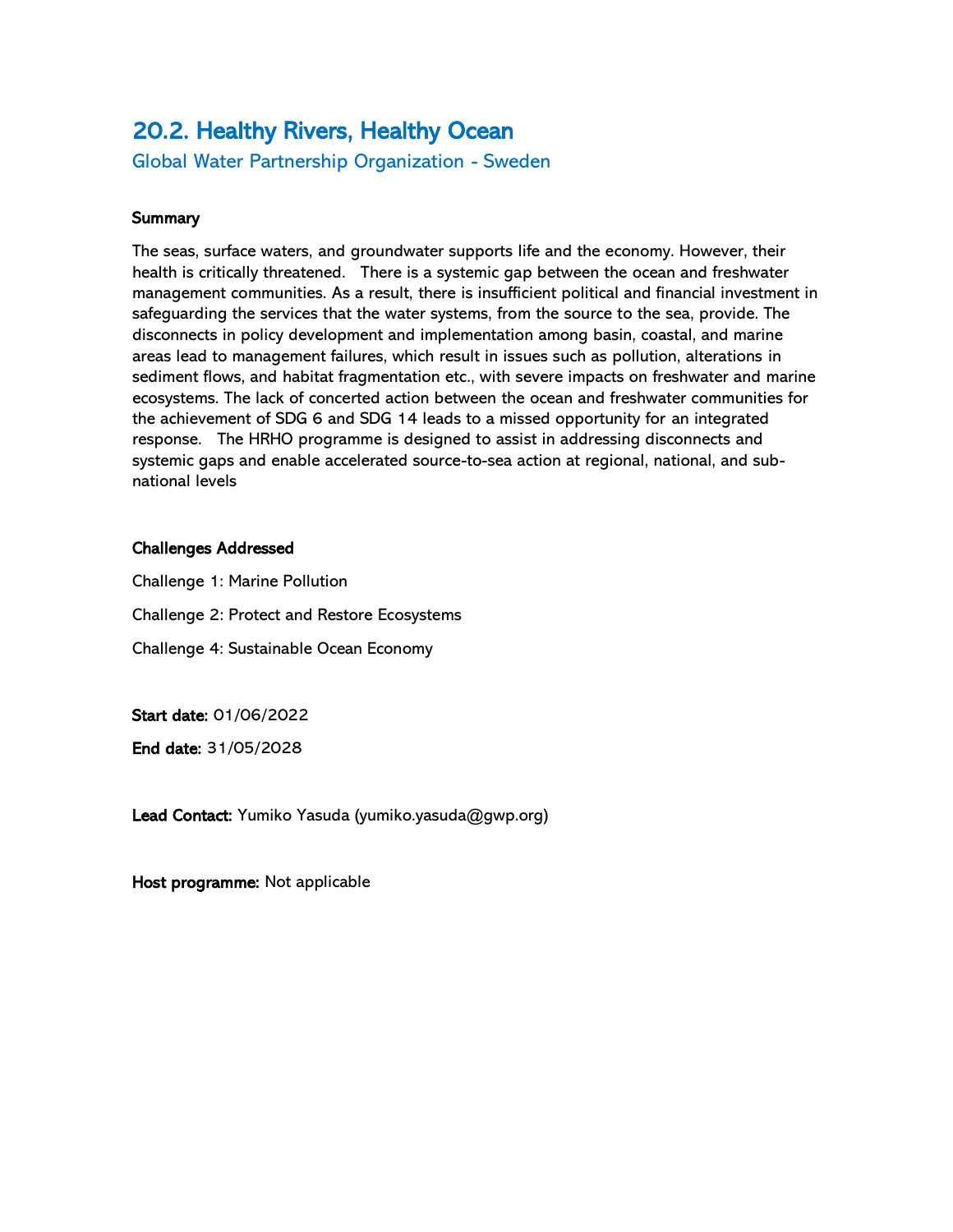## 20.2. Healthy Rivers, Healthy Ocean

### Global Water Partnership Organization - Sweden

**Summary**

The seas, surface waters, and groundwater supports life and the economy. However, their health is critically threatened. There is a systemic gap between the ocean and freshwater management communities. As a result, there is insufficient political and financial investment in safeguarding the services that the water systems, from the source to the sea, provide. The disconnects in policy development and implementation among basin, coastal, and marine areas lead to management failures, which result in issues such as pollution, alterations in sediment flows, and habitat fragmentation etc., with severe impacts on freshwater and marine ecosystems. The lack of concerted action between the ocean and freshwater communities for the achievement of SDG 6 and SDG 14 leads to a missed opportunity for an integrated response. The HRHO programme is designed to assist in addressing disconnects and systemic gaps and enable accelerated source-to-sea action at regional, national, and sub-national levels

**Challenges Addressed**

Challenge 1: Marine Pollution

Challenge 2: Protect and Restore Ecosystems

Challenge 4: Sustainable Ocean Economy

**Start date:** 01/06/2022

**End date:** 31/05/2028

**Lead Contact:** Yumiko Yasuda (yumiko.yasuda@gwp.org)

**Host programme:** Not applicable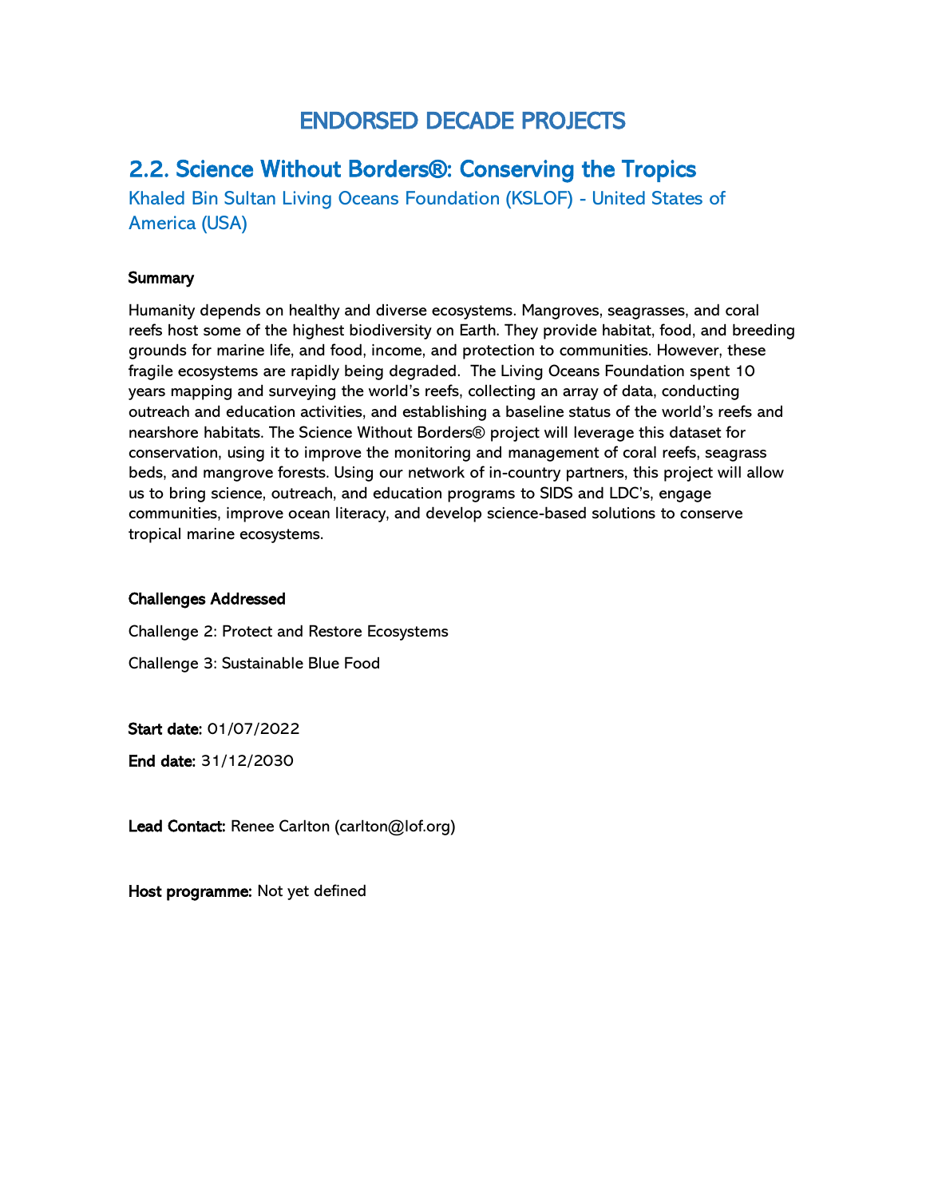# ENDORSED DECADE PROJECTS

## 2.2. Science Without Borders®: Conserving the Tropics

### Khaled Bin Sultan Living Oceans Foundation (KSLOF) - United States of America (USA)

**Summary**

Humanity depends on healthy and diverse ecosystems. Mangroves, seagrasses, and coral reefs host some of the highest biodiversity on Earth. They provide habitat, food, and breeding grounds for marine life, and food, income, and protection to communities. However, these fragile ecosystems are rapidly being degraded. The Living Oceans Foundation spent 10 years mapping and surveying the world's reefs, collecting an array of data, conducting outreach and education activities, and establishing a baseline status of the world's reefs and nearshore habitats. The Science Without Borders® project will leverage this dataset for conservation, using it to improve the monitoring and management of coral reefs, seagrass beds, and mangrove forests. Using our network of in-country partners, this project will allow us to bring science, outreach, and education programs to SIDS and LDC's, engage communities, improve ocean literacy, and develop science-based solutions to conserve tropical marine ecosystems.

**Challenges Addressed**

Challenge 2: Protect and Restore Ecosystems

Challenge 3: Sustainable Blue Food

**Start date:** 01/07/2022

**End date:** 31/12/2030

**Lead Contact:** Renee Carlton (carlton@lof.org)

**Host programme:** Not yet defined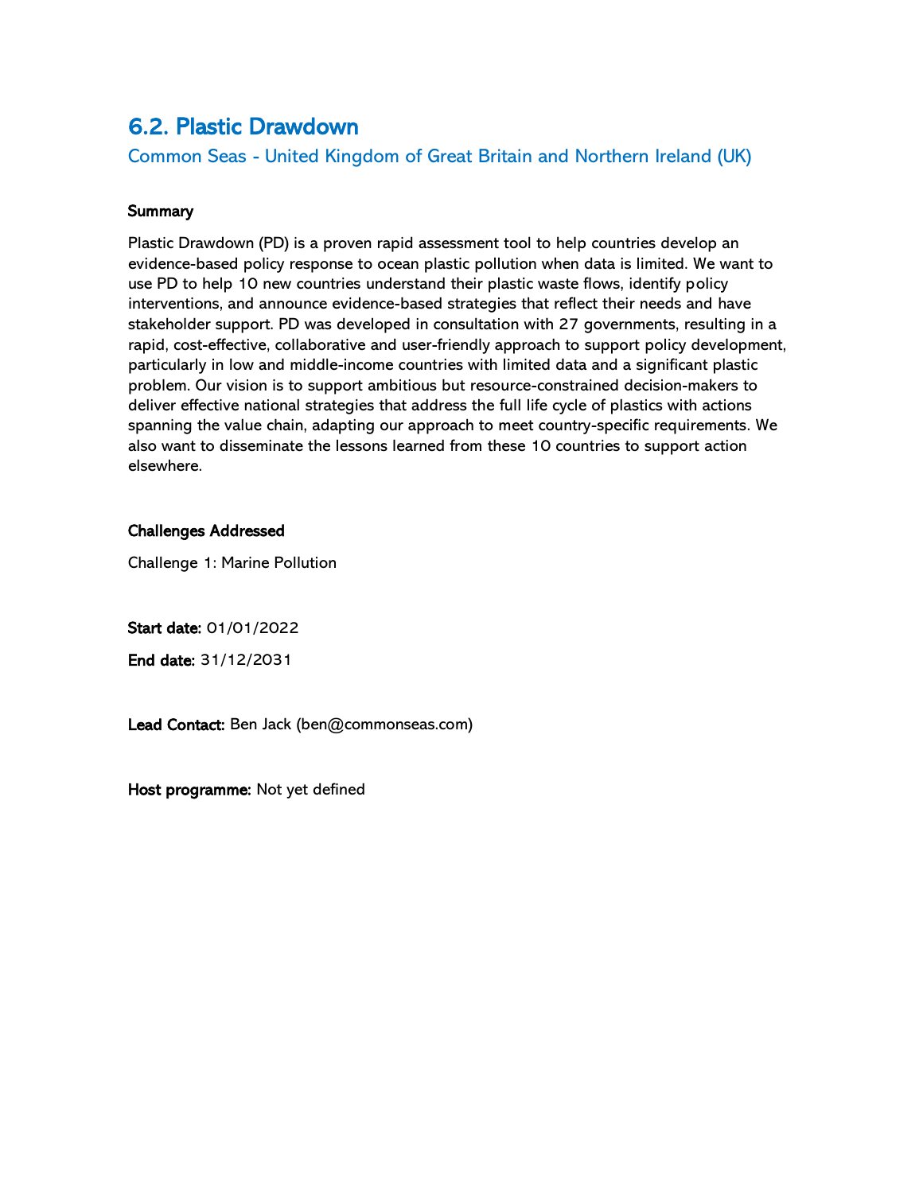## 6.2. Plastic Drawdown

### Common Seas - United Kingdom of Great Britain and Northern Ireland (UK)

**Summary**

Plastic Drawdown (PD) is a proven rapid assessment tool to help countries develop an evidence-based policy response to ocean plastic pollution when data is limited. We want to use PD to help 10 new countries understand their plastic waste flows, identify policy interventions, and announce evidence-based strategies that reflect their needs and have stakeholder support. PD was developed in consultation with 27 governments, resulting in a rapid, cost-effective, collaborative and user-friendly approach to support policy development, particularly in low and middle-income countries with limited data and a significant plastic problem. Our vision is to support ambitious but resource-constrained decision-makers to deliver effective national strategies that address the full life cycle of plastics with actions spanning the value chain, adapting our approach to meet country-specific requirements. We also want to disseminate the lessons learned from these 10 countries to support action elsewhere.

**Challenges Addressed**

Challenge 1: Marine Pollution

**Start date:** 01/01/2022

**End date:** 31/12/2031

**Lead Contact:** Ben Jack (ben@commonseas.com)

**Host programme:** Not yet defined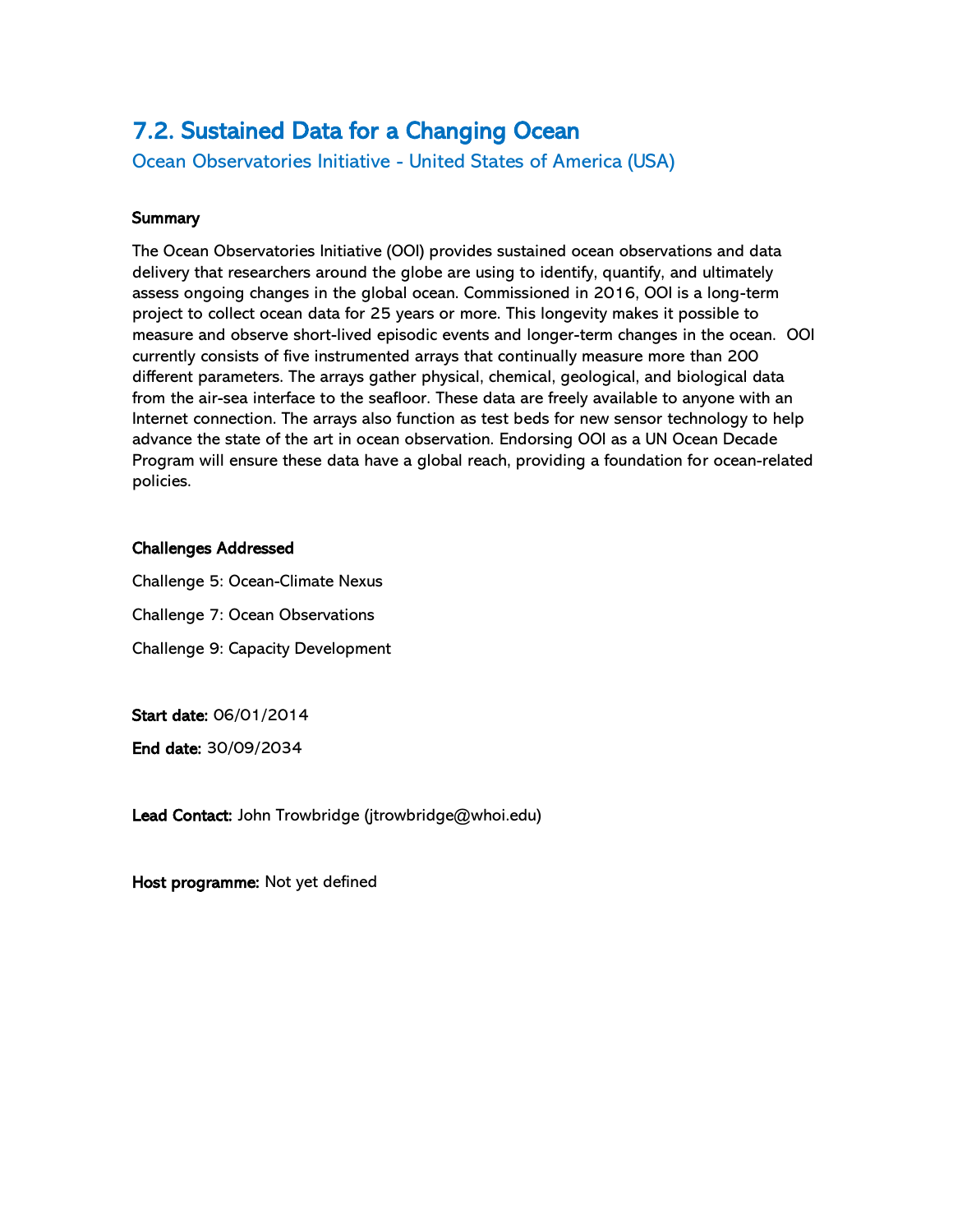## 7.2. Sustained Data for a Changing Ocean

### Ocean Observatories Initiative - United States of America (USA)

**Summary**

The Ocean Observatories Initiative (OOI) provides sustained ocean observations and data delivery that researchers around the globe are using to identify, quantify, and ultimately assess ongoing changes in the global ocean. Commissioned in 2016, OOI is a long-term project to collect ocean data for 25 years or more. This longevity makes it possible to measure and observe short-lived episodic events and longer-term changes in the ocean. OOI currently consists of five instrumented arrays that continually measure more than 200 different parameters. The arrays gather physical, chemical, geological, and biological data from the air-sea interface to the seafloor. These data are freely available to anyone with an Internet connection. The arrays also function as test beds for new sensor technology to help advance the state of the art in ocean observation. Endorsing OOI as a UN Ocean Decade Program will ensure these data have a global reach, providing a foundation for ocean-related policies.

**Challenges Addressed**

Challenge 5: Ocean-Climate Nexus

Challenge 7: Ocean Observations

Challenge 9: Capacity Development

**Start date:** 06/01/2014

**End date:** 30/09/2034

**Lead Contact:** John Trowbridge (jtrowbridge@whoi.edu)

**Host programme:** Not yet defined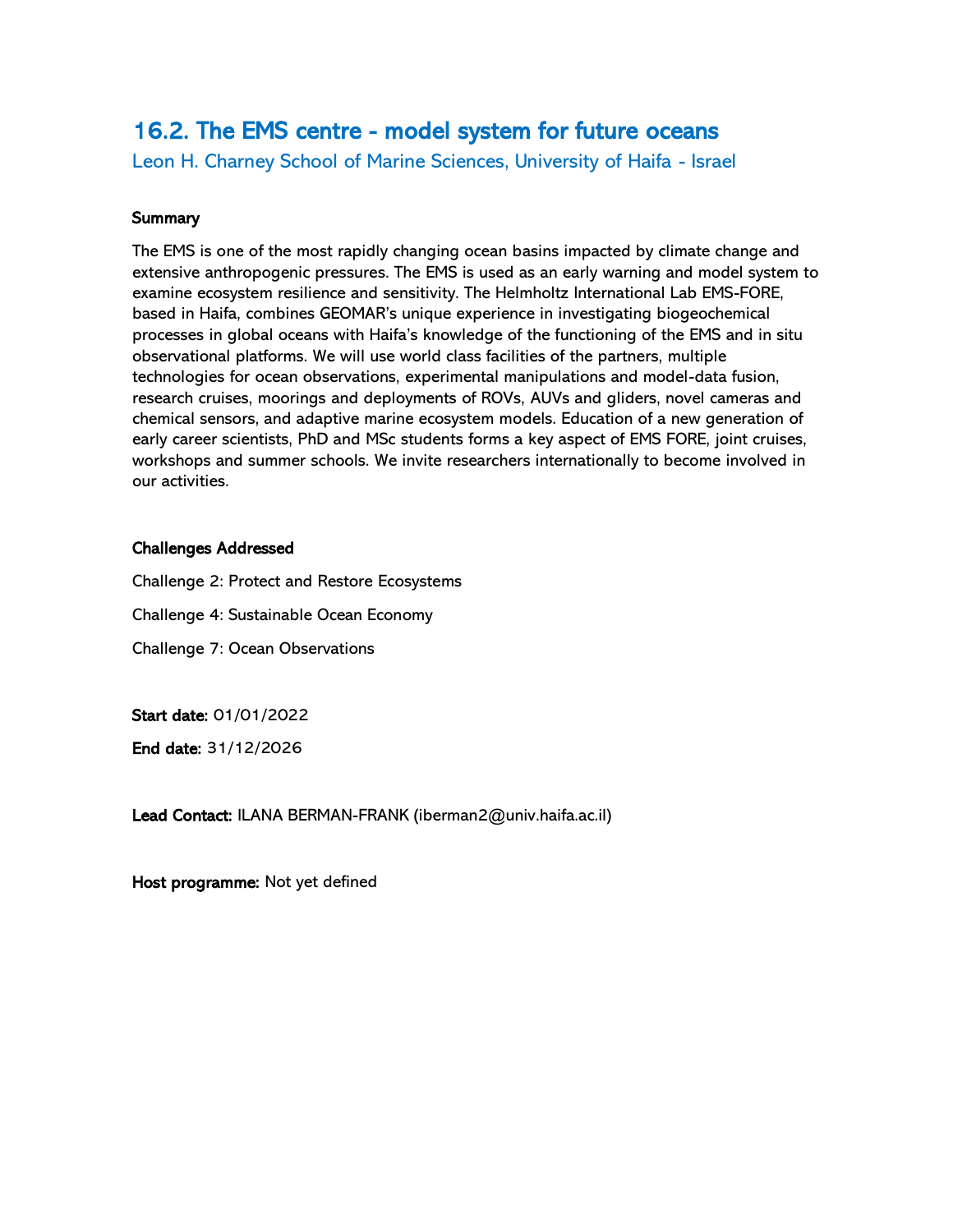## 16.2. The EMS centre - model system for future oceans

Leon H. Charney School of Marine Sciences, University of Haifa - Israel

**Summary**

The EMS is one of the most rapidly changing ocean basins impacted by climate change and extensive anthropogenic pressures. The EMS is used as an early warning and model system to examine ecosystem resilience and sensitivity. The Helmholtz International Lab EMS-FORE, based in Haifa, combines GEOMAR's unique experience in investigating biogeochemical processes in global oceans with Haifa's knowledge of the functioning of the EMS and in situ observational platforms. We will use world class facilities of the partners, multiple technologies for ocean observations, experimental manipulations and model-data fusion, research cruises, moorings and deployments of ROVs, AUVs and gliders, novel cameras and chemical sensors, and adaptive marine ecosystem models. Education of a new generation of early career scientists, PhD and MSc students forms a key aspect of EMS FORE, joint cruises, workshops and summer schools. We invite researchers internationally to become involved in our activities.

**Challenges Addressed**

Challenge 2: Protect and Restore Ecosystems

Challenge 4: Sustainable Ocean Economy

Challenge 7: Ocean Observations

**Start date:** 01/01/2022

**End date:** 31/12/2026

**Lead Contact:** ILANA BERMAN-FRANK (iberman2@univ.haifa.ac.il)

**Host programme:** Not yet defined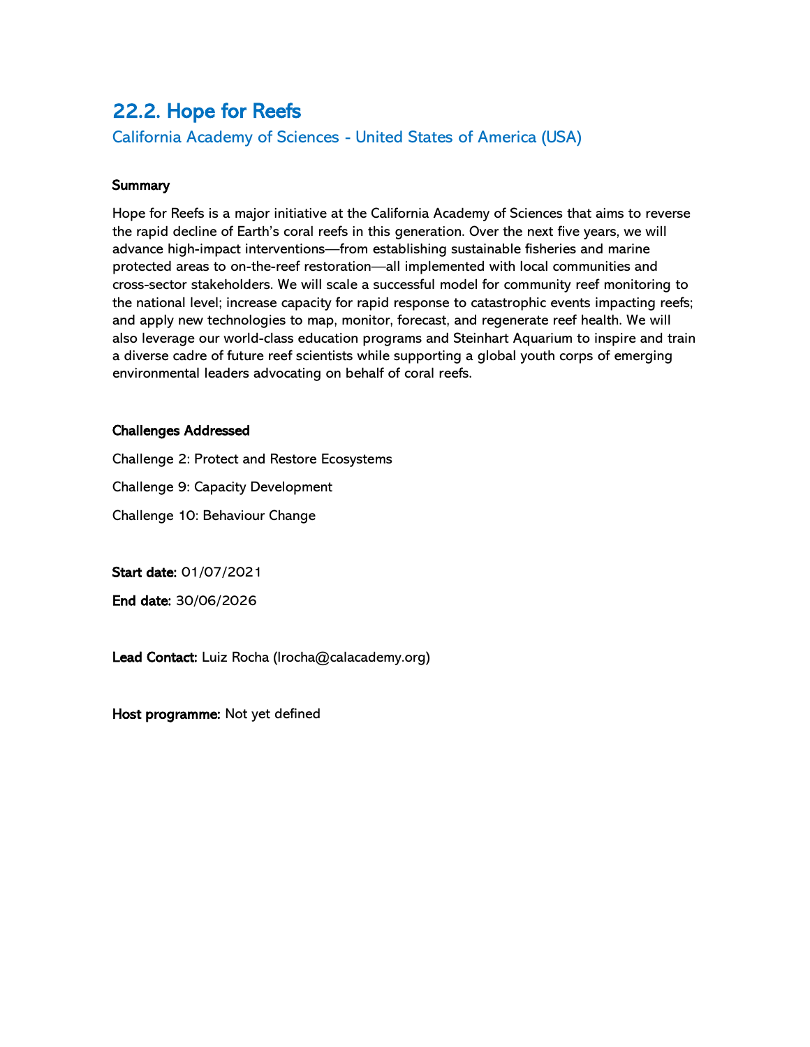## 22.2. Hope for Reefs

### California Academy of Sciences - United States of America (USA)

**Summary**

Hope for Reefs is a major initiative at the California Academy of Sciences that aims to reverse the rapid decline of Earth's coral reefs in this generation. Over the next five years, we will advance high-impact interventions—from establishing sustainable fisheries and marine protected areas to on-the-reef restoration—all implemented with local communities and cross-sector stakeholders. We will scale a successful model for community reef monitoring to the national level; increase capacity for rapid response to catastrophic events impacting reefs; and apply new technologies to map, monitor, forecast, and regenerate reef health. We will also leverage our world-class education programs and Steinhart Aquarium to inspire and train a diverse cadre of future reef scientists while supporting a global youth corps of emerging environmental leaders advocating on behalf of coral reefs.

**Challenges Addressed**

Challenge 2: Protect and Restore Ecosystems

Challenge 9: Capacity Development

Challenge 10: Behaviour Change

**Start date:** 01/07/2021

**End date:** 30/06/2026

**Lead Contact:** Luiz Rocha (lrocha@calacademy.org)

**Host programme:** Not yet defined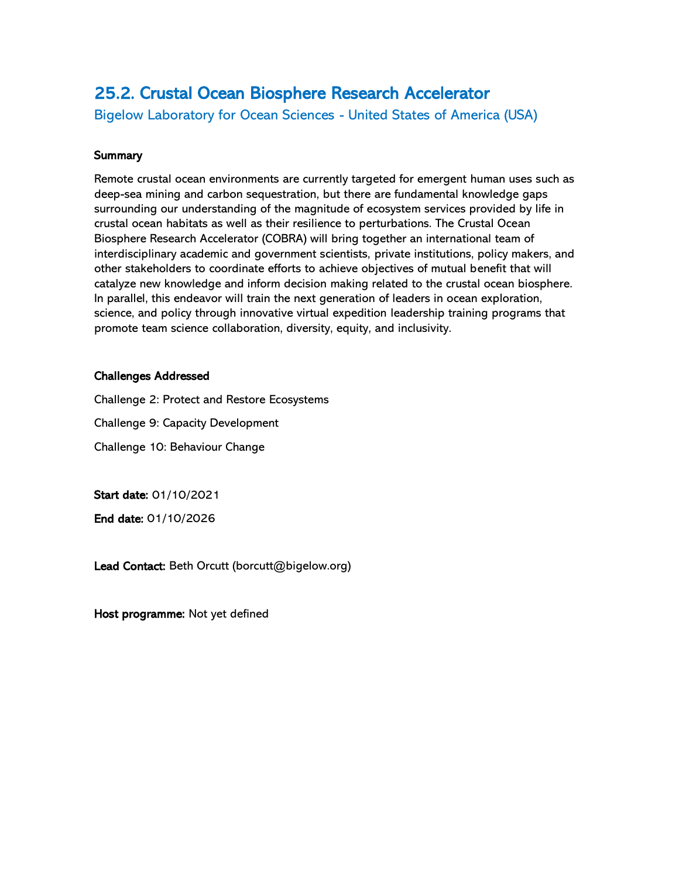## 25.2. Crustal Ocean Biosphere Research Accelerator

### Bigelow Laboratory for Ocean Sciences - United States of America (USA)

**Summary**

Remote crustal ocean environments are currently targeted for emergent human uses such as deep-sea mining and carbon sequestration, but there are fundamental knowledge gaps surrounding our understanding of the magnitude of ecosystem services provided by life in crustal ocean habitats as well as their resilience to perturbations. The Crustal Ocean Biosphere Research Accelerator (COBRA) will bring together an international team of interdisciplinary academic and government scientists, private institutions, policy makers, and other stakeholders to coordinate efforts to achieve objectives of mutual benefit that will catalyze new knowledge and inform decision making related to the crustal ocean biosphere. In parallel, this endeavor will train the next generation of leaders in ocean exploration, science, and policy through innovative virtual expedition leadership training programs that promote team science collaboration, diversity, equity, and inclusivity.

**Challenges Addressed**

Challenge 2: Protect and Restore Ecosystems

Challenge 9: Capacity Development

Challenge 10: Behaviour Change

**Start date:** 01/10/2021

**End date:** 01/10/2026

**Lead Contact:** Beth Orcutt (borcutt@bigelow.org)

**Host programme:** Not yet defined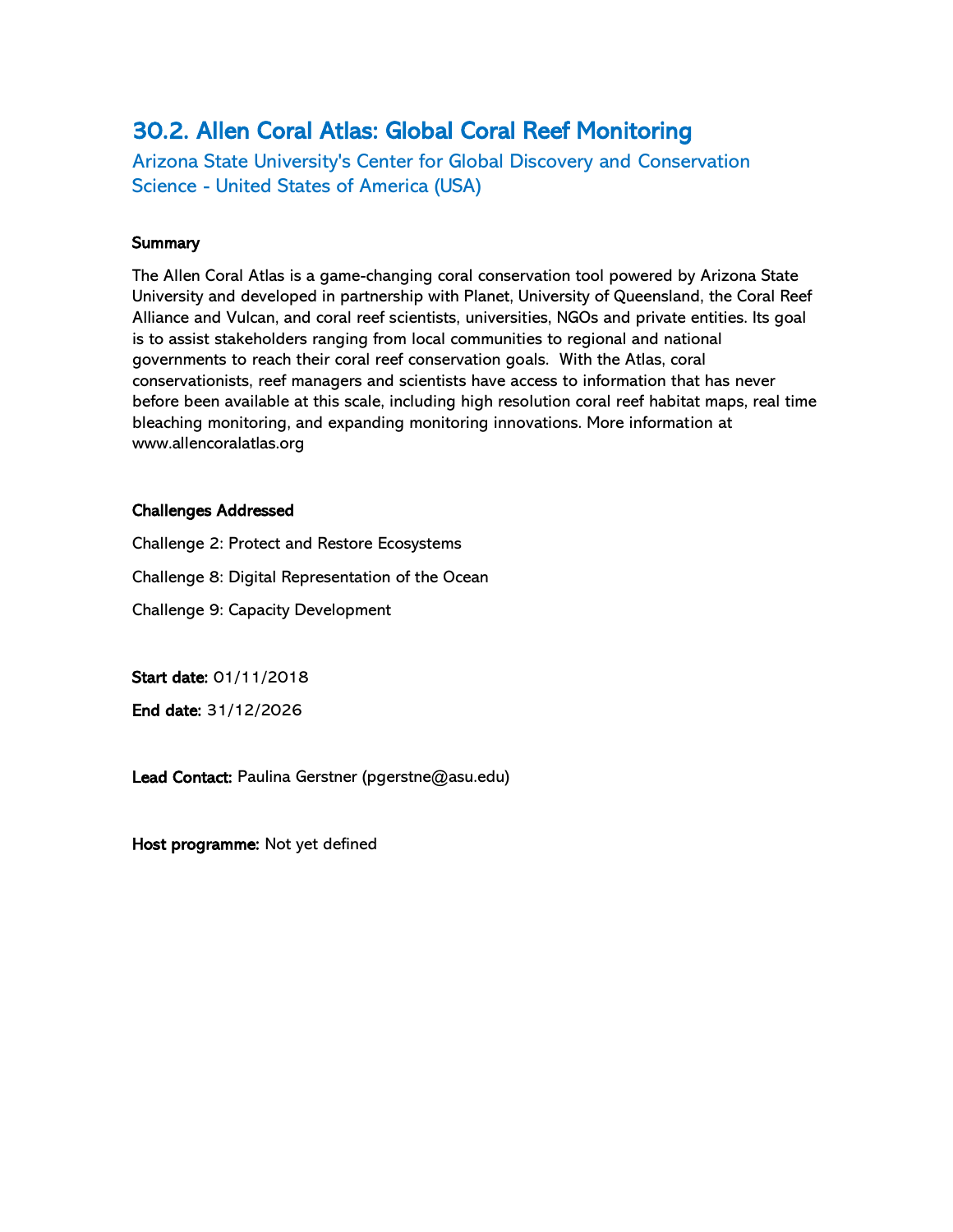## 30.2. Allen Coral Atlas: Global Coral Reef Monitoring

### Arizona State University's Center for Global Discovery and Conservation Science - United States of America (USA)

**Summary**

The Allen Coral Atlas is a game-changing coral conservation tool powered by Arizona State University and developed in partnership with Planet, University of Queensland, the Coral Reef Alliance and Vulcan, and coral reef scientists, universities, NGOs and private entities. Its goal is to assist stakeholders ranging from local communities to regional and national governments to reach their coral reef conservation goals. With the Atlas, coral conservationists, reef managers and scientists have access to information that has never before been available at this scale, including high resolution coral reef habitat maps, real time bleaching monitoring, and expanding monitoring innovations. More information at www.allencoralatlas.org

**Challenges Addressed**

Challenge 2: Protect and Restore Ecosystems

Challenge 8: Digital Representation of the Ocean

Challenge 9: Capacity Development

**Start date:** 01/11/2018

**End date:** 31/12/2026

**Lead Contact:** Paulina Gerstner (pgerstne@asu.edu)

**Host programme:** Not yet defined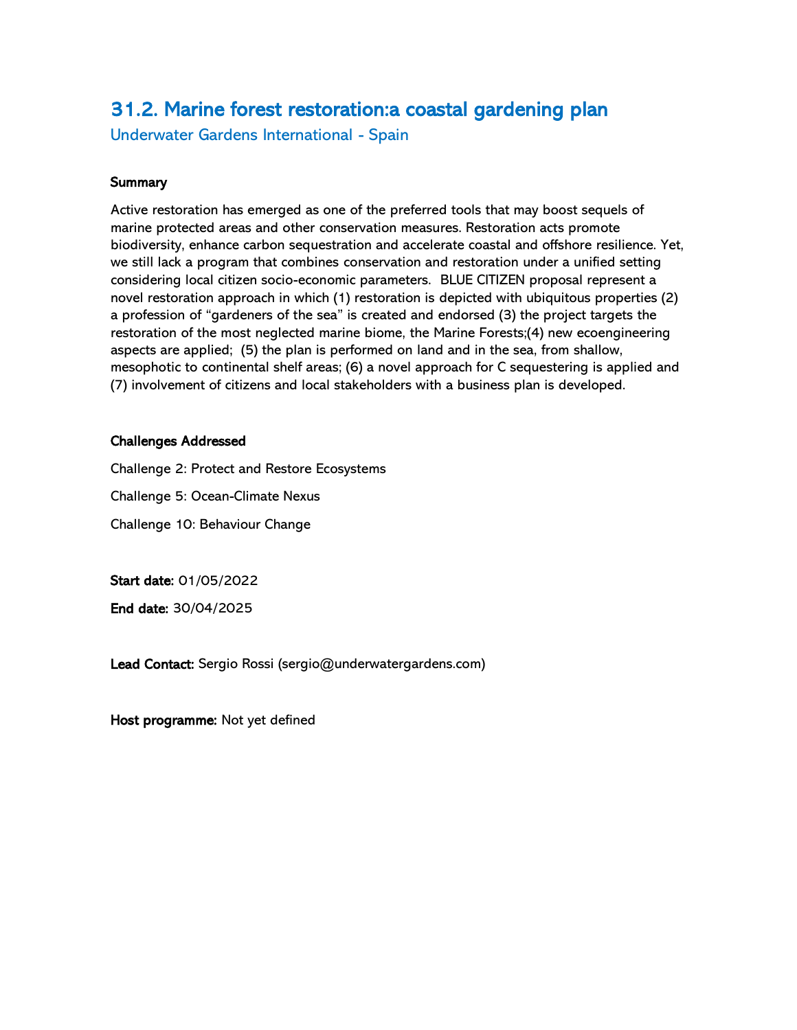## 31.2. Marine forest restoration:a coastal gardening plan

Underwater Gardens International - Spain

**Summary**

Active restoration has emerged as one of the preferred tools that may boost sequels of marine protected areas and other conservation measures. Restoration acts promote biodiversity, enhance carbon sequestration and accelerate coastal and offshore resilience. Yet, we still lack a program that combines conservation and restoration under a unified setting considering local citizen socio-economic parameters.  BLUE CITIZEN proposal represent a novel restoration approach in which (1) restoration is depicted with ubiquitous properties (2) a profession of "gardeners of the sea" is created and endorsed (3) the project targets the restoration of the most neglected marine biome, the Marine Forests;(4) new ecoengineering aspects are applied;  (5) the plan is performed on land and in the sea, from shallow, mesophotic to continental shelf areas; (6) a novel approach for C sequestering is applied and (7) involvement of citizens and local stakeholders with a business plan is developed.

**Challenges Addressed**

Challenge 2: Protect and Restore Ecosystems

Challenge 5: Ocean-Climate Nexus

Challenge 10: Behaviour Change

**Start date:** 01/05/2022

**End date:** 30/04/2025

**Lead Contact:** Sergio Rossi (sergio@underwatergardens.com)

**Host programme:** Not yet defined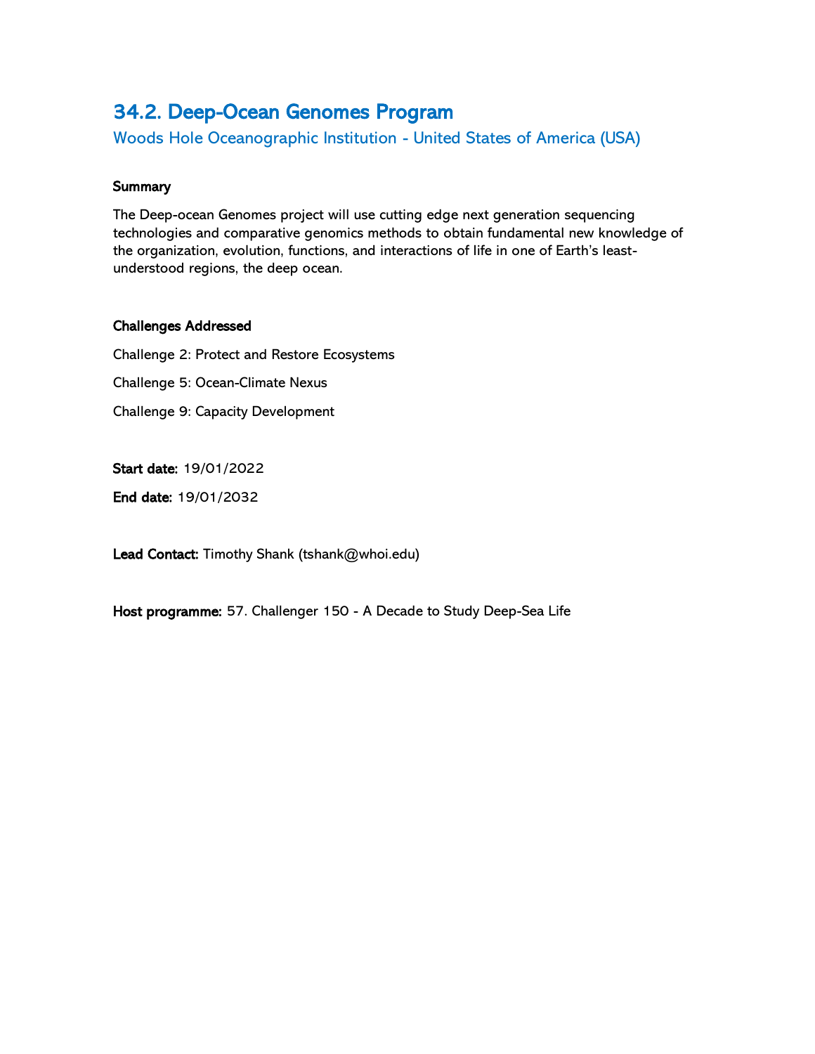## 34.2. Deep-Ocean Genomes Program

### Woods Hole Oceanographic Institution - United States of America (USA)

**Summary**

The Deep-ocean Genomes project will use cutting edge next generation sequencing technologies and comparative genomics methods to obtain fundamental new knowledge of the organization, evolution, functions, and interactions of life in one of Earth's least-understood regions, the deep ocean.

**Challenges Addressed**

Challenge 2: Protect and Restore Ecosystems

Challenge 5: Ocean-Climate Nexus

Challenge 9: Capacity Development

**Start date:** 19/01/2022

**End date:** 19/01/2032

**Lead Contact:** Timothy Shank (tshank@whoi.edu)

**Host programme:** 57. Challenger 150 - A Decade to Study Deep-Sea Life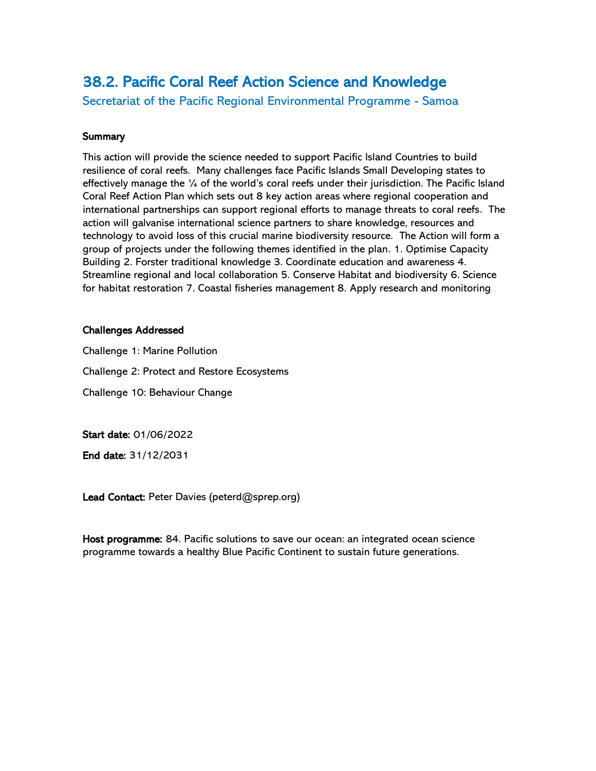## 38.2. Pacific Coral Reef Action Science and Knowledge

Secretariat of the Pacific Regional Environmental Programme - Samoa

**Summary**

This action will provide the science needed to support Pacific Island Countries to build resilience of coral reefs. Many challenges face Pacific Islands Small Developing states to effectively manage the ¼ of the world's coral reefs under their jurisdiction. The Pacific Island Coral Reef Action Plan which sets out 8 key action areas where regional cooperation and international partnerships can support regional efforts to manage threats to coral reefs. The action will galvanise international science partners to share knowledge, resources and technology to avoid loss of this crucial marine biodiversity resource. The Action will form a group of projects under the following themes identified in the plan. 1. Optimise Capacity Building 2. Forster traditional knowledge 3. Coordinate education and awareness 4. Streamline regional and local collaboration 5. Conserve Habitat and biodiversity 6. Science for habitat restoration 7. Coastal fisheries management 8. Apply research and monitoring

**Challenges Addressed**

Challenge 1: Marine Pollution

Challenge 2: Protect and Restore Ecosystems

Challenge 10: Behaviour Change

**Start date:** 01/06/2022

**End date:** 31/12/2031

**Lead Contact:** Peter Davies (peterd@sprep.org)

**Host programme:** 84. Pacific solutions to save our ocean: an integrated ocean science programme towards a healthy Blue Pacific Continent to sustain future generations.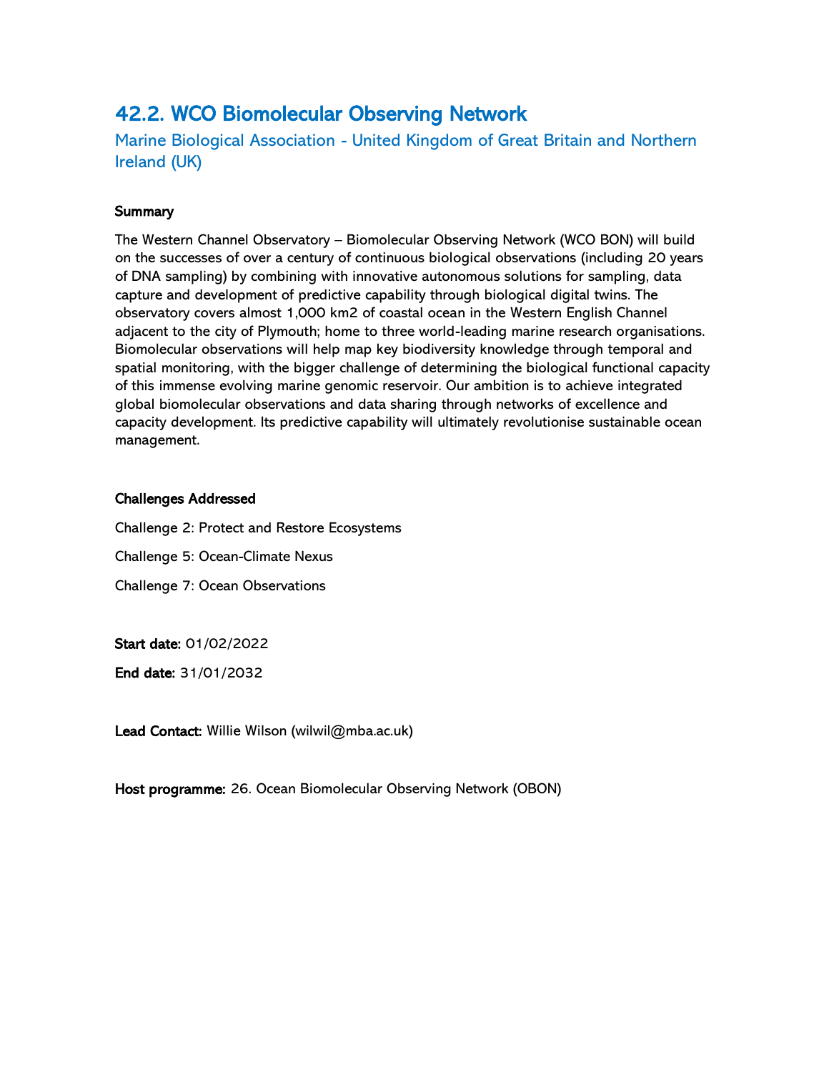## 42.2. WCO Biomolecular Observing Network

### Marine Biological Association - United Kingdom of Great Britain and Northern Ireland (UK)

**Summary**

The Western Channel Observatory – Biomolecular Observing Network (WCO BON) will build on the successes of over a century of continuous biological observations (including 20 years of DNA sampling) by combining with innovative autonomous solutions for sampling, data capture and development of predictive capability through biological digital twins. The observatory covers almost 1,000 km2 of coastal ocean in the Western English Channel adjacent to the city of Plymouth; home to three world-leading marine research organisations. Biomolecular observations will help map key biodiversity knowledge through temporal and spatial monitoring, with the bigger challenge of determining the biological functional capacity of this immense evolving marine genomic reservoir. Our ambition is to achieve integrated global biomolecular observations and data sharing through networks of excellence and capacity development. Its predictive capability will ultimately revolutionise sustainable ocean management.

**Challenges Addressed**

Challenge 2: Protect and Restore Ecosystems

Challenge 5: Ocean-Climate Nexus

Challenge 7: Ocean Observations

**Start date:** 01/02/2022

**End date:** 31/01/2032

**Lead Contact:** Willie Wilson (wilwil@mba.ac.uk)

**Host programme:** 26. Ocean Biomolecular Observing Network (OBON)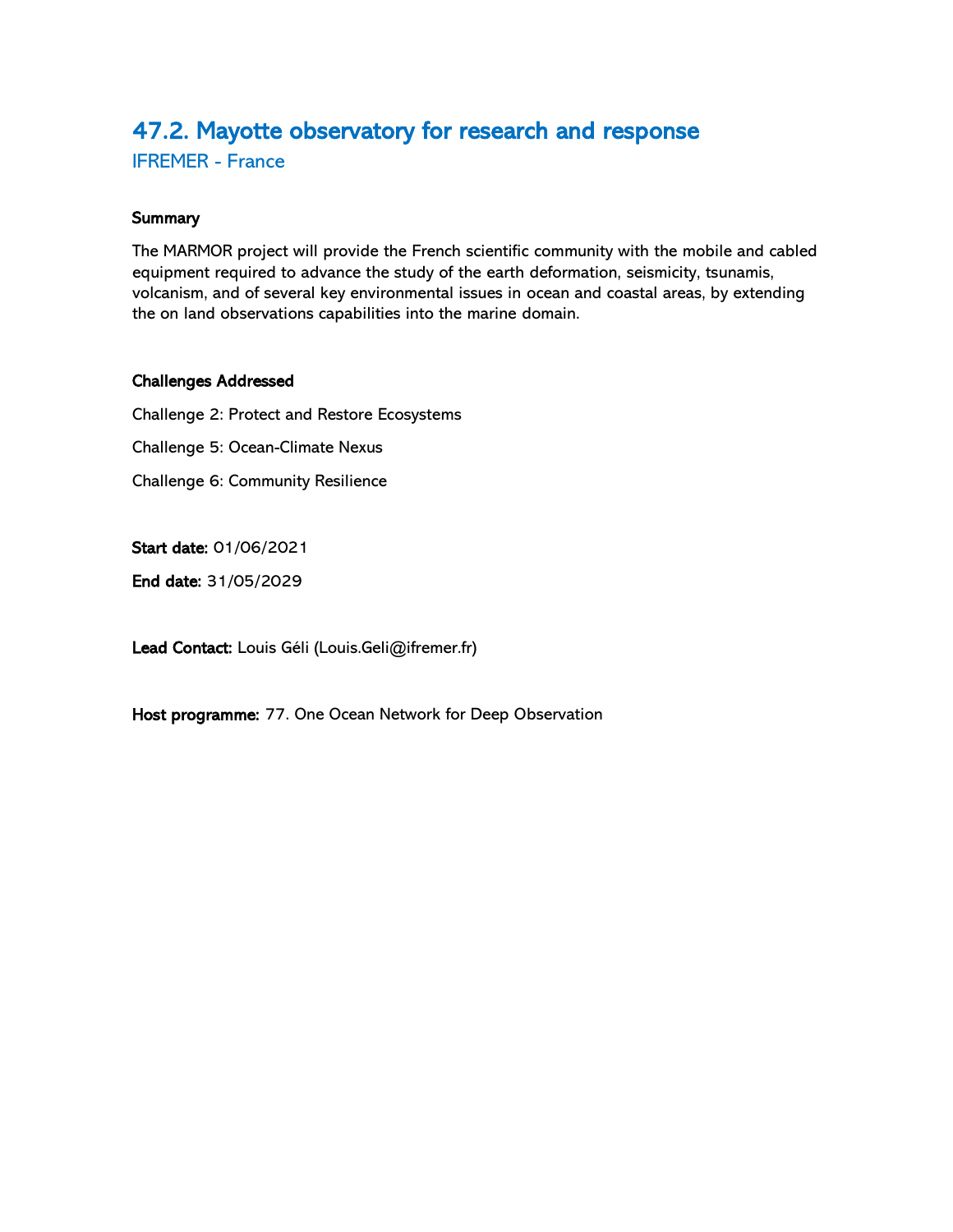## 47.2. Mayotte observatory for research and response

IFREMER - France

**Summary**

The MARMOR project will provide the French scientific community with the mobile and cabled equipment required to advance the study of the earth deformation, seismicity, tsunamis, volcanism, and of several key environmental issues in ocean and coastal areas, by extending the on land observations capabilities into the marine domain.

**Challenges Addressed**

Challenge 2: Protect and Restore Ecosystems

Challenge 5: Ocean-Climate Nexus

Challenge 6: Community Resilience

**Start date:** 01/06/2021

**End date:** 31/05/2029

**Lead Contact:** Louis Géli (Louis.Geli@ifremer.fr)

**Host programme:** 77. One Ocean Network for Deep Observation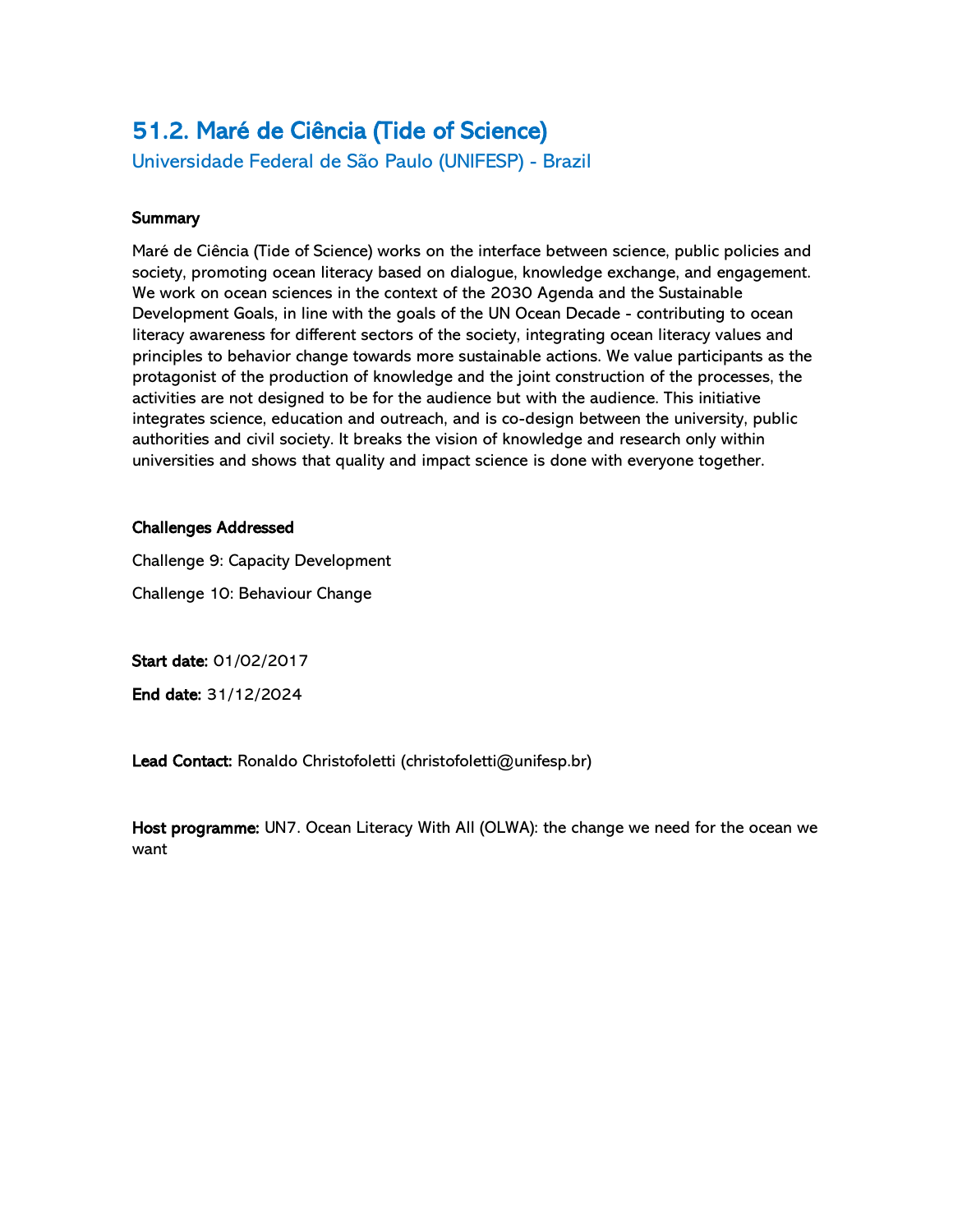## 51.2. Maré de Ciência (Tide of Science)

Universidade Federal de São Paulo (UNIFESP) - Brazil

**Summary**

Maré de Ciência (Tide of Science) works on the interface between science, public policies and society, promoting ocean literacy based on dialogue, knowledge exchange, and engagement. We work on ocean sciences in the context of the 2030 Agenda and the Sustainable Development Goals, in line with the goals of the UN Ocean Decade - contributing to ocean literacy awareness for different sectors of the society, integrating ocean literacy values and principles to behavior change towards more sustainable actions. We value participants as the protagonist of the production of knowledge and the joint construction of the processes, the activities are not designed to be for the audience but with the audience. This initiative integrates science, education and outreach, and is co-design between the university, public authorities and civil society. It breaks the vision of knowledge and research only within universities and shows that quality and impact science is done with everyone together.

**Challenges Addressed**

Challenge 9: Capacity Development

Challenge 10: Behaviour Change

**Start date:** 01/02/2017

**End date:** 31/12/2024

**Lead Contact:** Ronaldo Christofoletti (christofoletti@unifesp.br)

**Host programme:** UN7. Ocean Literacy With All (OLWA): the change we need for the ocean we want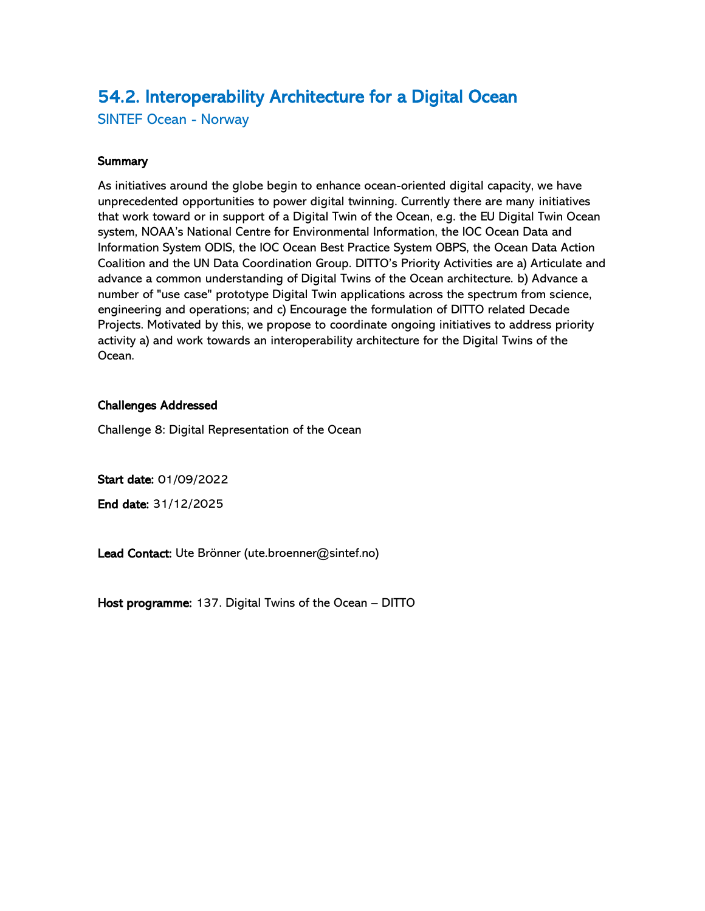## 54.2. Interoperability Architecture for a Digital Ocean

SINTEF Ocean - Norway

**Summary**

As initiatives around the globe begin to enhance ocean-oriented digital capacity, we have unprecedented opportunities to power digital twinning. Currently there are many initiatives that work toward or in support of a Digital Twin of the Ocean, e.g. the EU Digital Twin Ocean system, NOAA's National Centre for Environmental Information, the IOC Ocean Data and Information System ODIS, the IOC Ocean Best Practice System OBPS, the Ocean Data Action Coalition and the UN Data Coordination Group. DITTO's Priority Activities are a) Articulate and advance a common understanding of Digital Twins of the Ocean architecture. b) Advance a number of "use case" prototype Digital Twin applications across the spectrum from science, engineering and operations; and c) Encourage the formulation of DITTO related Decade Projects. Motivated by this, we propose to coordinate ongoing initiatives to address priority activity a) and work towards an interoperability architecture for the Digital Twins of the Ocean.

**Challenges Addressed**

Challenge 8: Digital Representation of the Ocean

**Start date:** 01/09/2022

**End date:** 31/12/2025

**Lead Contact:** Ute Brönner (ute.broenner@sintef.no)

**Host programme:** 137. Digital Twins of the Ocean – DITTO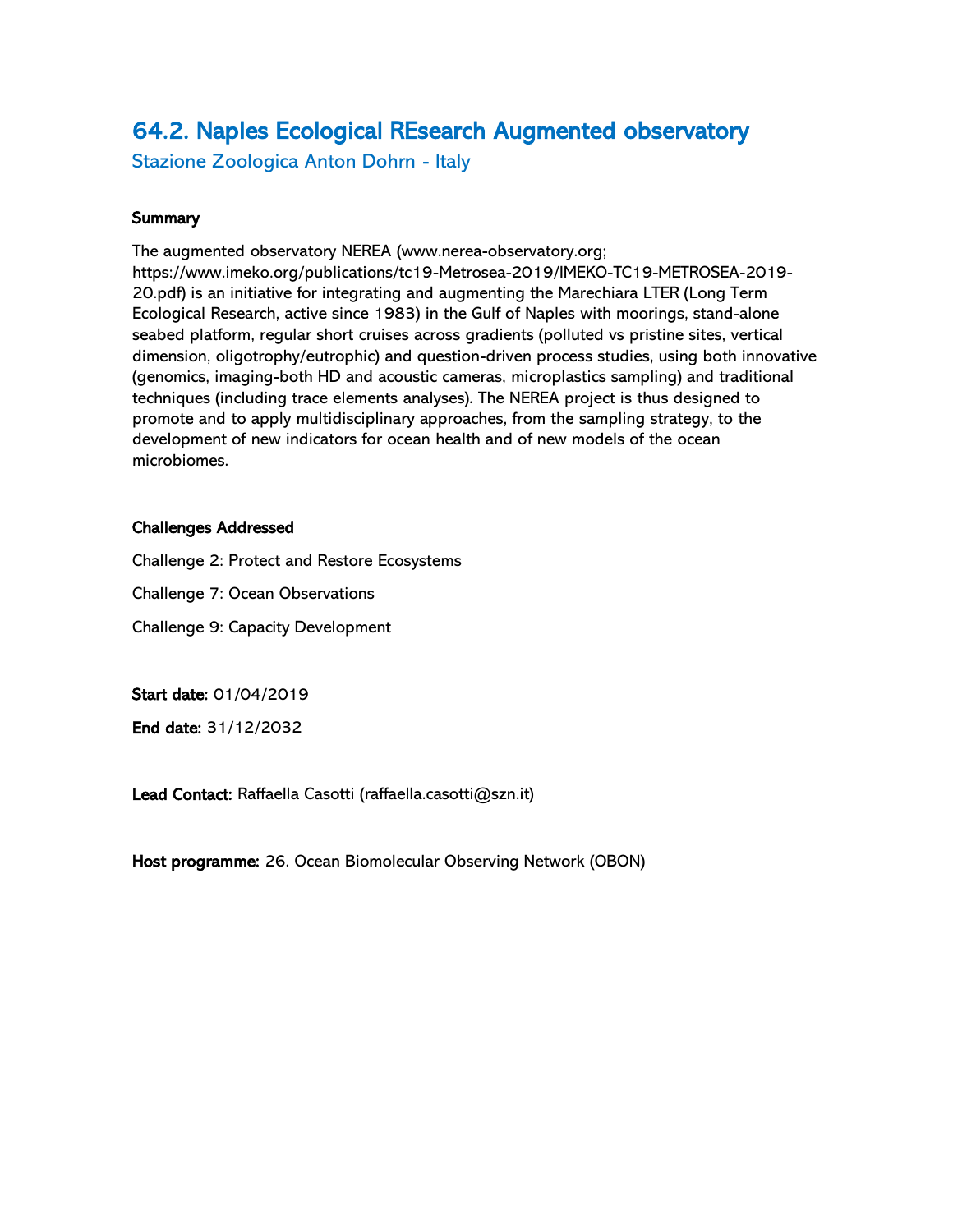## 64.2. Naples Ecological REsearch Augmented observatory

Stazione Zoologica Anton Dohrn - Italy

**Summary**

The augmented observatory NEREA (www.nerea-observatory.org; https://www.imeko.org/publications/tc19-Metrosea-2019/IMEKO-TC19-METROSEA-2019-20.pdf) is an initiative for integrating and augmenting the Marechiara LTER (Long Term Ecological Research, active since 1983) in the Gulf of Naples with moorings, stand-alone seabed platform, regular short cruises across gradients (polluted vs pristine sites, vertical dimension, oligotrophy/eutrophic) and question-driven process studies, using both innovative (genomics, imaging-both HD and acoustic cameras, microplastics sampling) and traditional techniques (including trace elements analyses). The NEREA project is thus designed to promote and to apply multidisciplinary approaches, from the sampling strategy, to the development of new indicators for ocean health and of new models of the ocean microbiomes.

**Challenges Addressed**

Challenge 2: Protect and Restore Ecosystems

Challenge 7: Ocean Observations

Challenge 9: Capacity Development

**Start date:** 01/04/2019

**End date:** 31/12/2032

**Lead Contact:** Raffaella Casotti (raffaella.casotti@szn.it)

**Host programme:** 26. Ocean Biomolecular Observing Network (OBON)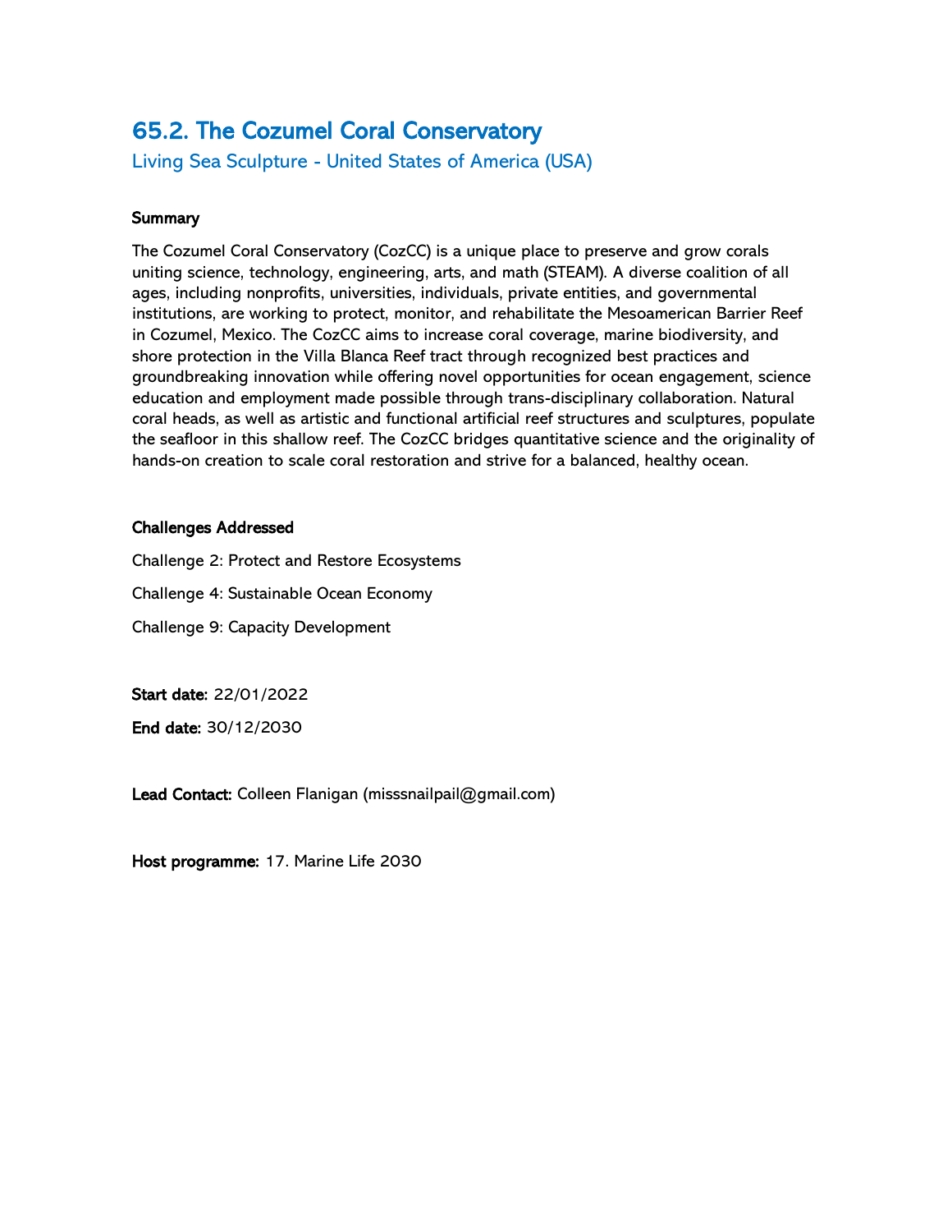## 65.2. The Cozumel Coral Conservatory

### Living Sea Sculpture - United States of America (USA)

**Summary**

The Cozumel Coral Conservatory (CozCC) is a unique place to preserve and grow corals uniting science, technology, engineering, arts, and math (STEAM). A diverse coalition of all ages, including nonprofits, universities, individuals, private entities, and governmental institutions, are working to protect, monitor, and rehabilitate the Mesoamerican Barrier Reef in Cozumel, Mexico. The CozCC aims to increase coral coverage, marine biodiversity, and shore protection in the Villa Blanca Reef tract through recognized best practices and groundbreaking innovation while offering novel opportunities for ocean engagement, science education and employment made possible through trans-disciplinary collaboration. Natural coral heads, as well as artistic and functional artificial reef structures and sculptures, populate the seafloor in this shallow reef. The CozCC bridges quantitative science and the originality of hands-on creation to scale coral restoration and strive for a balanced, healthy ocean.

**Challenges Addressed**

Challenge 2: Protect and Restore Ecosystems

Challenge 4: Sustainable Ocean Economy

Challenge 9: Capacity Development

**Start date:** 22/01/2022

**End date:** 30/12/2030

**Lead Contact:** Colleen Flanigan (misssnailpail@gmail.com)

**Host programme:** 17. Marine Life 2030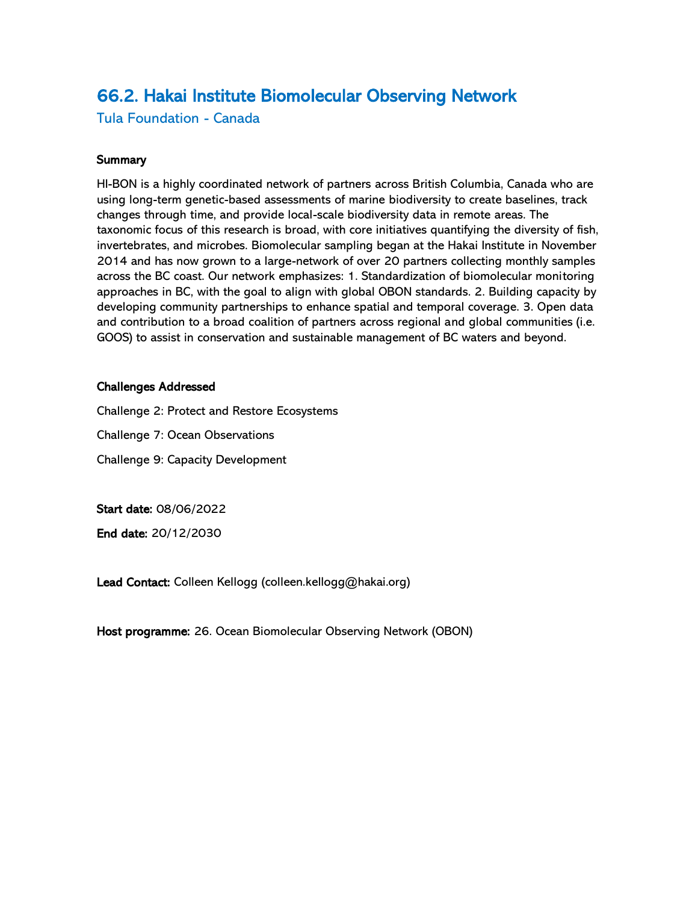## 66.2. Hakai Institute Biomolecular Observing Network

Tula Foundation - Canada

**Summary**

HI-BON is a highly coordinated network of partners across British Columbia, Canada who are using long-term genetic-based assessments of marine biodiversity to create baselines, track changes through time, and provide local-scale biodiversity data in remote areas. The taxonomic focus of this research is broad, with core initiatives quantifying the diversity of fish, invertebrates, and microbes. Biomolecular sampling began at the Hakai Institute in November 2014 and has now grown to a large-network of over 20 partners collecting monthly samples across the BC coast. Our network emphasizes: 1. Standardization of biomolecular monitoring approaches in BC, with the goal to align with global OBON standards. 2. Building capacity by developing community partnerships to enhance spatial and temporal coverage. 3. Open data and contribution to a broad coalition of partners across regional and global communities (i.e. GOOS) to assist in conservation and sustainable management of BC waters and beyond.

**Challenges Addressed**

Challenge 2: Protect and Restore Ecosystems

Challenge 7: Ocean Observations

Challenge 9: Capacity Development

**Start date:** 08/06/2022

**End date:** 20/12/2030

**Lead Contact:** Colleen Kellogg (colleen.kellogg@hakai.org)

**Host programme:** 26. Ocean Biomolecular Observing Network (OBON)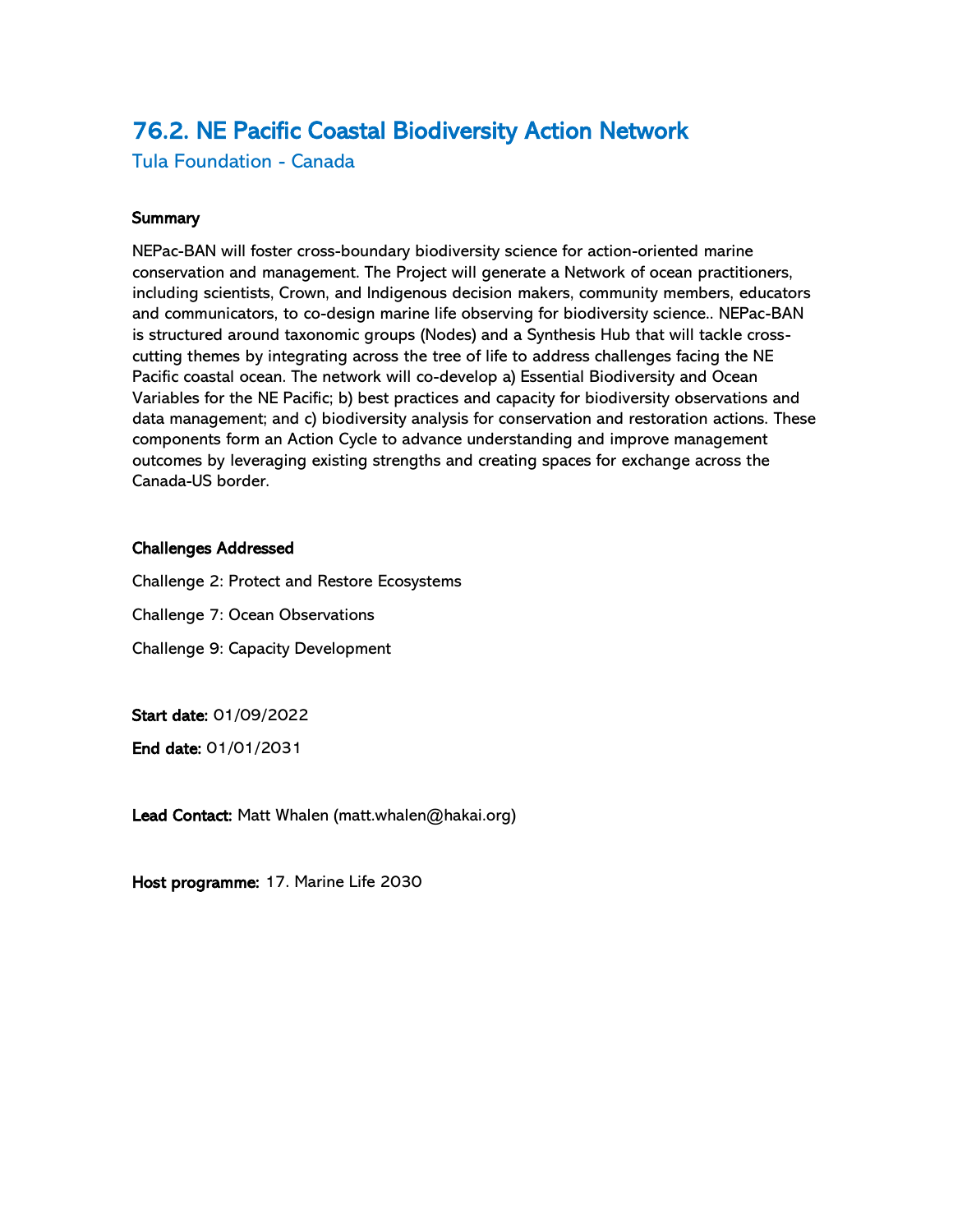## 76.2. NE Pacific Coastal Biodiversity Action Network

Tula Foundation - Canada

**Summary**

NEPac-BAN will foster cross-boundary biodiversity science for action-oriented marine conservation and management. The Project will generate a Network of ocean practitioners, including scientists, Crown, and Indigenous decision makers, community members, educators and communicators, to co-design marine life observing for biodiversity science.. NEPac-BAN is structured around taxonomic groups (Nodes) and a Synthesis Hub that will tackle cross-cutting themes by integrating across the tree of life to address challenges facing the NE Pacific coastal ocean. The network will co-develop a) Essential Biodiversity and Ocean Variables for the NE Pacific; b) best practices and capacity for biodiversity observations and data management; and c) biodiversity analysis for conservation and restoration actions. These components form an Action Cycle to advance understanding and improve management outcomes by leveraging existing strengths and creating spaces for exchange across the Canada-US border.

**Challenges Addressed**

Challenge 2: Protect and Restore Ecosystems

Challenge 7: Ocean Observations

Challenge 9: Capacity Development

**Start date:** 01/09/2022

**End date:** 01/01/2031

**Lead Contact:** Matt Whalen (matt.whalen@hakai.org)

**Host programme:** 17. Marine Life 2030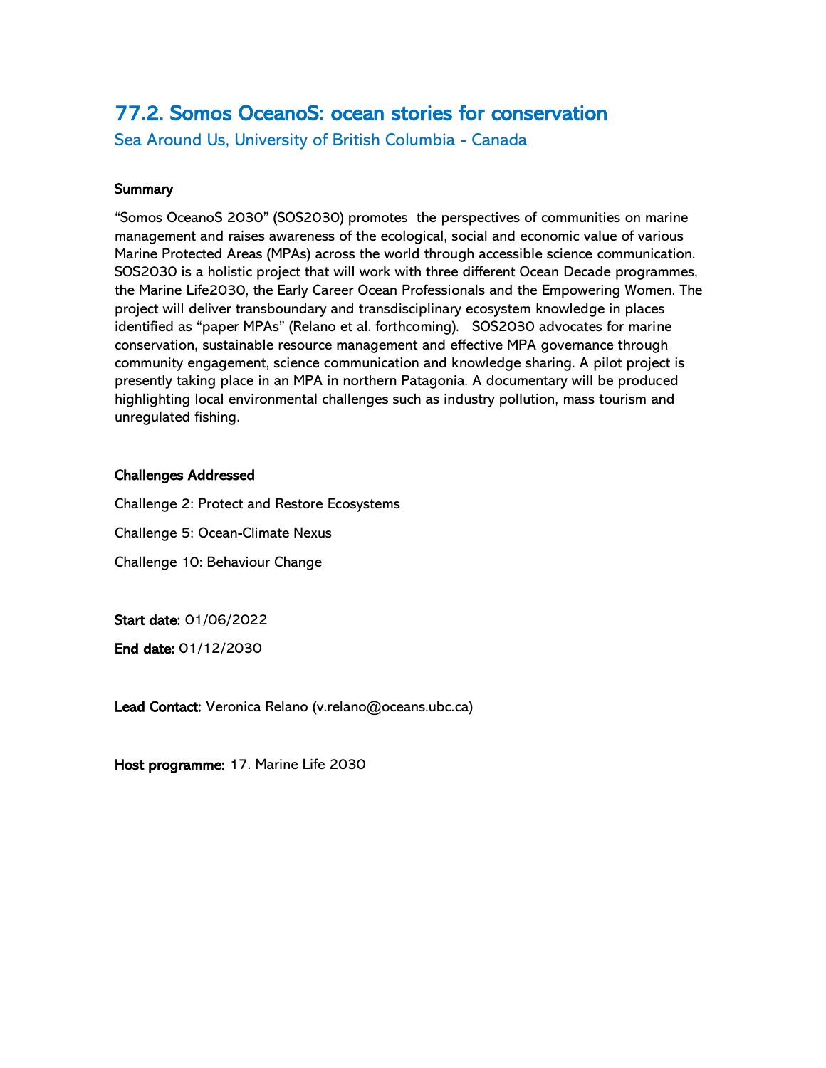## 77.2. Somos OceanoS: ocean stories for conservation

Sea Around Us, University of British Columbia - Canada

**Summary**

"Somos OceanoS 2030" (SOS2030) promotes the perspectives of communities on marine management and raises awareness of the ecological, social and economic value of various Marine Protected Areas (MPAs) across the world through accessible science communication. SOS2030 is a holistic project that will work with three different Ocean Decade programmes, the Marine Life2030, the Early Career Ocean Professionals and the Empowering Women. The project will deliver transboundary and transdisciplinary ecosystem knowledge in places identified as "paper MPAs" (Relano et al. forthcoming). SOS2030 advocates for marine conservation, sustainable resource management and effective MPA governance through community engagement, science communication and knowledge sharing. A pilot project is presently taking place in an MPA in northern Patagonia. A documentary will be produced highlighting local environmental challenges such as industry pollution, mass tourism and unregulated fishing.

**Challenges Addressed**

Challenge 2: Protect and Restore Ecosystems

Challenge 5: Ocean-Climate Nexus

Challenge 10: Behaviour Change

**Start date:** 01/06/2022

**End date:** 01/12/2030

**Lead Contact:** Veronica Relano (v.relano@oceans.ubc.ca)

**Host programme:** 17. Marine Life 2030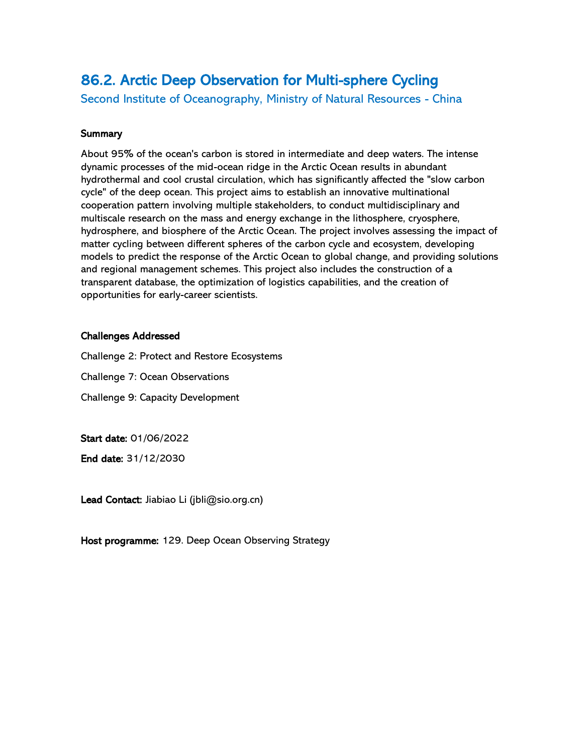## 86.2. Arctic Deep Observation for Multi-sphere Cycling

Second Institute of Oceanography, Ministry of Natural Resources - China

**Summary**

About 95% of the ocean's carbon is stored in intermediate and deep waters. The intense dynamic processes of the mid-ocean ridge in the Arctic Ocean results in abundant hydrothermal and cool crustal circulation, which has significantly affected the "slow carbon cycle" of the deep ocean. This project aims to establish an innovative multinational cooperation pattern involving multiple stakeholders, to conduct multidisciplinary and multiscale research on the mass and energy exchange in the lithosphere, cryosphere, hydrosphere, and biosphere of the Arctic Ocean. The project involves assessing the impact of matter cycling between different spheres of the carbon cycle and ecosystem, developing models to predict the response of the Arctic Ocean to global change, and providing solutions and regional management schemes. This project also includes the construction of a transparent database, the optimization of logistics capabilities, and the creation of opportunities for early-career scientists.

**Challenges Addressed**

Challenge 2: Protect and Restore Ecosystems

Challenge 7: Ocean Observations

Challenge 9: Capacity Development

**Start date:** 01/06/2022

**End date:** 31/12/2030

**Lead Contact:** Jiabiao Li (jbli@sio.org.cn)

**Host programme:** 129. Deep Ocean Observing Strategy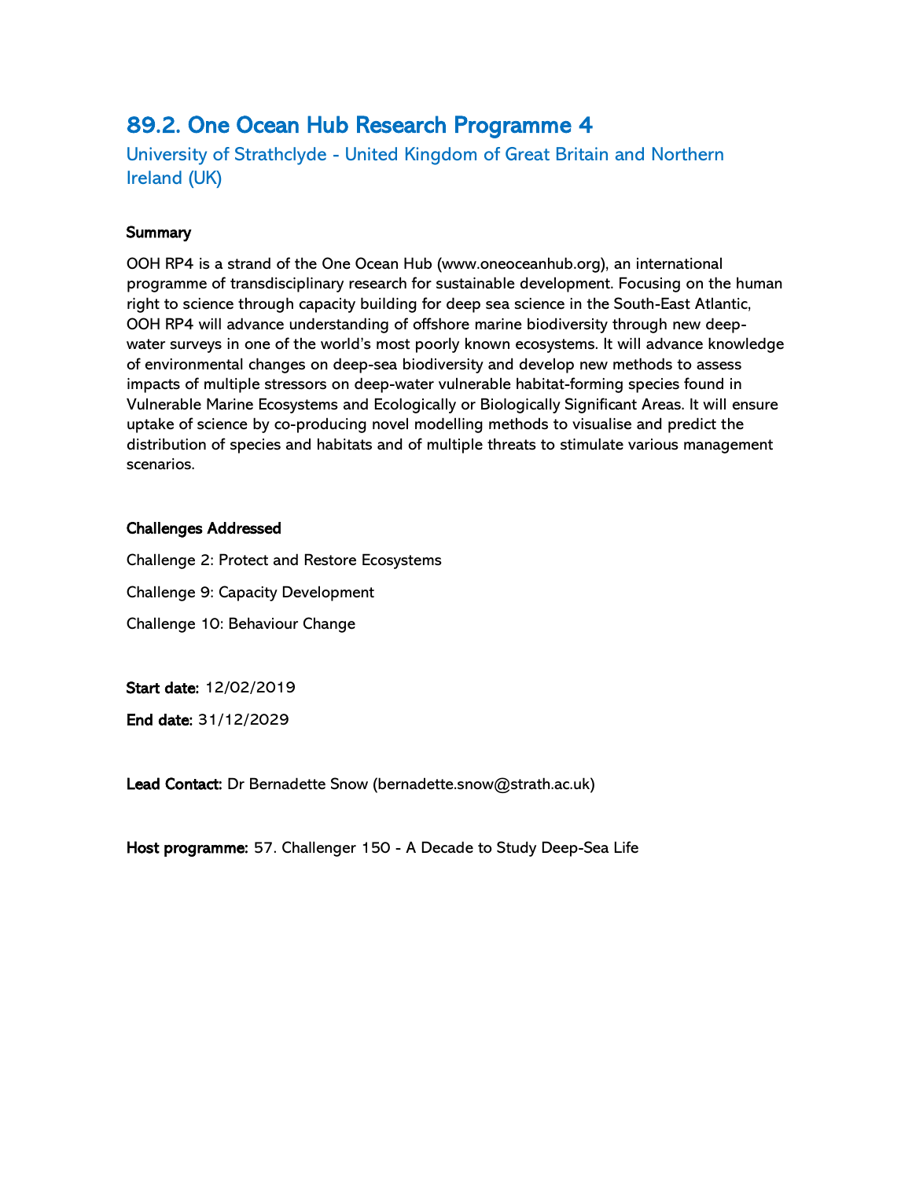## 89.2. One Ocean Hub Research Programme 4

University of Strathclyde - United Kingdom of Great Britain and Northern Ireland (UK)

**Summary**

OOH RP4 is a strand of the One Ocean Hub (www.oneoceanhub.org), an international programme of transdisciplinary research for sustainable development. Focusing on the human right to science through capacity building for deep sea science in the South-East Atlantic, OOH RP4 will advance understanding of offshore marine biodiversity through new deep-water surveys in one of the world's most poorly known ecosystems. It will advance knowledge of environmental changes on deep-sea biodiversity and develop new methods to assess impacts of multiple stressors on deep-water vulnerable habitat-forming species found in Vulnerable Marine Ecosystems and Ecologically or Biologically Significant Areas. It will ensure uptake of science by co-producing novel modelling methods to visualise and predict the distribution of species and habitats and of multiple threats to stimulate various management scenarios.

**Challenges Addressed**

Challenge 2: Protect and Restore Ecosystems

Challenge 9: Capacity Development

Challenge 10: Behaviour Change

**Start date:** 12/02/2019

**End date:** 31/12/2029

**Lead Contact:** Dr Bernadette Snow (bernadette.snow@strath.ac.uk)

**Host programme:** 57. Challenger 150 - A Decade to Study Deep-Sea Life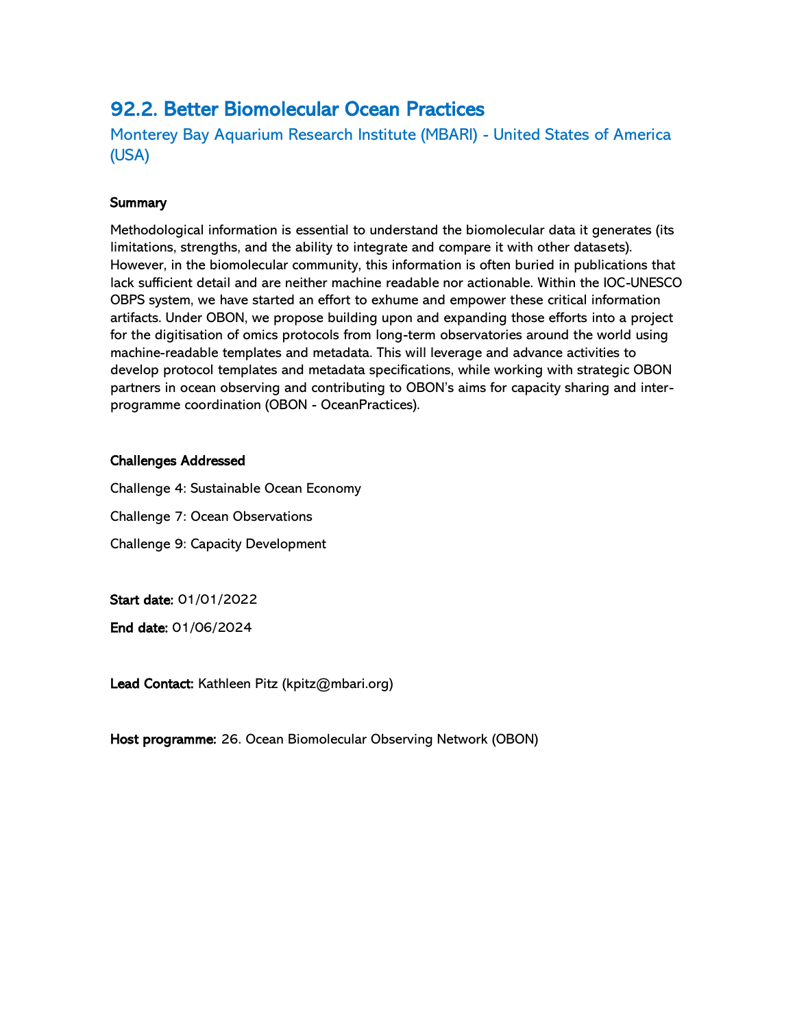## 92.2. Better Biomolecular Ocean Practices

### Monterey Bay Aquarium Research Institute (MBARI) - United States of America (USA)

**Summary**

Methodological information is essential to understand the biomolecular data it generates (its limitations, strengths, and the ability to integrate and compare it with other datasets). However, in the biomolecular community, this information is often buried in publications that lack sufficient detail and are neither machine readable nor actionable. Within the IOC-UNESCO OBPS system, we have started an effort to exhume and empower these critical information artifacts. Under OBON, we propose building upon and expanding those efforts into a project for the digitisation of omics protocols from long-term observatories around the world using machine-readable templates and metadata. This will leverage and advance activities to develop protocol templates and metadata specifications, while working with strategic OBON partners in ocean observing and contributing to OBON's aims for capacity sharing and inter-programme coordination (OBON - OceanPractices).

**Challenges Addressed**

Challenge 4: Sustainable Ocean Economy

Challenge 7: Ocean Observations

Challenge 9: Capacity Development

**Start date:** 01/01/2022

**End date:** 01/06/2024

**Lead Contact:** Kathleen Pitz (kpitz@mbari.org)

**Host programme:** 26. Ocean Biomolecular Observing Network (OBON)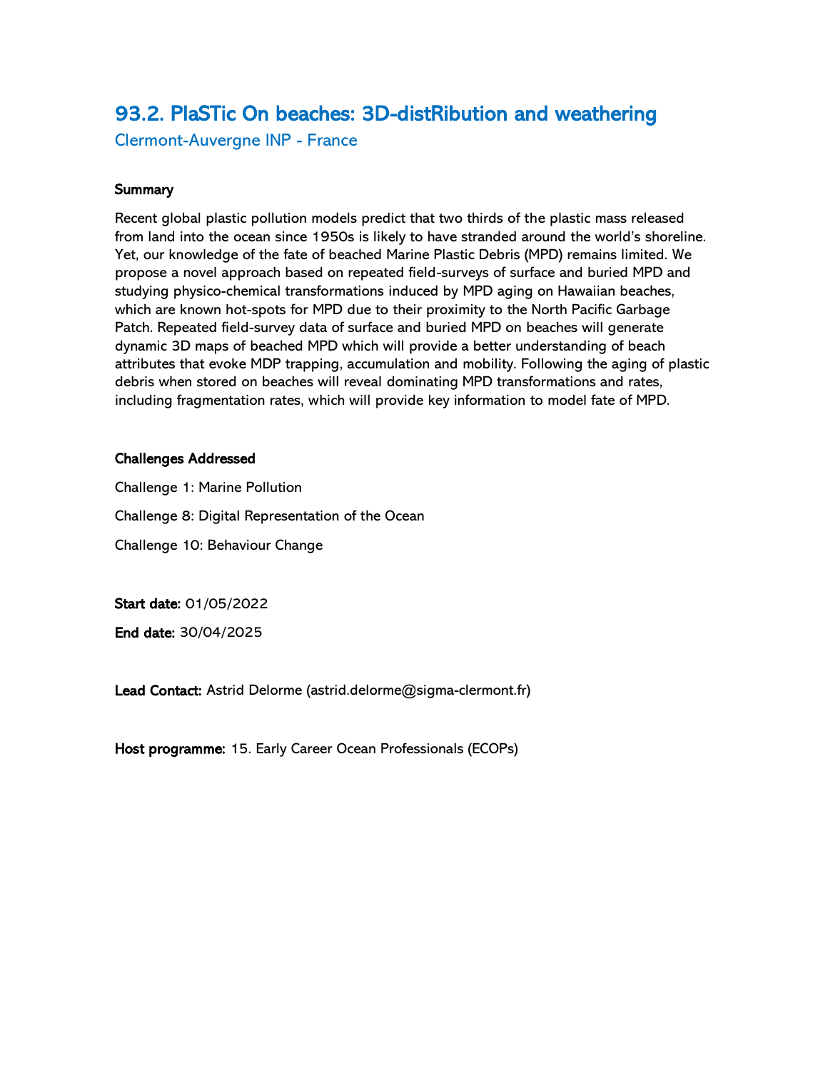## 93.2. PlaSTic On beaches: 3D-distRibution and weathering

Clermont-Auvergne INP - France

**Summary**

Recent global plastic pollution models predict that two thirds of the plastic mass released from land into the ocean since 1950s is likely to have stranded around the world's shoreline. Yet, our knowledge of the fate of beached Marine Plastic Debris (MPD) remains limited. We propose a novel approach based on repeated field-surveys of surface and buried MPD and studying physico-chemical transformations induced by MPD aging on Hawaiian beaches, which are known hot-spots for MPD due to their proximity to the North Pacific Garbage Patch. Repeated field-survey data of surface and buried MPD on beaches will generate dynamic 3D maps of beached MPD which will provide a better understanding of beach attributes that evoke MDP trapping, accumulation and mobility. Following the aging of plastic debris when stored on beaches will reveal dominating MPD transformations and rates, including fragmentation rates, which will provide key information to model fate of MPD.

**Challenges Addressed**

Challenge 1: Marine Pollution

Challenge 8: Digital Representation of the Ocean

Challenge 10: Behaviour Change

**Start date:** 01/05/2022

**End date:** 30/04/2025

**Lead Contact:** Astrid Delorme (astrid.delorme@sigma-clermont.fr)

**Host programme:** 15. Early Career Ocean Professionals (ECOPs)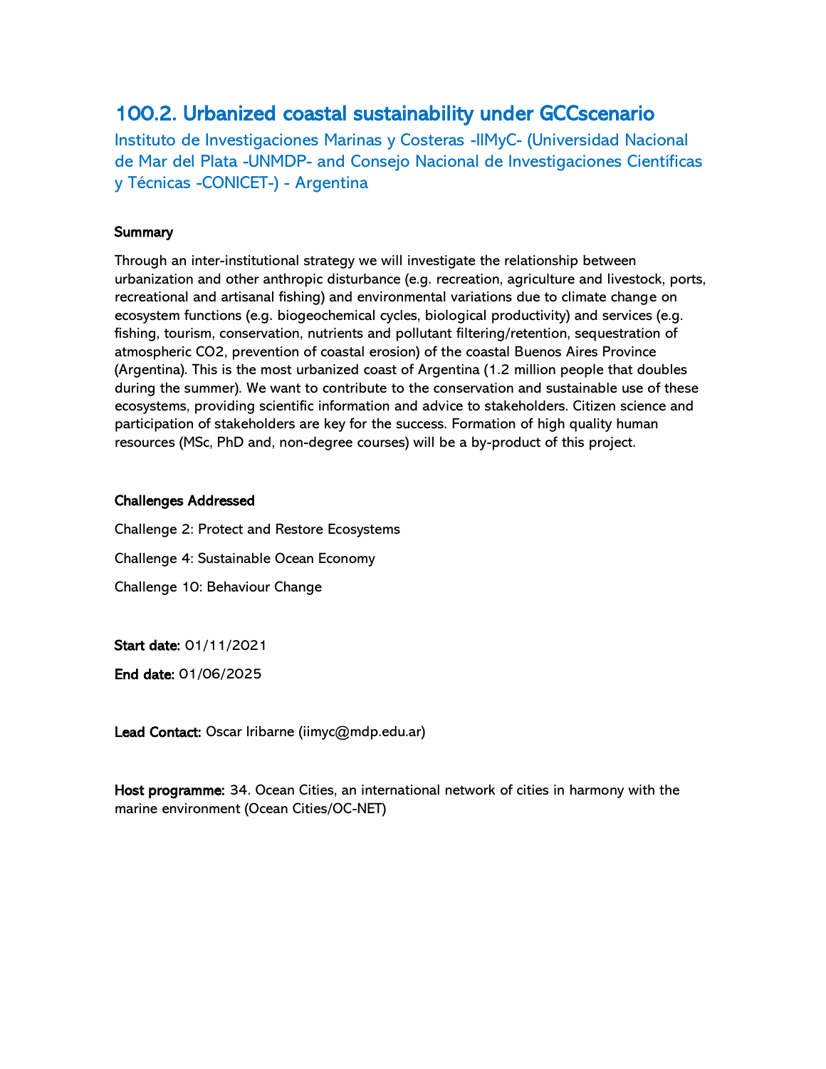## 100.2. Urbanized coastal sustainability under GCCscenario

Instituto de Investigaciones Marinas y Costeras -IIMyC- (Universidad Nacional de Mar del Plata -UNMDP- and Consejo Nacional de Investigaciones Científicas y Técnicas -CONICET-) - Argentina

**Summary**

Through an inter-institutional strategy we will investigate the relationship between urbanization and other anthropic disturbance (e.g. recreation, agriculture and livestock, ports, recreational and artisanal fishing) and environmental variations due to climate change on ecosystem functions (e.g. biogeochemical cycles, biological productivity) and services (e.g. fishing, tourism, conservation, nutrients and pollutant filtering/retention, sequestration of atmospheric $CO_2$, prevention of coastal erosion) of the coastal Buenos Aires Province (Argentina). This is the most urbanized coast of Argentina (1.2 million people that doubles during the summer). We want to contribute to the conservation and sustainable use of these ecosystems, providing scientific information and advice to stakeholders. Citizen science and participation of stakeholders are key for the success. Formation of high quality human resources (MSc, PhD and, non-degree courses) will be a by-product of this project.

**Challenges Addressed**

Challenge 2: Protect and Restore Ecosystems

Challenge 4: Sustainable Ocean Economy

Challenge 10: Behaviour Change

**Start date:** 01/11/2021

**End date:** 01/06/2025

**Lead Contact:** Oscar Iribarne (iimyc@mdp.edu.ar)

**Host programme:** 34. Ocean Cities, an international network of cities in harmony with the marine environment (Ocean Cities/OC-NET)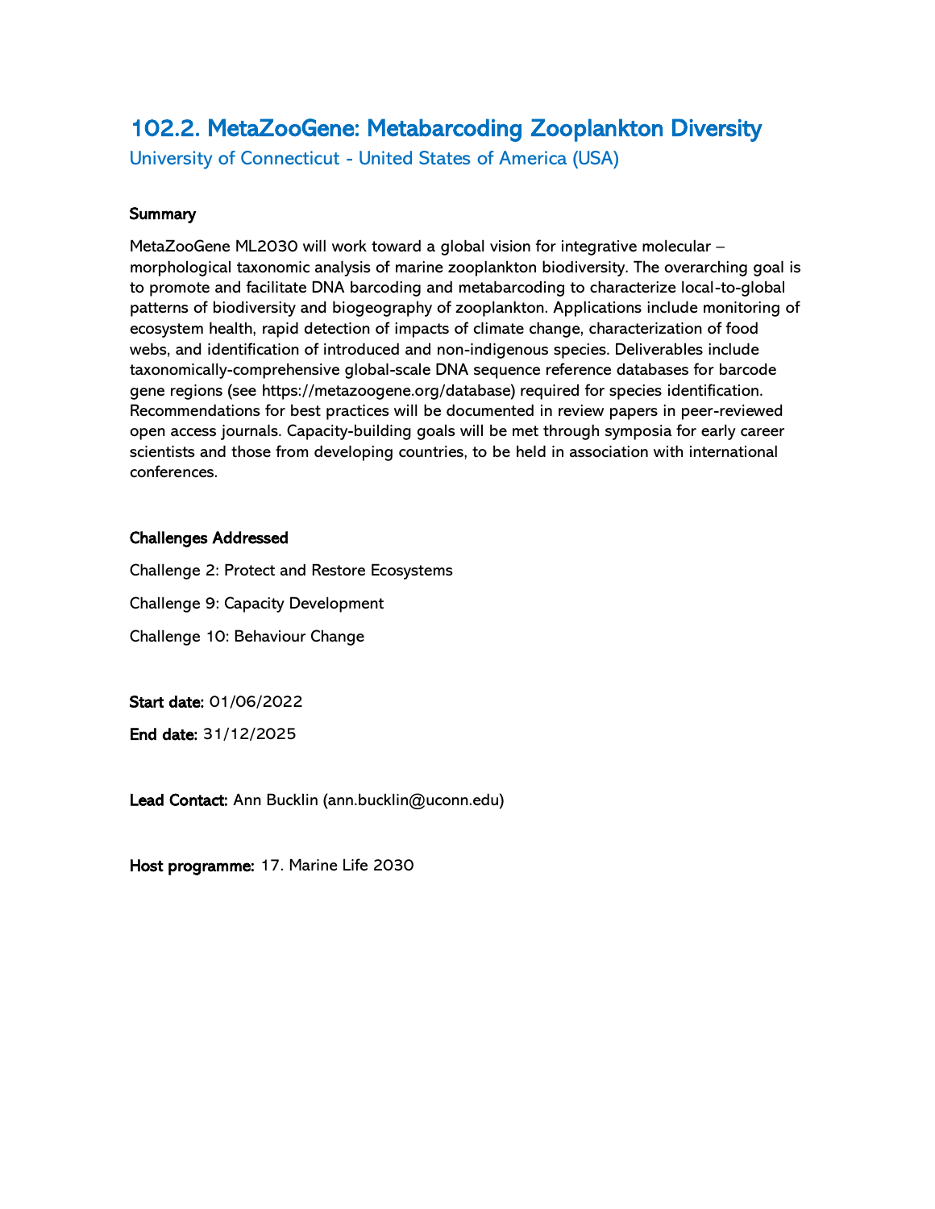## 102.2. MetaZooGene: Metabarcoding Zooplankton Diversity

University of Connecticut - United States of America (USA)

**Summary**

MetaZooGene ML2030 will work toward a global vision for integrative molecular – morphological taxonomic analysis of marine zooplankton biodiversity. The overarching goal is to promote and facilitate DNA barcoding and metabarcoding to characterize local-to-global patterns of biodiversity and biogeography of zooplankton. Applications include monitoring of ecosystem health, rapid detection of impacts of climate change, characterization of food webs, and identification of introduced and non-indigenous species. Deliverables include taxonomically-comprehensive global-scale DNA sequence reference databases for barcode gene regions (see https://metazoogene.org/database) required for species identification. Recommendations for best practices will be documented in review papers in peer-reviewed open access journals. Capacity-building goals will be met through symposia for early career scientists and those from developing countries, to be held in association with international conferences.

**Challenges Addressed**

Challenge 2: Protect and Restore Ecosystems

Challenge 9: Capacity Development

Challenge 10: Behaviour Change

**Start date:** 01/06/2022

**End date:** 31/12/2025

**Lead Contact:** Ann Bucklin (ann.bucklin@uconn.edu)

**Host programme:** 17. Marine Life 2030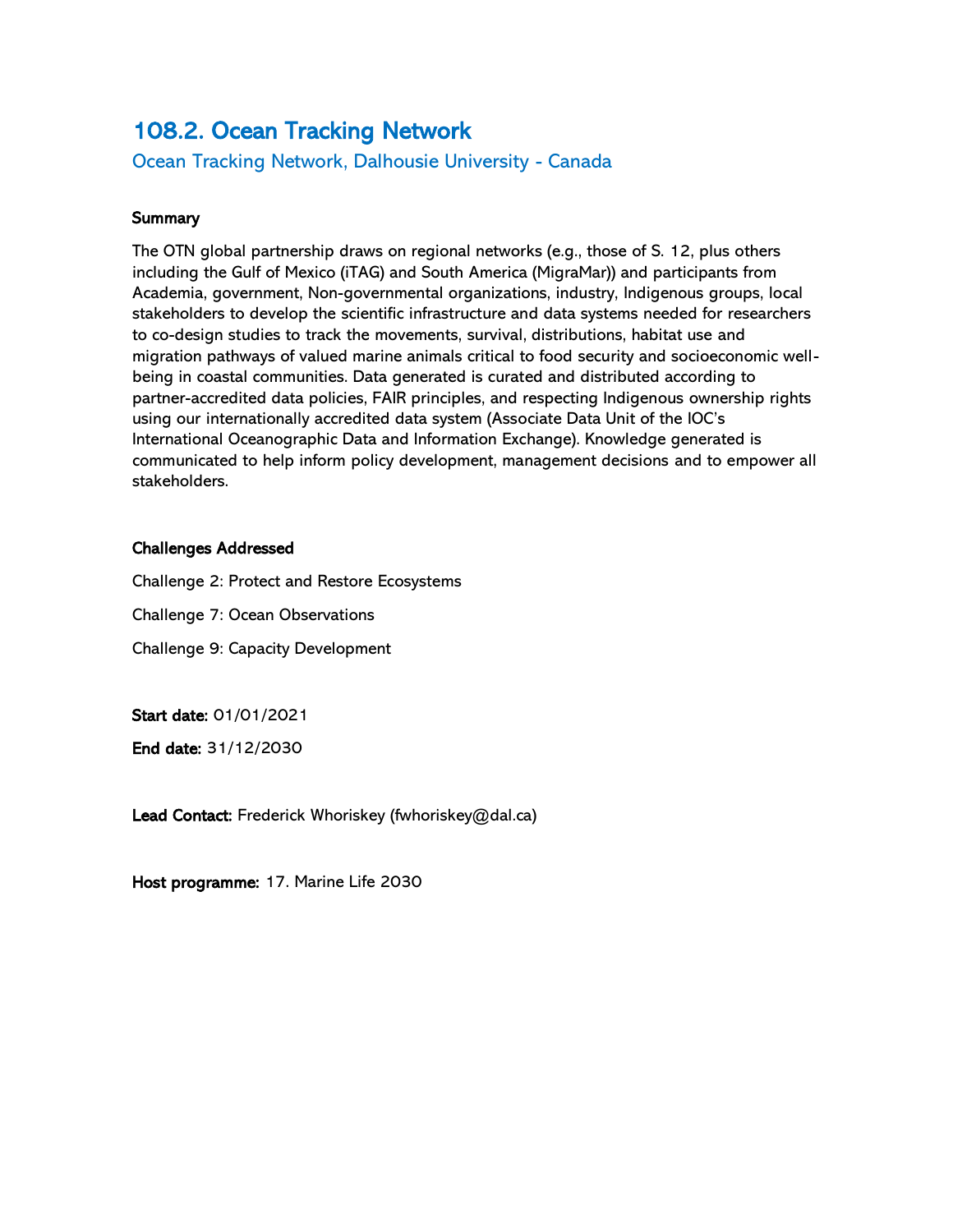## 108.2. Ocean Tracking Network

### Ocean Tracking Network, Dalhousie University - Canada

**Summary**

The OTN global partnership draws on regional networks (e.g., those of S. 12, plus others including the Gulf of Mexico (iTAG) and South America (MigraMar)) and participants from Academia, government, Non-governmental organizations, industry, Indigenous groups, local stakeholders to develop the scientific infrastructure and data systems needed for researchers to co-design studies to track the movements, survival, distributions, habitat use and migration pathways of valued marine animals critical to food security and socioeconomic well-being in coastal communities. Data generated is curated and distributed according to partner-accredited data policies, FAIR principles, and respecting Indigenous ownership rights using our internationally accredited data system (Associate Data Unit of the IOC's International Oceanographic Data and Information Exchange). Knowledge generated is communicated to help inform policy development, management decisions and to empower all stakeholders.

**Challenges Addressed**

Challenge 2: Protect and Restore Ecosystems

Challenge 7: Ocean Observations

Challenge 9: Capacity Development

**Start date:** 01/01/2021

**End date:** 31/12/2030

**Lead Contact:** Frederick Whoriskey (fwhoriskey@dal.ca)

**Host programme:** 17. Marine Life 2030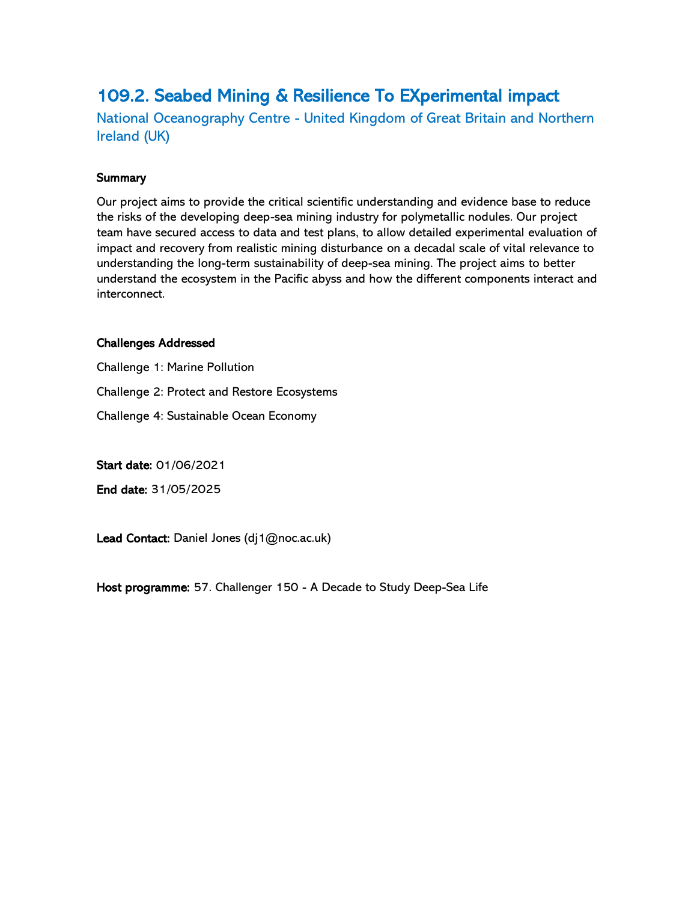## 109.2. Seabed Mining & Resilience To EXperimental impact

National Oceanography Centre - United Kingdom of Great Britain and Northern Ireland (UK)

**Summary**

Our project aims to provide the critical scientific understanding and evidence base to reduce the risks of the developing deep-sea mining industry for polymetallic nodules. Our project team have secured access to data and test plans, to allow detailed experimental evaluation of impact and recovery from realistic mining disturbance on a decadal scale of vital relevance to understanding the long-term sustainability of deep-sea mining. The project aims to better understand the ecosystem in the Pacific abyss and how the different components interact and interconnect.

**Challenges Addressed**

Challenge 1: Marine Pollution

Challenge 2: Protect and Restore Ecosystems

Challenge 4: Sustainable Ocean Economy

**Start date:** 01/06/2021

**End date:** 31/05/2025

**Lead Contact:** Daniel Jones (dj1@noc.ac.uk)

**Host programme:** 57. Challenger 150 - A Decade to Study Deep-Sea Life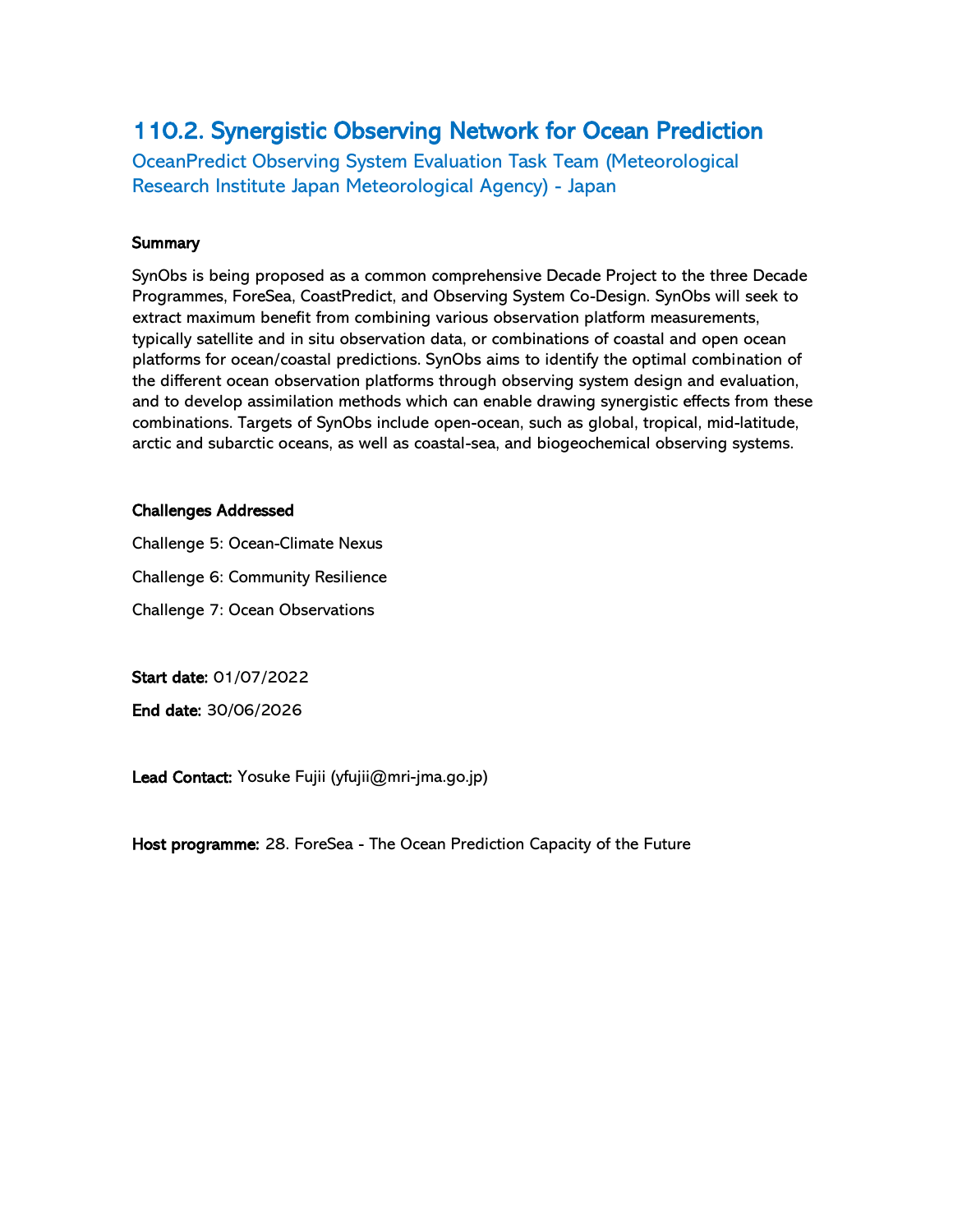# 110.2. Synergistic Observing Network for Ocean Prediction

## OceanPredict Observing System Evaluation Task Team (Meteorological Research Institute Japan Meteorological Agency) - Japan

**Summary**

SynObs is being proposed as a common comprehensive Decade Project to the three Decade Programmes, ForeSea, CoastPredict, and Observing System Co-Design. SynObs will seek to extract maximum benefit from combining various observation platform measurements, typically satellite and in situ observation data, or combinations of coastal and open ocean platforms for ocean/coastal predictions. SynObs aims to identify the optimal combination of the different ocean observation platforms through observing system design and evaluation, and to develop assimilation methods which can enable drawing synergistic effects from these combinations. Targets of SynObs include open-ocean, such as global, tropical, mid-latitude, arctic and subarctic oceans, as well as coastal-sea, and biogeochemical observing systems.

**Challenges Addressed**

Challenge 5: Ocean-Climate Nexus

Challenge 6: Community Resilience

Challenge 7: Ocean Observations

**Start date:** 01/07/2022

**End date:** 30/06/2026

**Lead Contact:** Yosuke Fujii (yfujii@mri-jma.go.jp)

**Host programme:** 28. ForeSea - The Ocean Prediction Capacity of the Future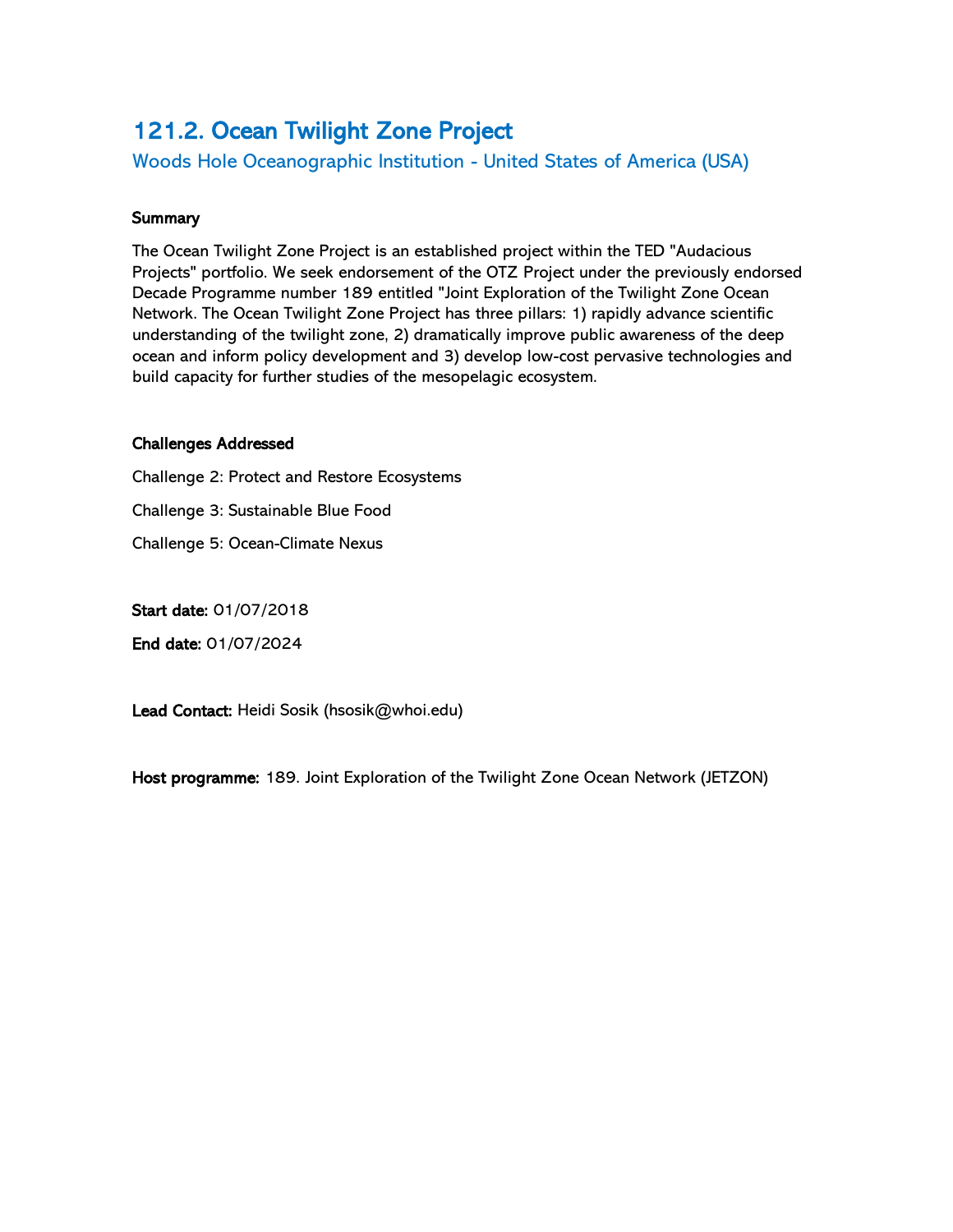## 121.2. Ocean Twilight Zone Project

### Woods Hole Oceanographic Institution - United States of America (USA)

**Summary**

The Ocean Twilight Zone Project is an established project within the TED "Audacious Projects" portfolio. We seek endorsement of the OTZ Project under the previously endorsed Decade Programme number 189 entitled "Joint Exploration of the Twilight Zone Ocean Network. The Ocean Twilight Zone Project has three pillars: 1) rapidly advance scientific understanding of the twilight zone, 2) dramatically improve public awareness of the deep ocean and inform policy development and 3) develop low-cost pervasive technologies and build capacity for further studies of the mesopelagic ecosystem.

**Challenges Addressed**

Challenge 2: Protect and Restore Ecosystems

Challenge 3: Sustainable Blue Food

Challenge 5: Ocean-Climate Nexus

**Start date:** 01/07/2018

**End date:** 01/07/2024

**Lead Contact:** Heidi Sosik (hsosik@whoi.edu)

**Host programme:** 189. Joint Exploration of the Twilight Zone Ocean Network (JETZON)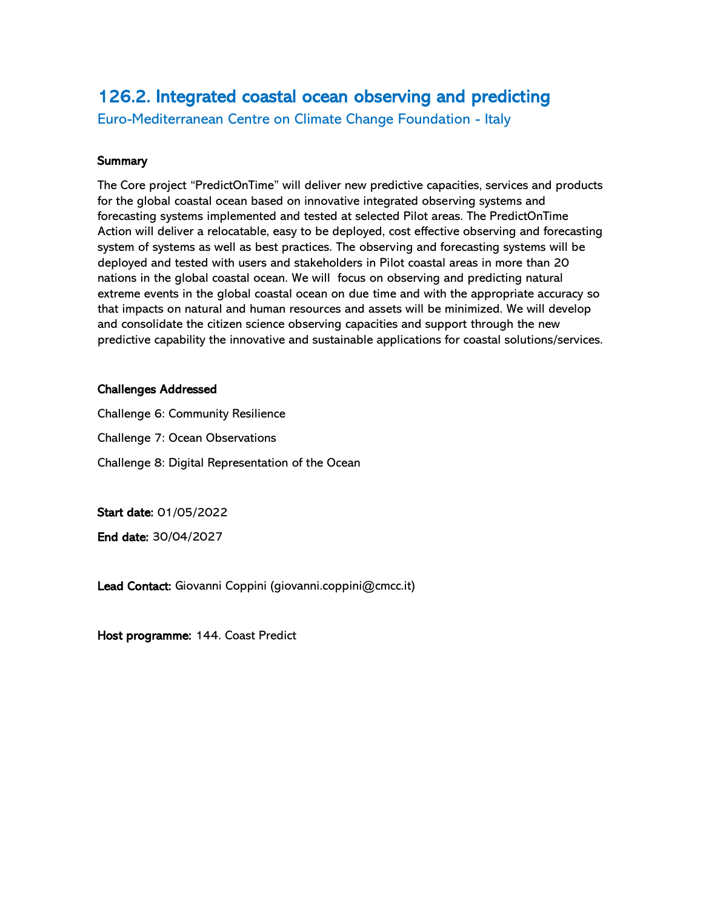## 126.2. Integrated coastal ocean observing and predicting

Euro-Mediterranean Centre on Climate Change Foundation - Italy

**Summary**

The Core project “PredictOnTime” will deliver new predictive capacities, services and products for the global coastal ocean based on innovative integrated observing systems and forecasting systems implemented and tested at selected Pilot areas. The PredictOnTime Action will deliver a relocatable, easy to be deployed, cost effective observing and forecasting system of systems as well as best practices. The observing and forecasting systems will be deployed and tested with users and stakeholders in Pilot coastal areas in more than 20 nations in the global coastal ocean. We will focus on observing and predicting natural extreme events in the global coastal ocean on due time and with the appropriate accuracy so that impacts on natural and human resources and assets will be minimized. We will develop and consolidate the citizen science observing capacities and support through the new predictive capability the innovative and sustainable applications for coastal solutions/services.

**Challenges Addressed**

Challenge 6: Community Resilience

Challenge 7: Ocean Observations

Challenge 8: Digital Representation of the Ocean

**Start date:** 01/05/2022

**End date:** 30/04/2027

**Lead Contact:** Giovanni Coppini (giovanni.coppini@cmcc.it)

**Host programme:** 144. Coast Predict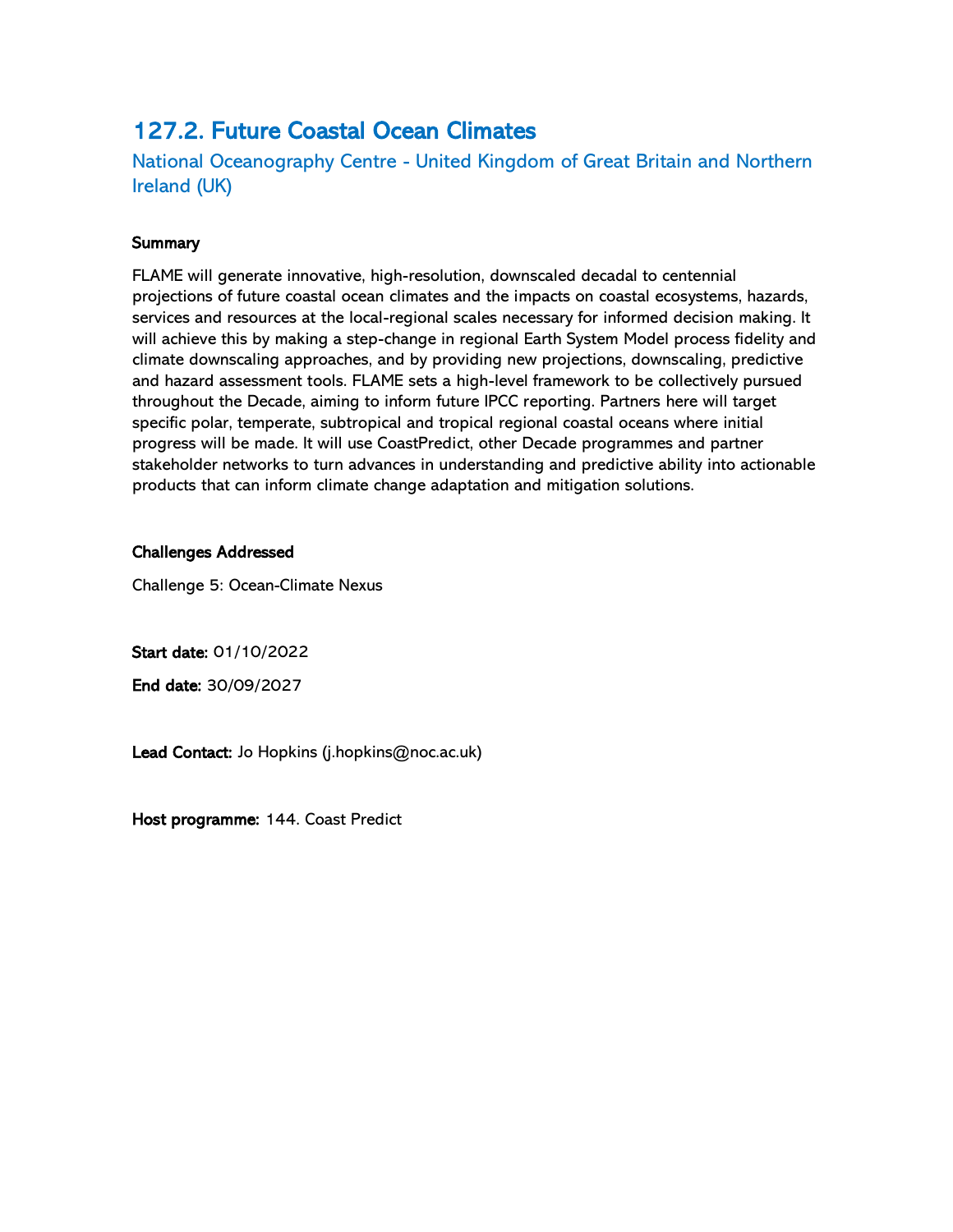## 127.2. Future Coastal Ocean Climates

### National Oceanography Centre - United Kingdom of Great Britain and Northern Ireland (UK)

**Summary**

FLAME will generate innovative, high-resolution, downscaled decadal to centennial projections of future coastal ocean climates and the impacts on coastal ecosystems, hazards, services and resources at the local-regional scales necessary for informed decision making. It will achieve this by making a step-change in regional Earth System Model process fidelity and climate downscaling approaches, and by providing new projections, downscaling, predictive and hazard assessment tools. FLAME sets a high-level framework to be collectively pursued throughout the Decade, aiming to inform future IPCC reporting. Partners here will target specific polar, temperate, subtropical and tropical regional coastal oceans where initial progress will be made. It will use CoastPredict, other Decade programmes and partner stakeholder networks to turn advances in understanding and predictive ability into actionable products that can inform climate change adaptation and mitigation solutions.

**Challenges Addressed**

Challenge 5: Ocean-Climate Nexus

**Start date:** 01/10/2022

**End date:** 30/09/2027

**Lead Contact:** Jo Hopkins (j.hopkins@noc.ac.uk)

**Host programme:** 144. Coast Predict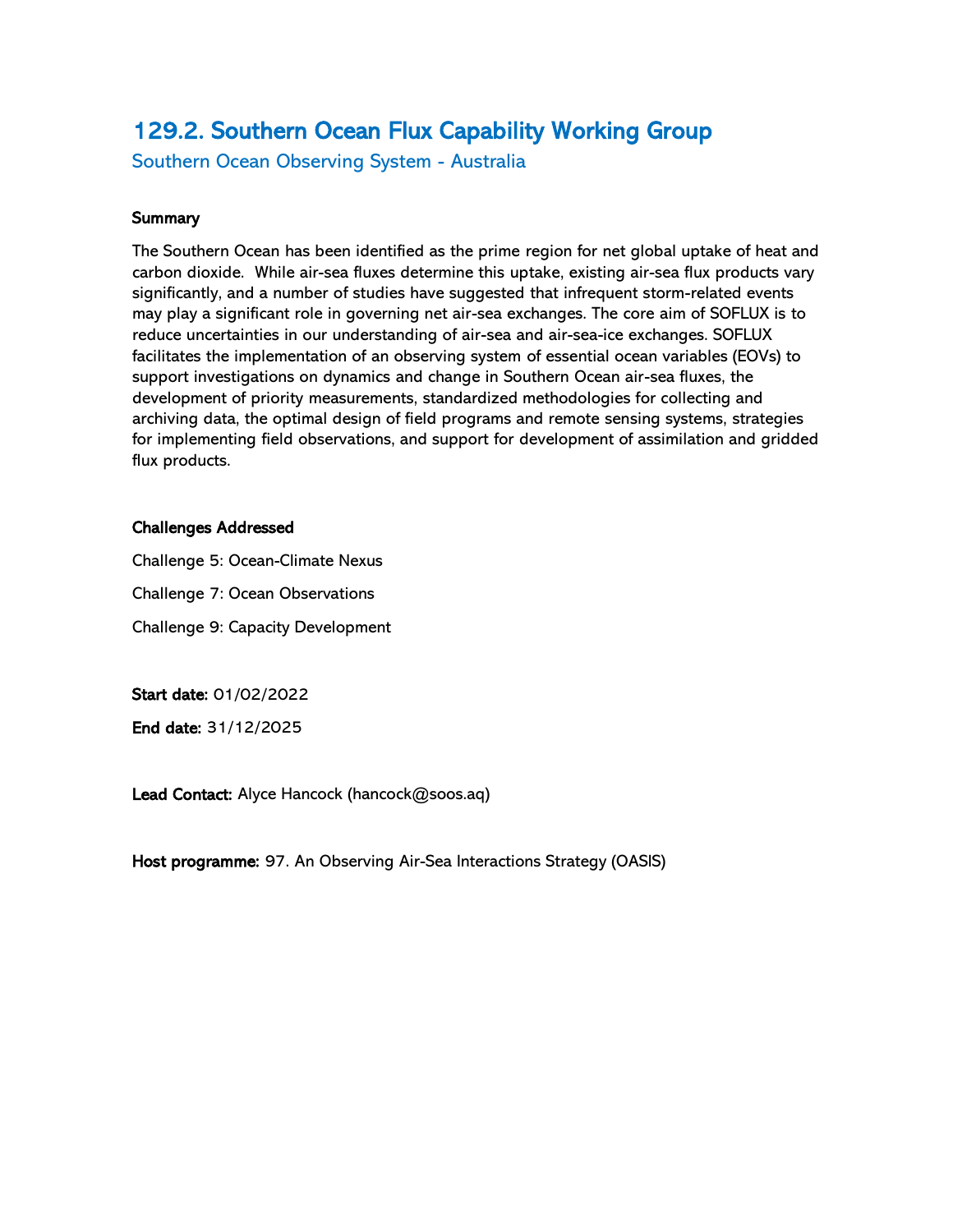## 129.2. Southern Ocean Flux Capability Working Group

### Southern Ocean Observing System - Australia

**Summary**

The Southern Ocean has been identified as the prime region for net global uptake of heat and carbon dioxide. While air-sea fluxes determine this uptake, existing air-sea flux products vary significantly, and a number of studies have suggested that infrequent storm-related events may play a significant role in governing net air-sea exchanges. The core aim of SOFLUX is to reduce uncertainties in our understanding of air-sea and air-sea-ice exchanges. SOFLUX facilitates the implementation of an observing system of essential ocean variables (EOVs) to support investigations on dynamics and change in Southern Ocean air-sea fluxes, the development of priority measurements, standardized methodologies for collecting and archiving data, the optimal design of field programs and remote sensing systems, strategies for implementing field observations, and support for development of assimilation and gridded flux products.

**Challenges Addressed**

Challenge 5: Ocean-Climate Nexus

Challenge 7: Ocean Observations

Challenge 9: Capacity Development

**Start date:** 01/02/2022

**End date:** 31/12/2025

**Lead Contact:** Alyce Hancock (hancock@soos.aq)

**Host programme:** 97. An Observing Air-Sea Interactions Strategy (OASIS)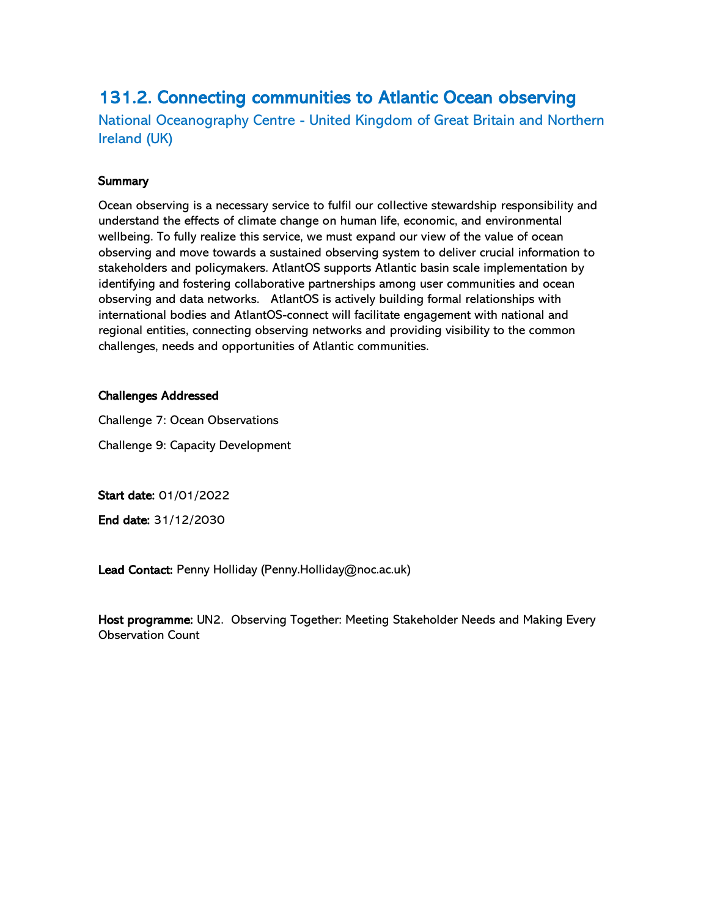## 131.2. Connecting communities to Atlantic Ocean observing

National Oceanography Centre - United Kingdom of Great Britain and Northern Ireland (UK)

**Summary**

Ocean observing is a necessary service to fulfil our collective stewardship responsibility and understand the effects of climate change on human life, economic, and environmental wellbeing. To fully realize this service, we must expand our view of the value of ocean observing and move towards a sustained observing system to deliver crucial information to stakeholders and policymakers. AtlantOS supports Atlantic basin scale implementation by identifying and fostering collaborative partnerships among user communities and ocean observing and data networks. AtlantOS is actively building formal relationships with international bodies and AtlantOS-connect will facilitate engagement with national and regional entities, connecting observing networks and providing visibility to the common challenges, needs and opportunities of Atlantic communities.

**Challenges Addressed**

Challenge 7: Ocean Observations

Challenge 9: Capacity Development

**Start date:** 01/01/2022

**End date:** 31/12/2030

**Lead Contact:** Penny Holliday (Penny.Holliday@noc.ac.uk)

**Host programme:** UN2. Observing Together: Meeting Stakeholder Needs and Making Every Observation Count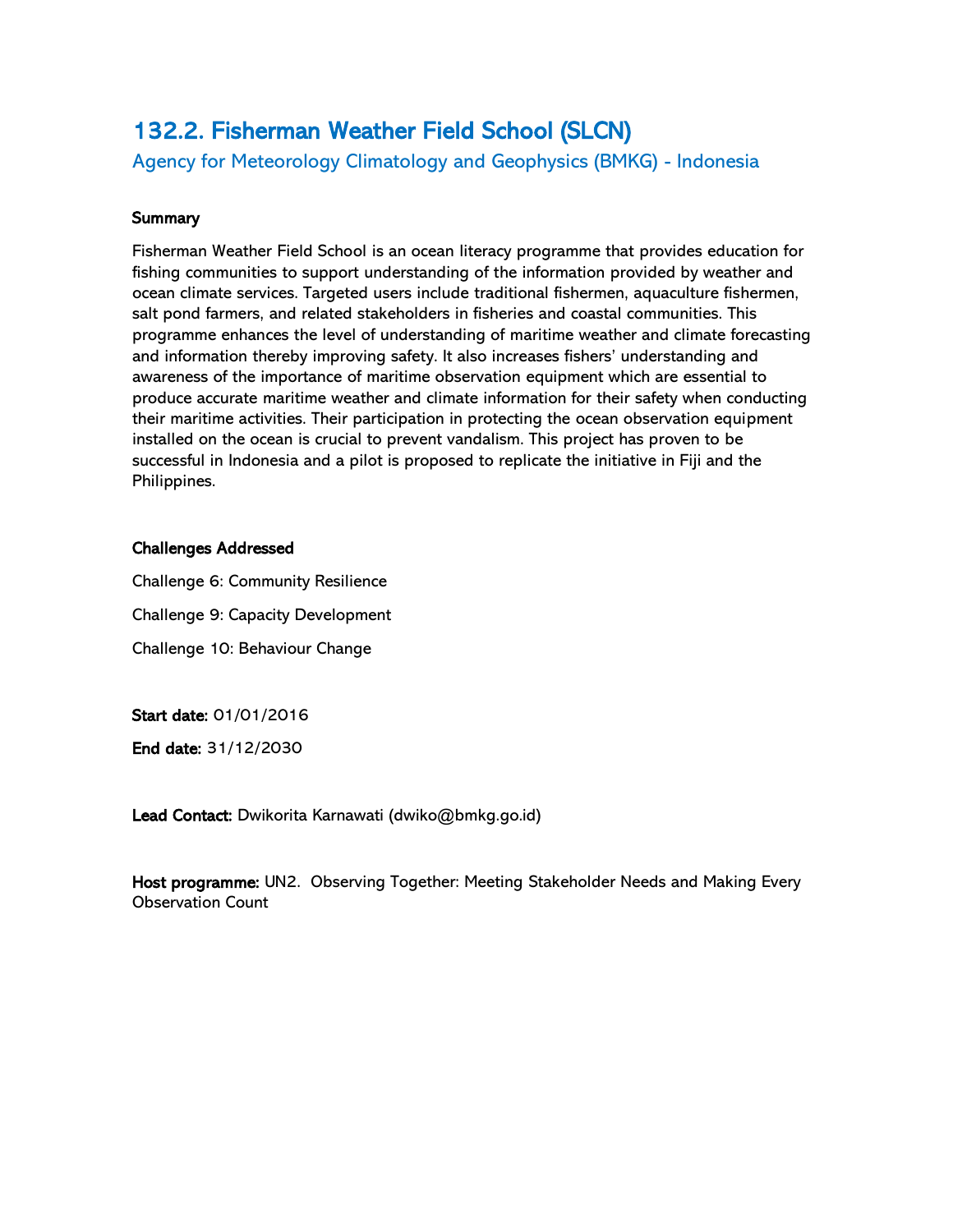## 132.2. Fisherman Weather Field School (SLCN)

### Agency for Meteorology Climatology and Geophysics (BMKG) - Indonesia

**Summary**

Fisherman Weather Field School is an ocean literacy programme that provides education for fishing communities to support understanding of the information provided by weather and ocean climate services. Targeted users include traditional fishermen, aquaculture fishermen, salt pond farmers, and related stakeholders in fisheries and coastal communities. This programme enhances the level of understanding of maritime weather and climate forecasting and information thereby improving safety. It also increases fishers' understanding and awareness of the importance of maritime observation equipment which are essential to produce accurate maritime weather and climate information for their safety when conducting their maritime activities. Their participation in protecting the ocean observation equipment installed on the ocean is crucial to prevent vandalism. This project has proven to be successful in Indonesia and a pilot is proposed to replicate the initiative in Fiji and the Philippines.

**Challenges Addressed**

Challenge 6: Community Resilience

Challenge 9: Capacity Development

Challenge 10: Behaviour Change

**Start date:** 01/01/2016

**End date:** 31/12/2030

**Lead Contact:** Dwikorita Karnawati (dwiko@bmkg.go.id)

**Host programme:** UN2. Observing Together: Meeting Stakeholder Needs and Making Every Observation Count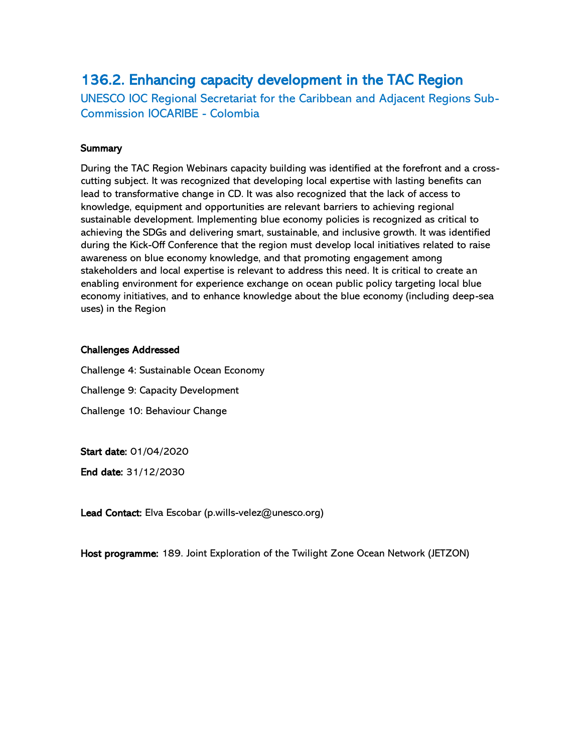## 136.2. Enhancing capacity development in the TAC Region

UNESCO IOC Regional Secretariat for the Caribbean and Adjacent Regions Sub-Commission IOCARIBE - Colombia

**Summary**

During the TAC Region Webinars capacity building was identified at the forefront and a cross-cutting subject. It was recognized that developing local expertise with lasting benefits can lead to transformative change in CD. It was also recognized that the lack of access to knowledge, equipment and opportunities are relevant barriers to achieving regional sustainable development. Implementing blue economy policies is recognized as critical to achieving the SDGs and delivering smart, sustainable, and inclusive growth. It was identified during the Kick-Off Conference that the region must develop local initiatives related to raise awareness on blue economy knowledge, and that promoting engagement among stakeholders and local expertise is relevant to address this need. It is critical to create an enabling environment for experience exchange on ocean public policy targeting local blue economy initiatives, and to enhance knowledge about the blue economy (including deep-sea uses) in the Region

**Challenges Addressed**

Challenge 4: Sustainable Ocean Economy

Challenge 9: Capacity Development

Challenge 10: Behaviour Change

**Start date:** 01/04/2020

**End date:** 31/12/2030

**Lead Contact:** Elva Escobar (p.wills-velez@unesco.org)

**Host programme:** 189. Joint Exploration of the Twilight Zone Ocean Network (JETZON)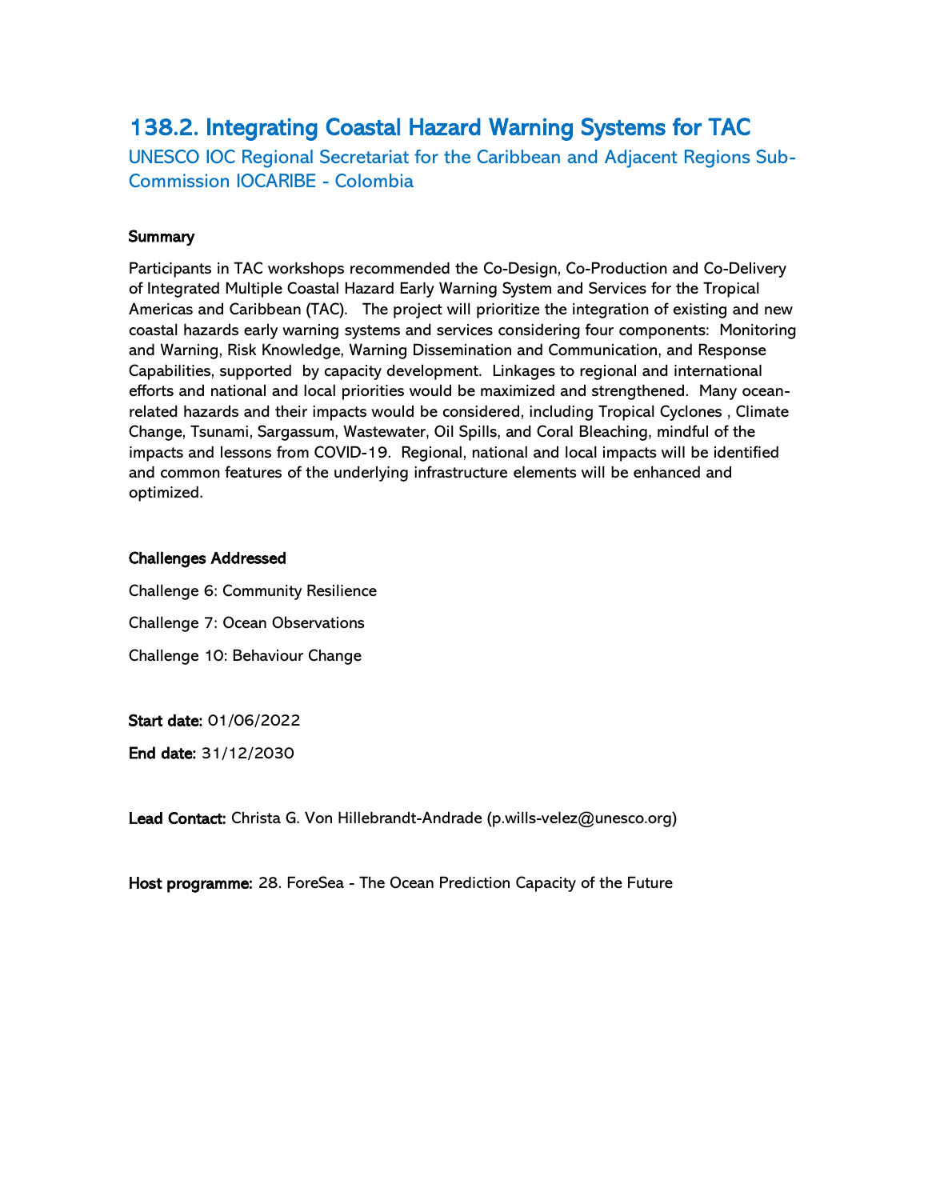## 138.2. Integrating Coastal Hazard Warning Systems for TAC

UNESCO IOC Regional Secretariat for the Caribbean and Adjacent Regions Sub-Commission IOCARIBE - Colombia

**Summary**

Participants in TAC workshops recommended the Co-Design, Co-Production and Co-Delivery of Integrated Multiple Coastal Hazard Early Warning System and Services for the Tropical Americas and Caribbean (TAC). The project will prioritize the integration of existing and new coastal hazards early warning systems and services considering four components: Monitoring and Warning, Risk Knowledge, Warning Dissemination and Communication, and Response Capabilities, supported by capacity development. Linkages to regional and international efforts and national and local priorities would be maximized and strengthened. Many ocean-related hazards and their impacts would be considered, including Tropical Cyclones , Climate Change, Tsunami, Sargassum, Wastewater, Oil Spills, and Coral Bleaching, mindful of the impacts and lessons from COVID-19. Regional, national and local impacts will be identified and common features of the underlying infrastructure elements will be enhanced and optimized.

**Challenges Addressed**

Challenge 6: Community Resilience

Challenge 7: Ocean Observations

Challenge 10: Behaviour Change

**Start date:** 01/06/2022

**End date:** 31/12/2030

**Lead Contact:** Christa G. Von Hillebrandt-Andrade (p.wills-velez@unesco.org)

**Host programme:** 28. ForeSea - The Ocean Prediction Capacity of the Future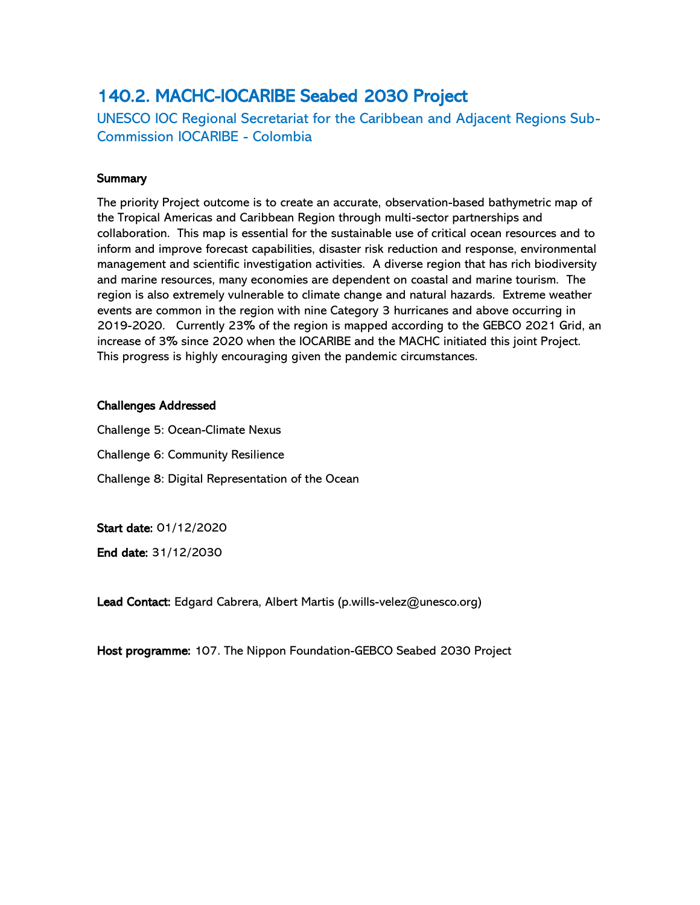## 140.2. MACHC-IOCARIBE Seabed 2030 Project

### UNESCO IOC Regional Secretariat for the Caribbean and Adjacent Regions Sub-Commission IOCARIBE - Colombia

**Summary**

The priority Project outcome is to create an accurate, observation-based bathymetric map of the Tropical Americas and Caribbean Region through multi-sector partnerships and collaboration. This map is essential for the sustainable use of critical ocean resources and to inform and improve forecast capabilities, disaster risk reduction and response, environmental management and scientific investigation activities. A diverse region that has rich biodiversity and marine resources, many economies are dependent on coastal and marine tourism. The region is also extremely vulnerable to climate change and natural hazards. Extreme weather events are common in the region with nine Category 3 hurricanes and above occurring in 2019-2020. Currently 23% of the region is mapped according to the GEBCO 2021 Grid, an increase of 3% since 2020 when the IOCARIBE and the MACHC initiated this joint Project. This progress is highly encouraging given the pandemic circumstances.

**Challenges Addressed**

Challenge 5: Ocean-Climate Nexus

Challenge 6: Community Resilience

Challenge 8: Digital Representation of the Ocean

**Start date:** 01/12/2020

**End date:** 31/12/2030

**Lead Contact:** Edgard Cabrera, Albert Martis (p.wills-velez@unesco.org)

**Host programme:** 107. The Nippon Foundation-GEBCO Seabed 2030 Project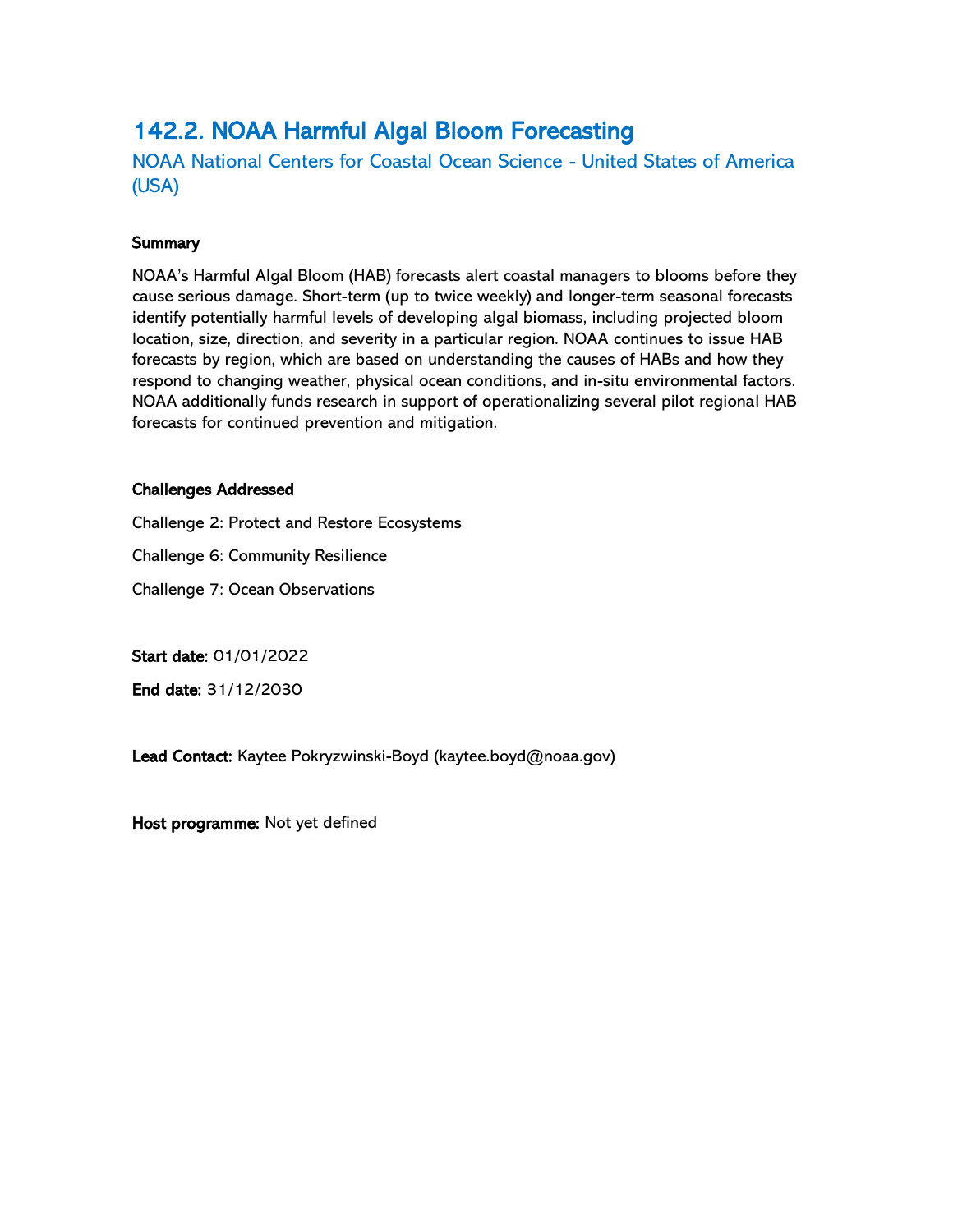## 142.2. NOAA Harmful Algal Bloom Forecasting

NOAA National Centers for Coastal Ocean Science - United States of America (USA)

**Summary**

NOAA's Harmful Algal Bloom (HAB) forecasts alert coastal managers to blooms before they cause serious damage. Short-term (up to twice weekly) and longer-term seasonal forecasts identify potentially harmful levels of developing algal biomass, including projected bloom location, size, direction, and severity in a particular region. NOAA continues to issue HAB forecasts by region, which are based on understanding the causes of HABs and how they respond to changing weather, physical ocean conditions, and in-situ environmental factors. NOAA additionally funds research in support of operationalizing several pilot regional HAB forecasts for continued prevention and mitigation.

**Challenges Addressed**

Challenge 2: Protect and Restore Ecosystems

Challenge 6: Community Resilience

Challenge 7: Ocean Observations

**Start date:** 01/01/2022

**End date:** 31/12/2030

**Lead Contact:** Kaytee Pokryzwinski-Boyd (kaytee.boyd@noaa.gov)

**Host programme:** Not yet defined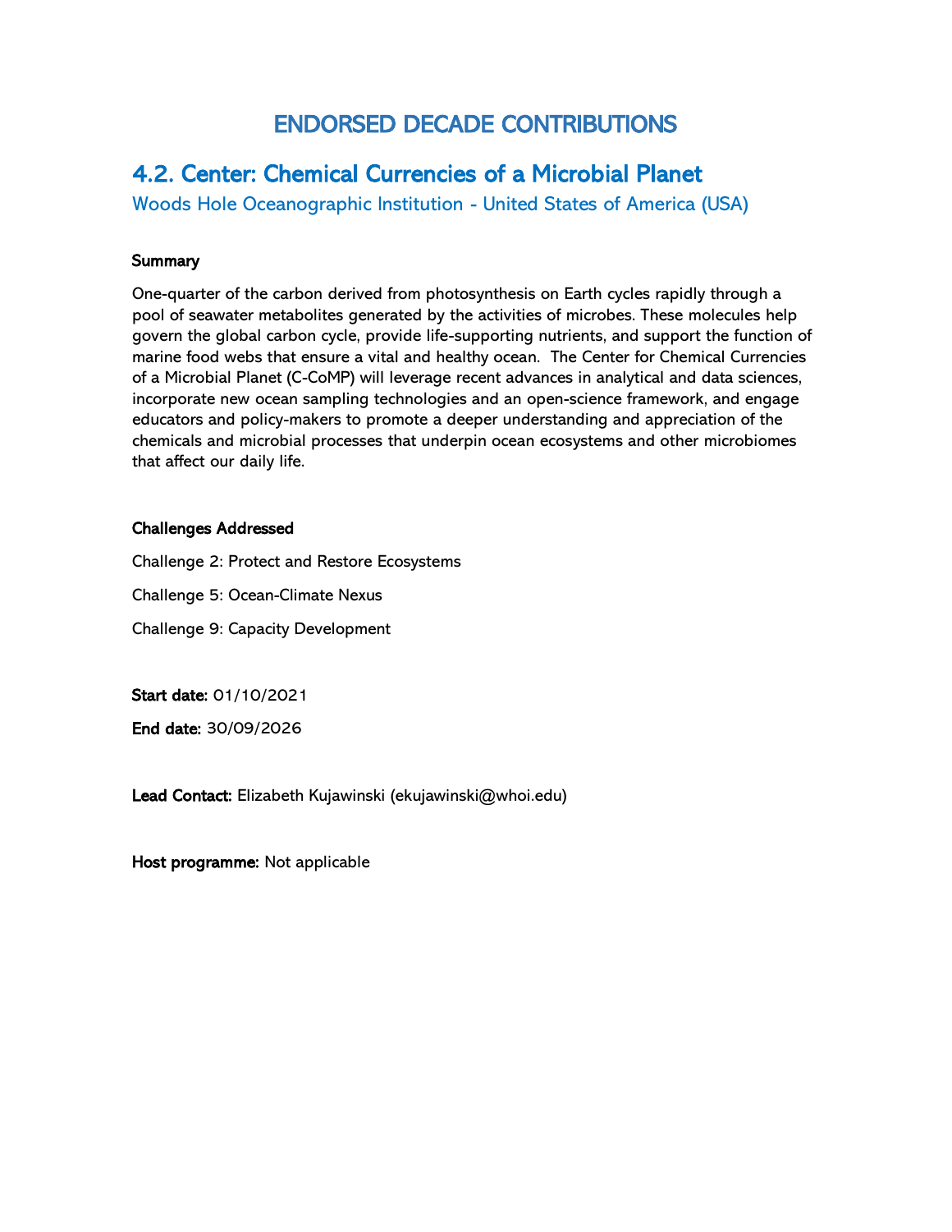# ENDORSED DECADE CONTRIBUTIONS

## 4.2. Center: Chemical Currencies of a Microbial Planet

### Woods Hole Oceanographic Institution - United States of America (USA)

**Summary**

One-quarter of the carbon derived from photosynthesis on Earth cycles rapidly through a pool of seawater metabolites generated by the activities of microbes. These molecules help govern the global carbon cycle, provide life-supporting nutrients, and support the function of marine food webs that ensure a vital and healthy ocean. The Center for Chemical Currencies of a Microbial Planet (C-CoMP) will leverage recent advances in analytical and data sciences, incorporate new ocean sampling technologies and an open-science framework, and engage educators and policy-makers to promote a deeper understanding and appreciation of the chemicals and microbial processes that underpin ocean ecosystems and other microbiomes that affect our daily life.

**Challenges Addressed**

Challenge 2: Protect and Restore Ecosystems

Challenge 5: Ocean-Climate Nexus

Challenge 9: Capacity Development

**Start date:** 01/10/2021

**End date:** 30/09/2026

**Lead Contact:** Elizabeth Kujawinski (ekujawinski@whoi.edu)

**Host programme:** Not applicable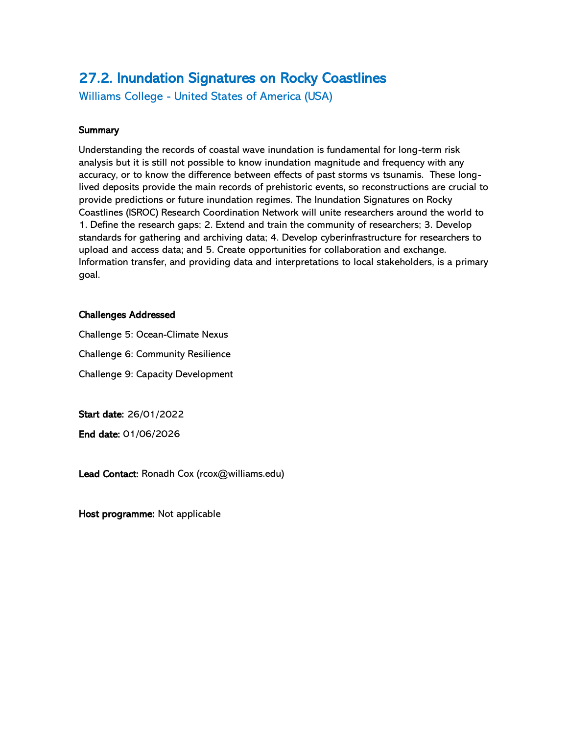## 27.2. Inundation Signatures on Rocky Coastlines

### Williams College - United States of America (USA)

**Summary**

Understanding the records of coastal wave inundation is fundamental for long-term risk analysis but it is still not possible to know inundation magnitude and frequency with any accuracy, or to know the difference between effects of past storms vs tsunamis. These long-lived deposits provide the main records of prehistoric events, so reconstructions are crucial to provide predictions or future inundation regimes. The Inundation Signatures on Rocky Coastlines (ISROC) Research Coordination Network will unite researchers around the world to 1. Define the research gaps; 2. Extend and train the community of researchers; 3. Develop standards for gathering and archiving data; 4. Develop cyberinfrastructure for researchers to upload and access data; and 5. Create opportunities for collaboration and exchange. Information transfer, and providing data and interpretations to local stakeholders, is a primary goal.

**Challenges Addressed**

Challenge 5: Ocean-Climate Nexus

Challenge 6: Community Resilience

Challenge 9: Capacity Development

**Start date:** 26/01/2022

**End date:** 01/06/2026

**Lead Contact:** Ronadh Cox (rcox@williams.edu)

**Host programme:** Not applicable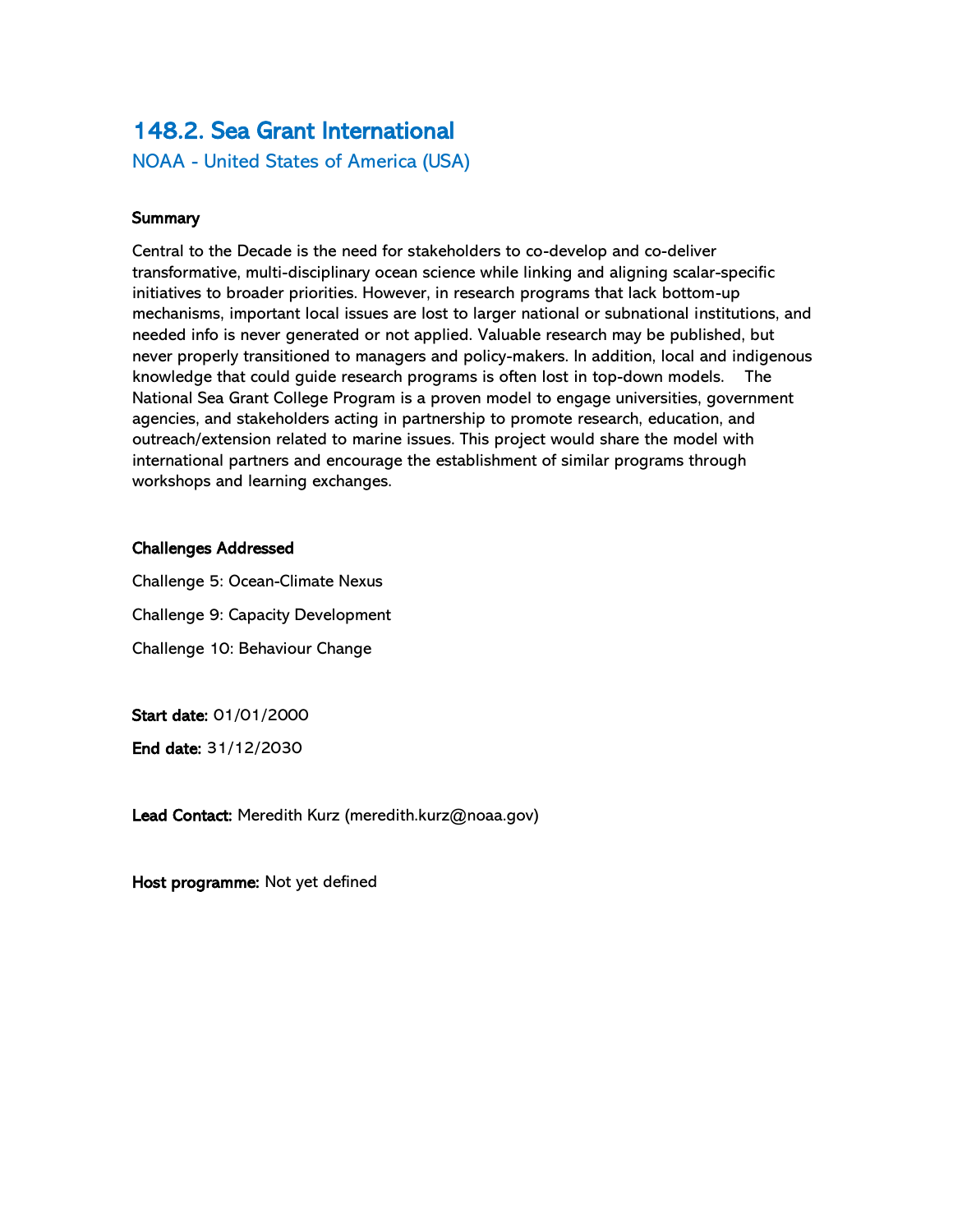## 148.2. Sea Grant International

NOAA - United States of America (USA)

**Summary**

Central to the Decade is the need for stakeholders to co-develop and co-deliver transformative, multi-disciplinary ocean science while linking and aligning scalar-specific initiatives to broader priorities. However, in research programs that lack bottom-up mechanisms, important local issues are lost to larger national or subnational institutions, and needed info is never generated or not applied. Valuable research may be published, but never properly transitioned to managers and policy-makers. In addition, local and indigenous knowledge that could guide research programs is often lost in top-down models. The National Sea Grant College Program is a proven model to engage universities, government agencies, and stakeholders acting in partnership to promote research, education, and outreach/extension related to marine issues. This project would share the model with international partners and encourage the establishment of similar programs through workshops and learning exchanges.

**Challenges Addressed**

Challenge 5: Ocean-Climate Nexus

Challenge 9: Capacity Development

Challenge 10: Behaviour Change

**Start date:** 01/01/2000

**End date:** 31/12/2030

**Lead Contact:** Meredith Kurz (meredith.kurz@noaa.gov)

**Host programme:** Not yet defined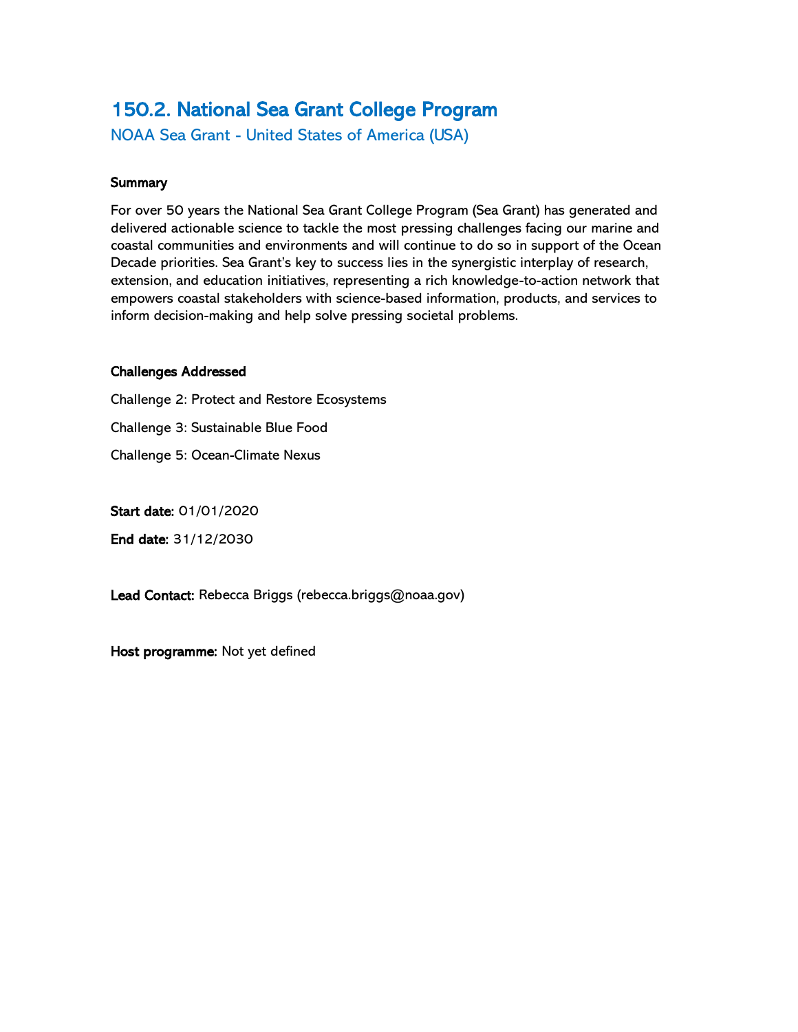## 150.2. National Sea Grant College Program

NOAA Sea Grant - United States of America (USA)

**Summary**

For over 50 years the National Sea Grant College Program (Sea Grant) has generated and delivered actionable science to tackle the most pressing challenges facing our marine and coastal communities and environments and will continue to do so in support of the Ocean Decade priorities. Sea Grant's key to success lies in the synergistic interplay of research, extension, and education initiatives, representing a rich knowledge-to-action network that empowers coastal stakeholders with science-based information, products, and services to inform decision-making and help solve pressing societal problems.

**Challenges Addressed**

Challenge 2: Protect and Restore Ecosystems

Challenge 3: Sustainable Blue Food

Challenge 5: Ocean-Climate Nexus

**Start date:** 01/01/2020

**End date:** 31/12/2030

**Lead Contact:** Rebecca Briggs (rebecca.briggs@noaa.gov)

**Host programme:** Not yet defined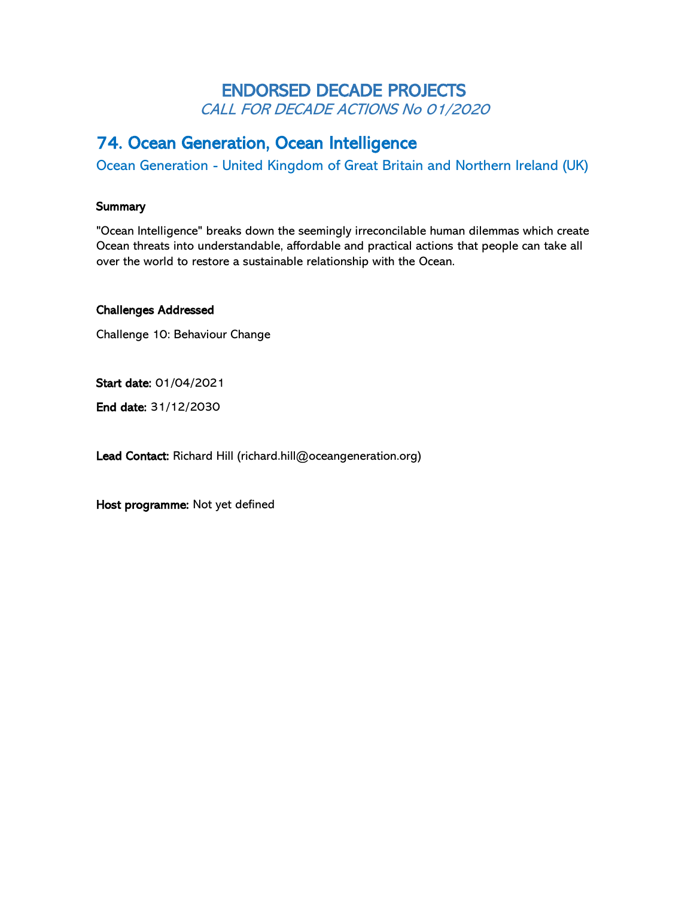# ENDORSED DECADE PROJECTS

*CALL FOR DECADE ACTIONS No 01/2020*

## 74. Ocean Generation, Ocean Intelligence

Ocean Generation - United Kingdom of Great Britain and Northern Ireland (UK)

**Summary**

"Ocean Intelligence" breaks down the seemingly irreconcilable human dilemmas which create Ocean threats into understandable, affordable and practical actions that people can take all over the world to restore a sustainable relationship with the Ocean.

**Challenges Addressed**

Challenge 10: Behaviour Change

**Start date:** 01/04/2021

**End date:** 31/12/2030

**Lead Contact:** Richard Hill (richard.hill@oceangeneration.org)

**Host programme:** Not yet defined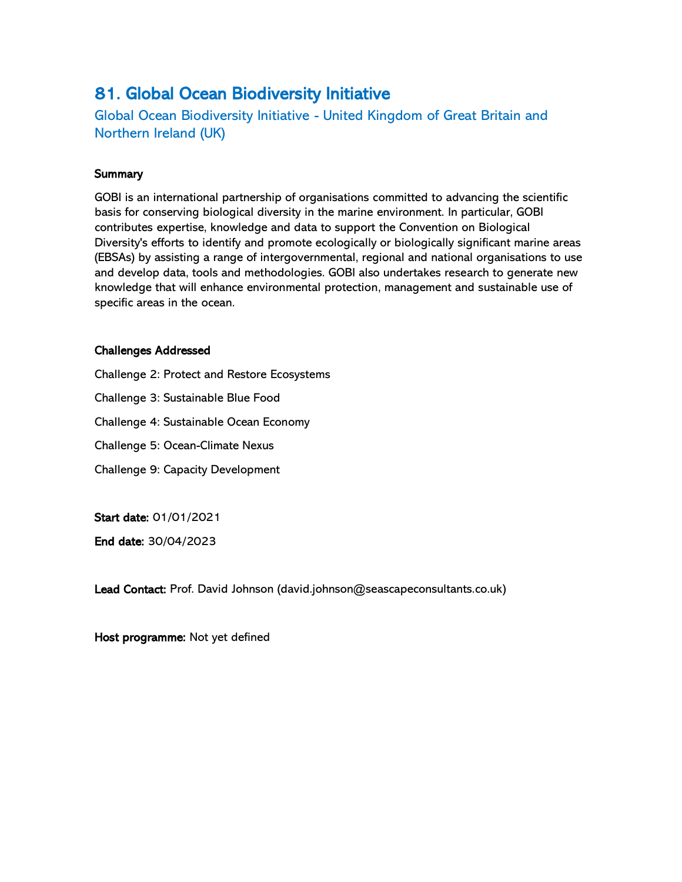## 81. Global Ocean Biodiversity Initiative

### Global Ocean Biodiversity Initiative - United Kingdom of Great Britain and Northern Ireland (UK)

**Summary**

GOBI is an international partnership of organisations committed to advancing the scientific basis for conserving biological diversity in the marine environment. In particular, GOBI contributes expertise, knowledge and data to support the Convention on Biological Diversity's efforts to identify and promote ecologically or biologically significant marine areas (EBSAs) by assisting a range of intergovernmental, regional and national organisations to use and develop data, tools and methodologies. GOBI also undertakes research to generate new knowledge that will enhance environmental protection, management and sustainable use of specific areas in the ocean.

**Challenges Addressed**

Challenge 2: Protect and Restore Ecosystems

Challenge 3: Sustainable Blue Food

Challenge 4: Sustainable Ocean Economy

Challenge 5: Ocean-Climate Nexus

Challenge 9: Capacity Development

**Start date:** 01/01/2021

**End date:** 30/04/2023

**Lead Contact:** Prof. David Johnson (david.johnson@seascapeconsultants.co.uk)

**Host programme:** Not yet defined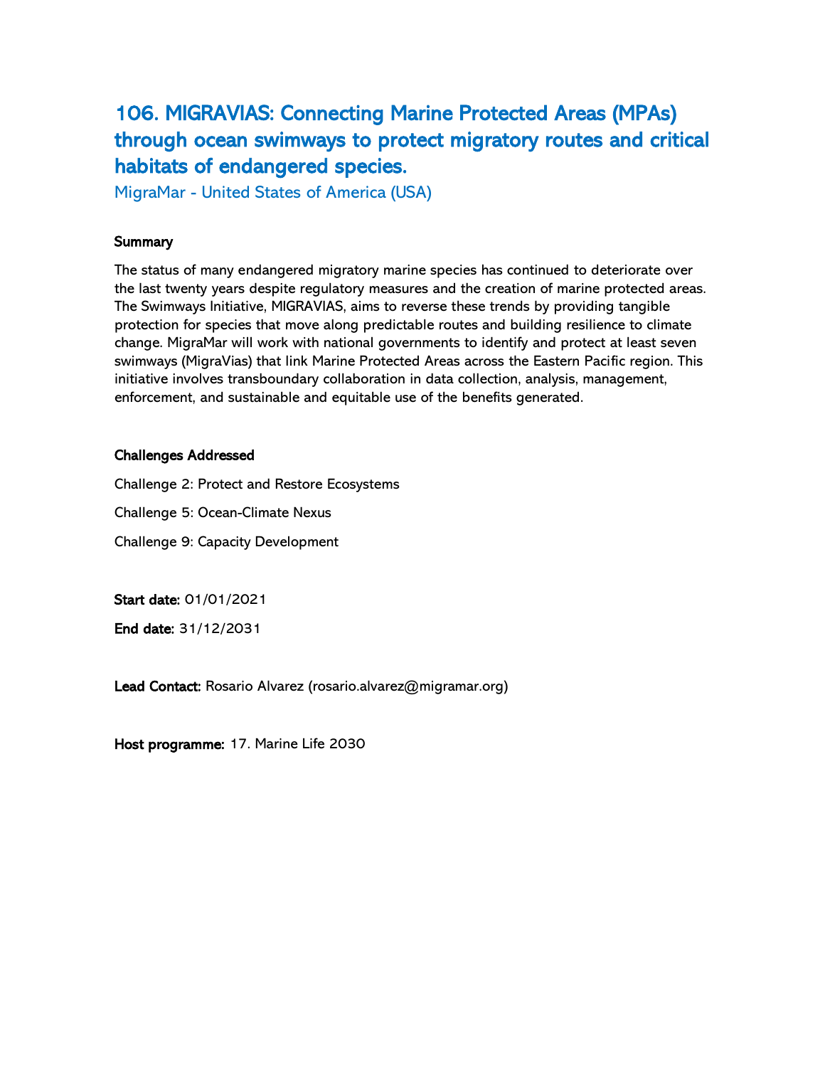## 106. MIGRAVIAS: Connecting Marine Protected Areas (MPAs) through ocean swimways to protect migratory routes and critical habitats of endangered species.

MigraMar - United States of America (USA)

**Summary**

The status of many endangered migratory marine species has continued to deteriorate over the last twenty years despite regulatory measures and the creation of marine protected areas. The Swimways Initiative, MIGRAVIAS, aims to reverse these trends by providing tangible protection for species that move along predictable routes and building resilience to climate change. MigraMar will work with national governments to identify and protect at least seven swimways (MigraVias) that link Marine Protected Areas across the Eastern Pacific region. This initiative involves transboundary collaboration in data collection, analysis, management, enforcement, and sustainable and equitable use of the benefits generated.

**Challenges Addressed**

Challenge 2: Protect and Restore Ecosystems

Challenge 5: Ocean-Climate Nexus

Challenge 9: Capacity Development

**Start date:** 01/01/2021

**End date:** 31/12/2031

**Lead Contact:** Rosario Alvarez (rosario.alvarez@migramar.org)

**Host programme:** 17. Marine Life 2030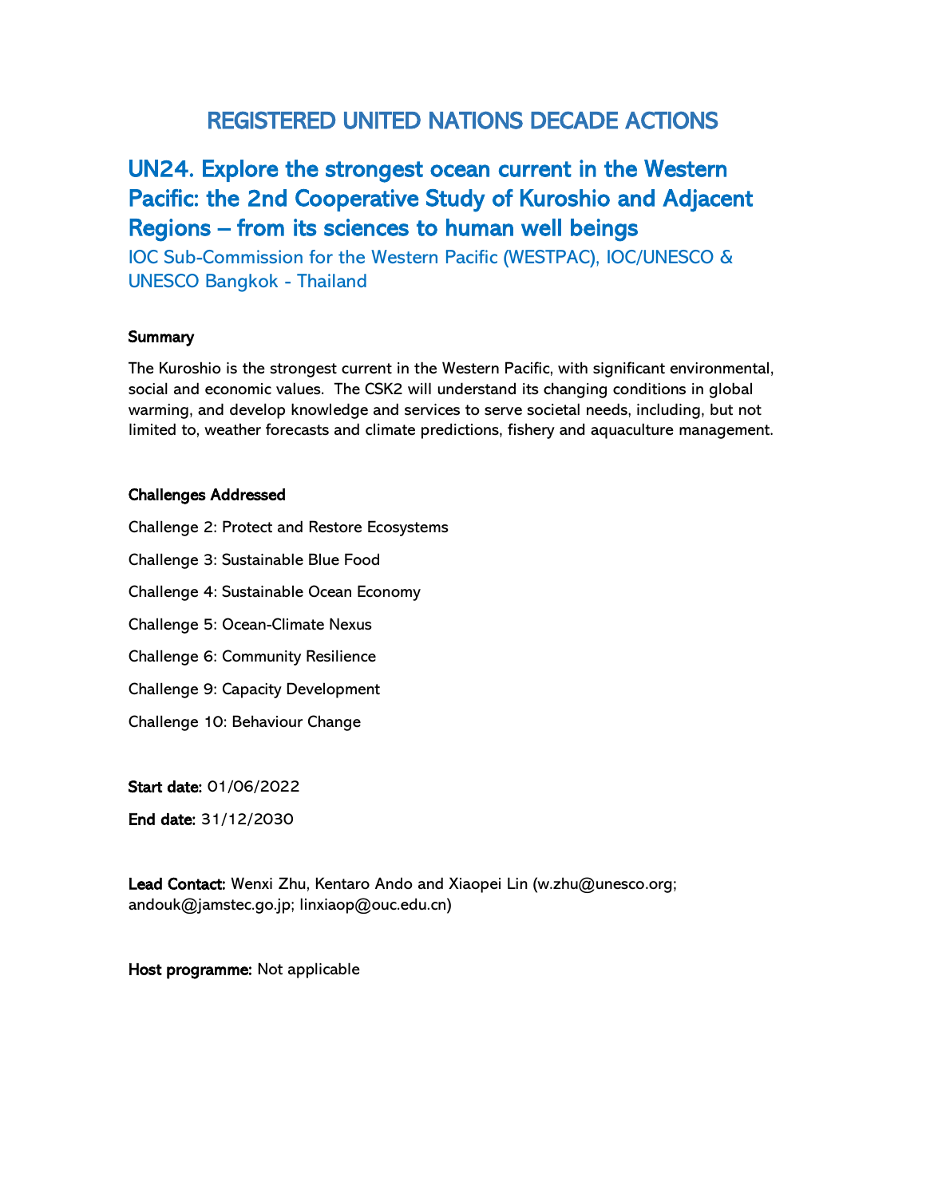# REGISTERED UNITED NATIONS DECADE ACTIONS

## UN24. Explore the strongest ocean current in the Western Pacific: the 2nd Cooperative Study of Kuroshio and Adjacent Regions – from its sciences to human well beings

IOC Sub-Commission for the Western Pacific (WESTPAC), IOC/UNESCO & UNESCO Bangkok - Thailand

**Summary**

The Kuroshio is the strongest current in the Western Pacific, with significant environmental, social and economic values. The CSK2 will understand its changing conditions in global warming, and develop knowledge and services to serve societal needs, including, but not limited to, weather forecasts and climate predictions, fishery and aquaculture management.

**Challenges Addressed**

Challenge 2: Protect and Restore Ecosystems

Challenge 3: Sustainable Blue Food

Challenge 4: Sustainable Ocean Economy

Challenge 5: Ocean-Climate Nexus

Challenge 6: Community Resilience

Challenge 9: Capacity Development

Challenge 10: Behaviour Change

**Start date:** 01/06/2022

**End date:** 31/12/2030

**Lead Contact:** Wenxi Zhu, Kentaro Ando and Xiaopei Lin (w.zhu@unesco.org; andouk@jamstec.go.jp; linxiaop@ouc.edu.cn)

**Host programme:** Not applicable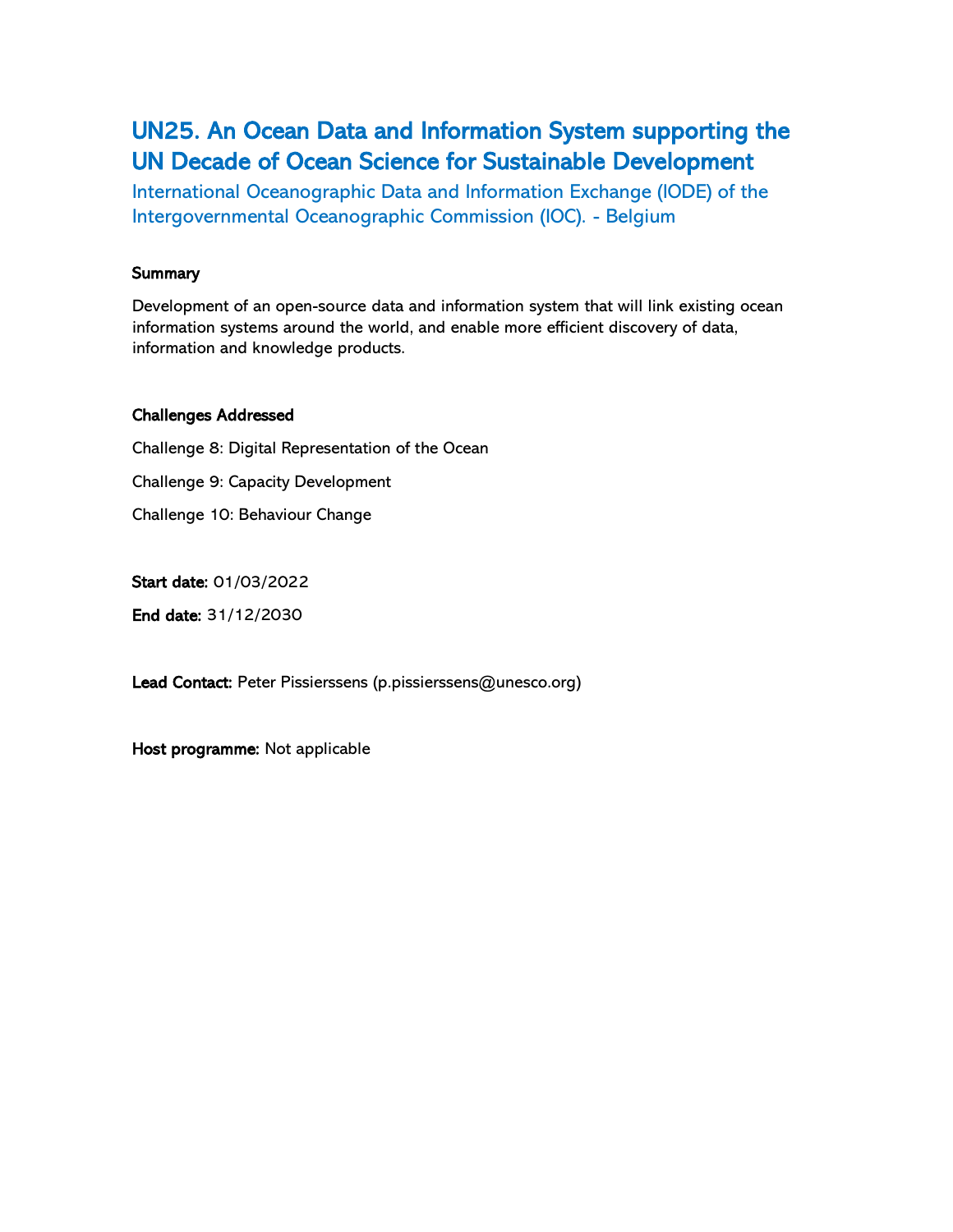# UN25. An Ocean Data and Information System supporting the UN Decade of Ocean Science for Sustainable Development

International Oceanographic Data and Information Exchange (IODE) of the Intergovernmental Oceanographic Commission (IOC). - Belgium

**Summary**

Development of an open-source data and information system that will link existing ocean information systems around the world, and enable more efficient discovery of data, information and knowledge products.

**Challenges Addressed**

Challenge 8: Digital Representation of the Ocean

Challenge 9: Capacity Development

Challenge 10: Behaviour Change

**Start date:** 01/03/2022

**End date:** 31/12/2030

**Lead Contact:** Peter Pissierssens (p.pissierssens@unesco.org)

**Host programme:** Not applicable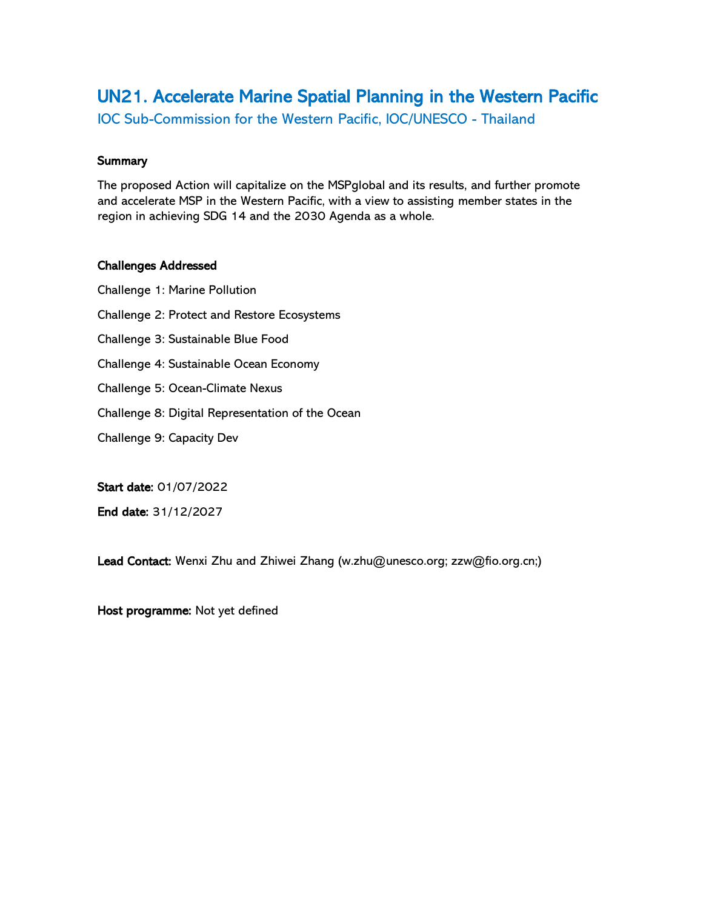# UN21. Accelerate Marine Spatial Planning in the Western Pacific

## IOC Sub-Commission for the Western Pacific, IOC/UNESCO - Thailand

**Summary**

The proposed Action will capitalize on the MSPglobal and its results, and further promote and accelerate MSP in the Western Pacific, with a view to assisting member states in the region in achieving SDG 14 and the 2030 Agenda as a whole.

**Challenges Addressed**

Challenge 1: Marine Pollution

Challenge 2: Protect and Restore Ecosystems

Challenge 3: Sustainable Blue Food

Challenge 4: Sustainable Ocean Economy

Challenge 5: Ocean-Climate Nexus

Challenge 8: Digital Representation of the Ocean

Challenge 9: Capacity Dev

**Start date:** 01/07/2022

**End date:** 31/12/2027

**Lead Contact:** Wenxi Zhu and Zhiwei Zhang (w.zhu@unesco.org; zzw@fio.org.cn;)

**Host programme:** Not yet defined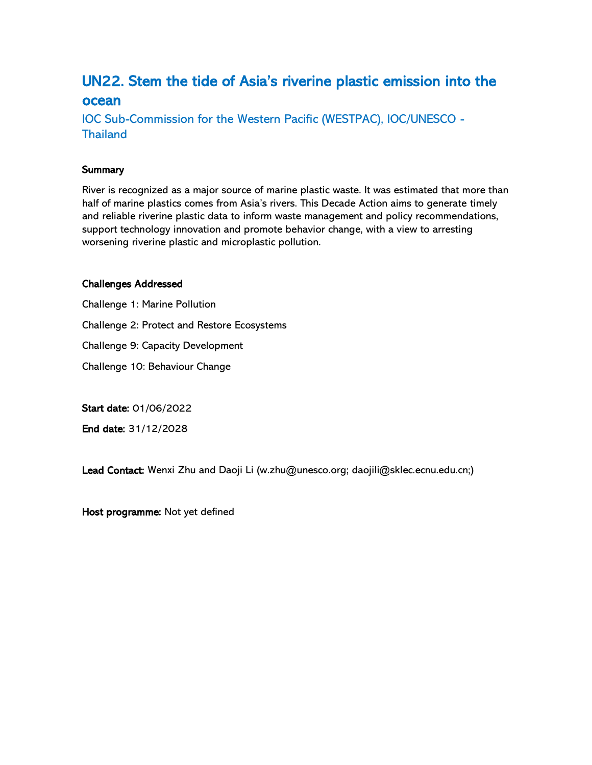## UN22. Stem the tide of Asia's riverine plastic emission into the ocean

### IOC Sub-Commission for the Western Pacific (WESTPAC), IOC/UNESCO - Thailand

**Summary**

River is recognized as a major source of marine plastic waste. It was estimated that more than half of marine plastics comes from Asia's rivers. This Decade Action aims to generate timely and reliable riverine plastic data to inform waste management and policy recommendations, support technology innovation and promote behavior change, with a view to arresting worsening riverine plastic and microplastic pollution.

**Challenges Addressed**

Challenge 1: Marine Pollution

Challenge 2: Protect and Restore Ecosystems

Challenge 9: Capacity Development

Challenge 10: Behaviour Change

**Start date:** 01/06/2022

**End date:** 31/12/2028

**Lead Contact:** Wenxi Zhu and Daoji Li (w.zhu@unesco.org; daojili@sklec.ecnu.edu.cn;)

**Host programme:** Not yet defined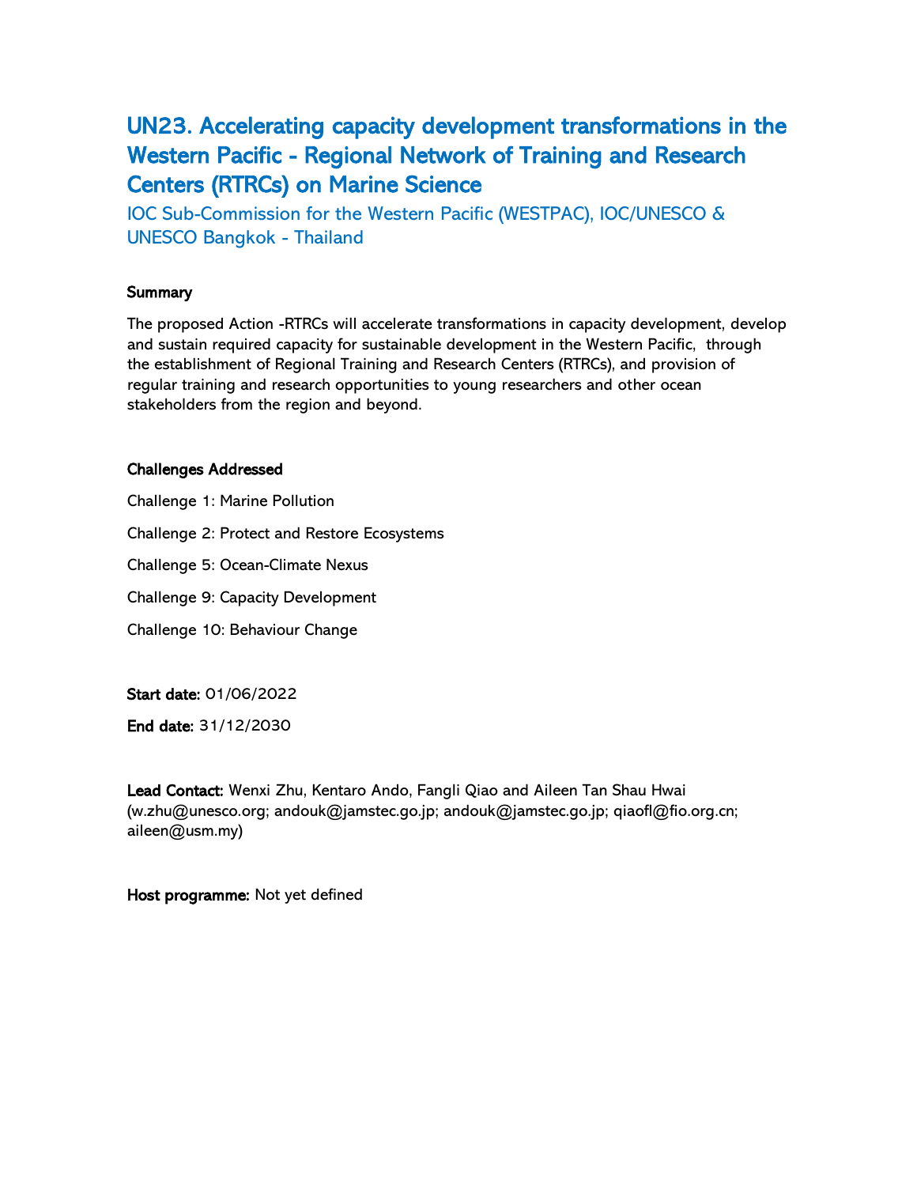# UN23. Accelerating capacity development transformations in the Western Pacific - Regional Network of Training and Research Centers (RTRCs) on Marine Science

## IOC Sub-Commission for the Western Pacific (WESTPAC), IOC/UNESCO & UNESCO Bangkok - Thailand

**Summary**

The proposed Action -RTRCs will accelerate transformations in capacity development, develop and sustain required capacity for sustainable development in the Western Pacific, through the establishment of Regional Training and Research Centers (RTRCs), and provision of regular training and research opportunities to young researchers and other ocean stakeholders from the region and beyond.

**Challenges Addressed**

Challenge 1: Marine Pollution

Challenge 2: Protect and Restore Ecosystems

Challenge 5: Ocean-Climate Nexus

Challenge 9: Capacity Development

Challenge 10: Behaviour Change

**Start date:** 01/06/2022

**End date:** 31/12/2030

**Lead Contact:** Wenxi Zhu, Kentaro Ando, Fangli Qiao and Aileen Tan Shau Hwai (w.zhu@unesco.org; andouk@jamstec.go.jp; andouk@jamstec.go.jp; qiaofl@fio.org.cn; aileen@usm.my)

**Host programme:** Not yet defined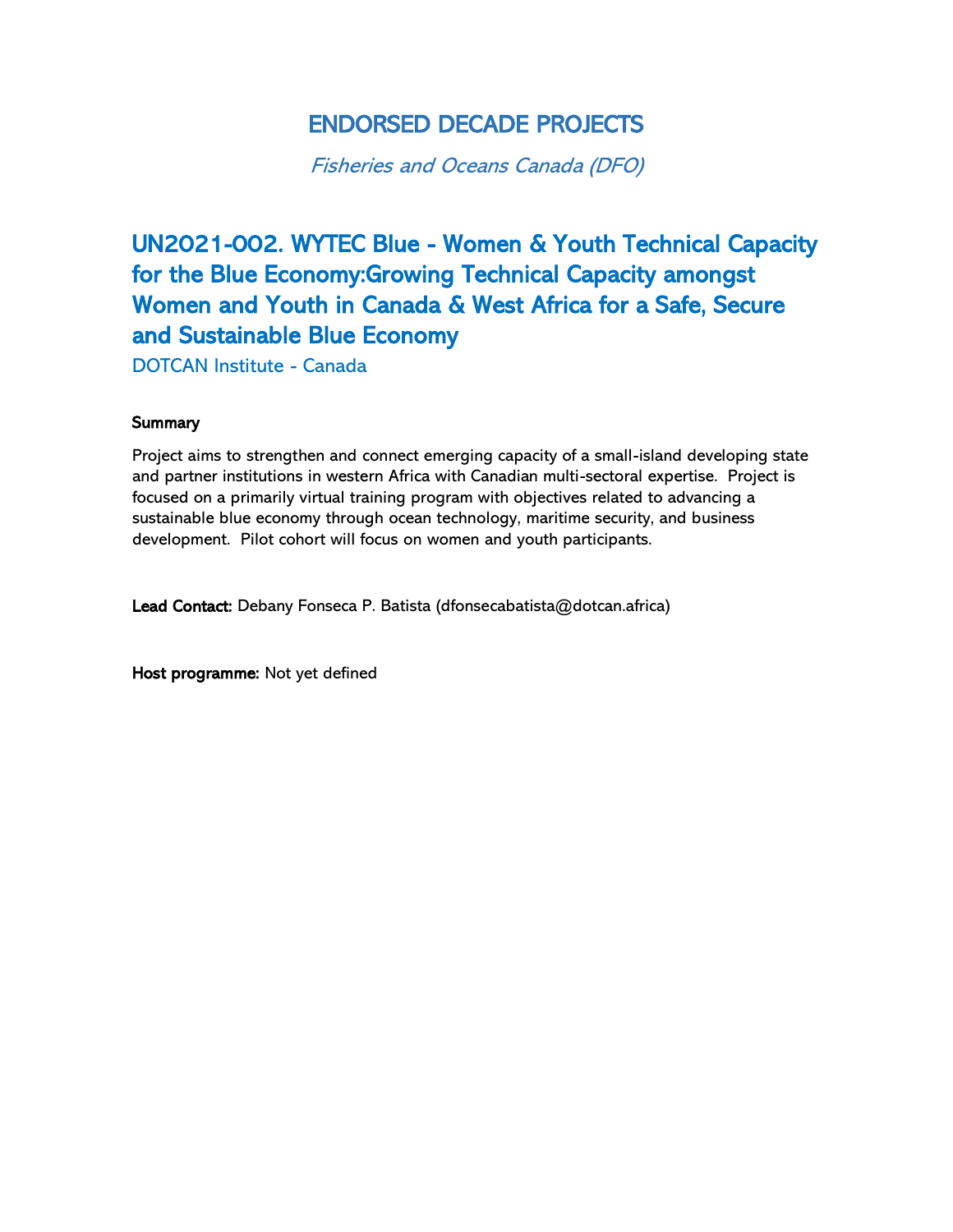# ENDORSED DECADE PROJECTS

*Fisheries and Oceans Canada (DFO)*

## UN2021-002. WYTEC Blue - Women & Youth Technical Capacity for the Blue Economy:Growing Technical Capacity amongst Women and Youth in Canada & West Africa for a Safe, Secure and Sustainable Blue Economy

DOTCAN Institute - Canada

**Summary**

Project aims to strengthen and connect emerging capacity of a small-island developing state and partner institutions in western Africa with Canadian multi-sectoral expertise. Project is focused on a primarily virtual training program with objectives related to advancing a sustainable blue economy through ocean technology, maritime security, and business development. Pilot cohort will focus on women and youth participants.

**Lead Contact:** Debany Fonseca P. Batista (dfonsecabatista@dotcan.africa)

**Host programme:** Not yet defined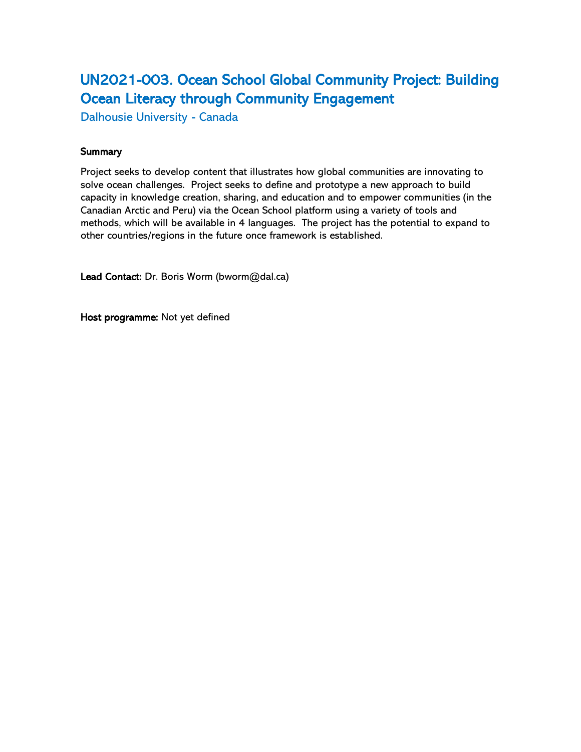## UN2021-003. Ocean School Global Community Project: Building Ocean Literacy through Community Engagement

Dalhousie University - Canada

**Summary**

Project seeks to develop content that illustrates how global communities are innovating to solve ocean challenges. Project seeks to define and prototype a new approach to build capacity in knowledge creation, sharing, and education and to empower communities (in the Canadian Arctic and Peru) via the Ocean School platform using a variety of tools and methods, which will be available in 4 languages. The project has the potential to expand to other countries/regions in the future once framework is established.

**Lead Contact:** Dr. Boris Worm (bworm@dal.ca)

**Host programme:** Not yet defined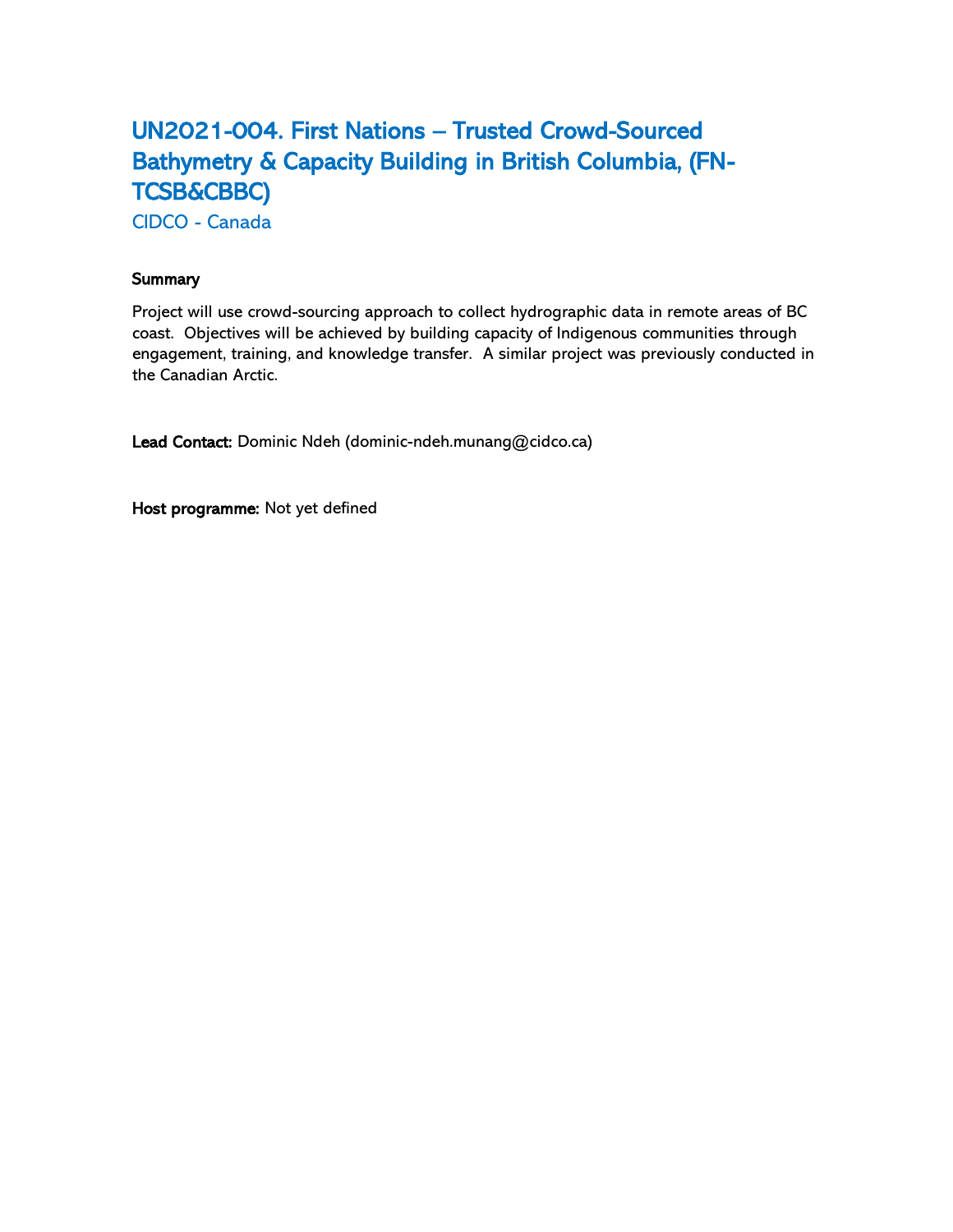# UN2021-004. First Nations – Trusted Crowd-Sourced Bathymetry & Capacity Building in British Columbia, (FN-TCSB&CBBC)

CIDCO - Canada

**Summary**

Project will use crowd-sourcing approach to collect hydrographic data in remote areas of BC coast. Objectives will be achieved by building capacity of Indigenous communities through engagement, training, and knowledge transfer. A similar project was previously conducted in the Canadian Arctic.

**Lead Contact:** Dominic Ndeh (dominic-ndeh.munang@cidco.ca)

**Host programme:** Not yet defined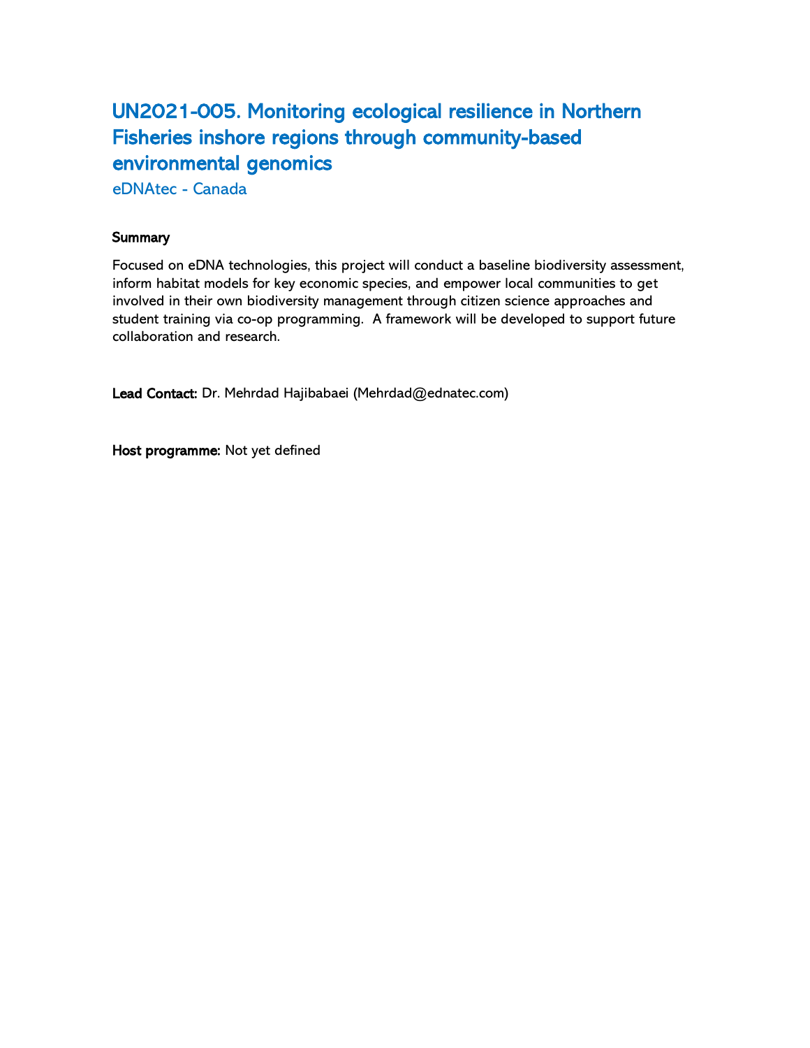## UN2021-005. Monitoring ecological resilience in Northern Fisheries inshore regions through community-based environmental genomics

eDNAtec - Canada

**Summary**

Focused on eDNA technologies, this project will conduct a baseline biodiversity assessment, inform habitat models for key economic species, and empower local communities to get involved in their own biodiversity management through citizen science approaches and student training via co-op programming.  A framework will be developed to support future collaboration and research.

**Lead Contact:** Dr. Mehrdad Hajibabaei (Mehrdad@ednatec.com)

**Host programme:** Not yet defined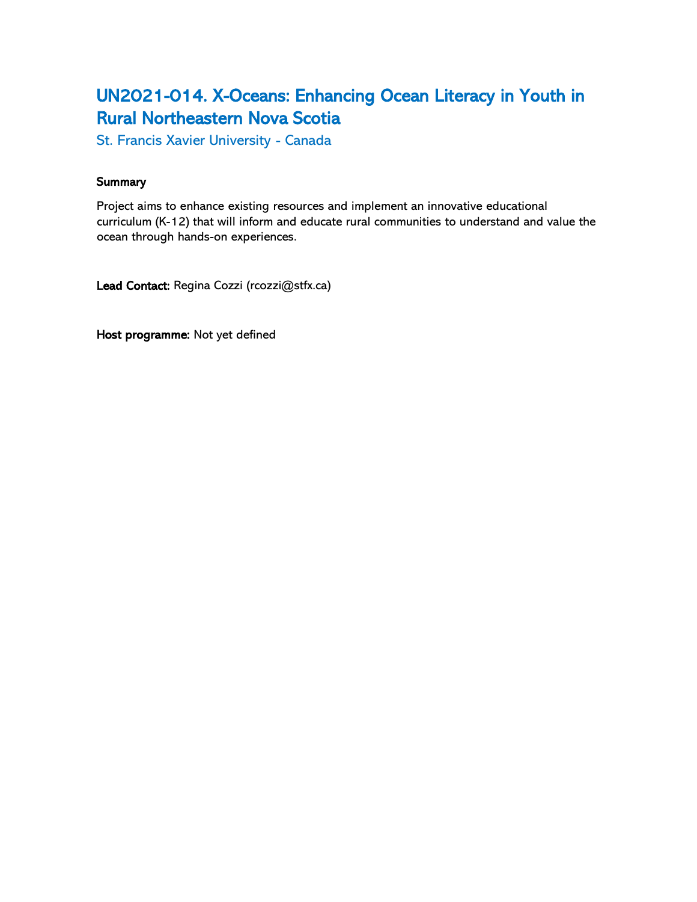## UN2021-014. X-Oceans: Enhancing Ocean Literacy in Youth in Rural Northeastern Nova Scotia

St. Francis Xavier University - Canada

**Summary**

Project aims to enhance existing resources and implement an innovative educational curriculum (K-12) that will inform and educate rural communities to understand and value the ocean through hands-on experiences.

**Lead Contact:** Regina Cozzi (rcozzi@stfx.ca)

**Host programme:** Not yet defined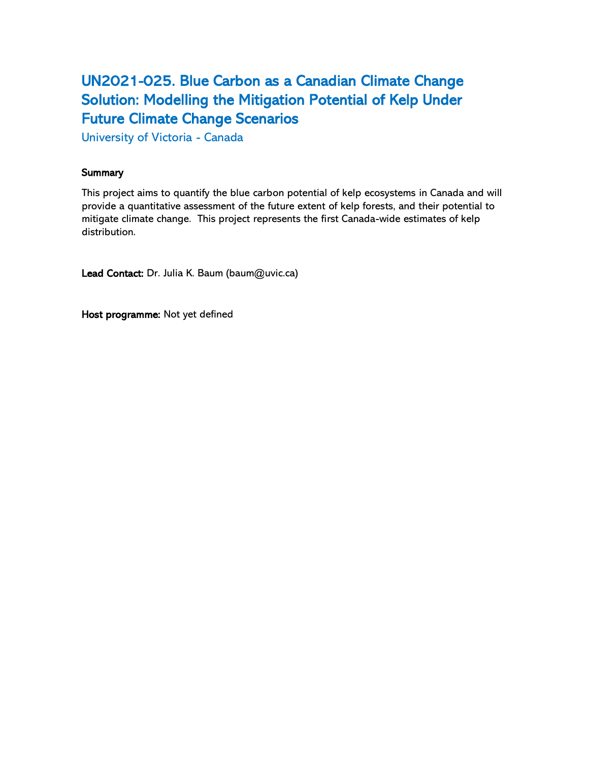# UN2021-025. Blue Carbon as a Canadian Climate Change Solution: Modelling the Mitigation Potential of Kelp Under Future Climate Change Scenarios

University of Victoria - Canada

**Summary**

This project aims to quantify the blue carbon potential of kelp ecosystems in Canada and will provide a quantitative assessment of the future extent of kelp forests, and their potential to mitigate climate change. This project represents the first Canada-wide estimates of kelp distribution.

**Lead Contact:** Dr. Julia K. Baum (baum@uvic.ca)

**Host programme:** Not yet defined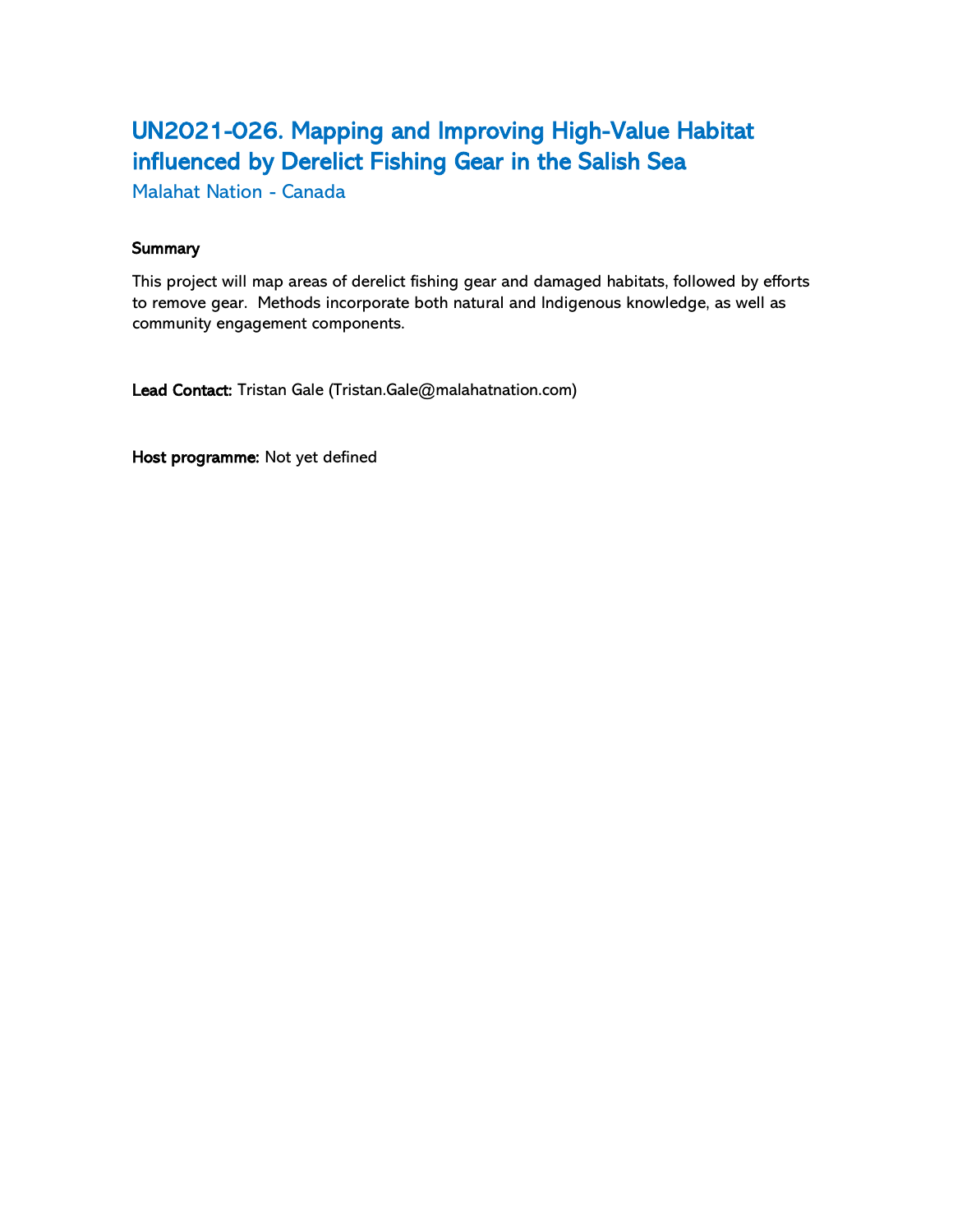## UN2021-026. Mapping and Improving High-Value Habitat influenced by Derelict Fishing Gear in the Salish Sea

Malahat Nation - Canada

**Summary**

This project will map areas of derelict fishing gear and damaged habitats, followed by efforts to remove gear. Methods incorporate both natural and Indigenous knowledge, as well as community engagement components.

**Lead Contact:** Tristan Gale (Tristan.Gale@malahatnation.com)

**Host programme:** Not yet defined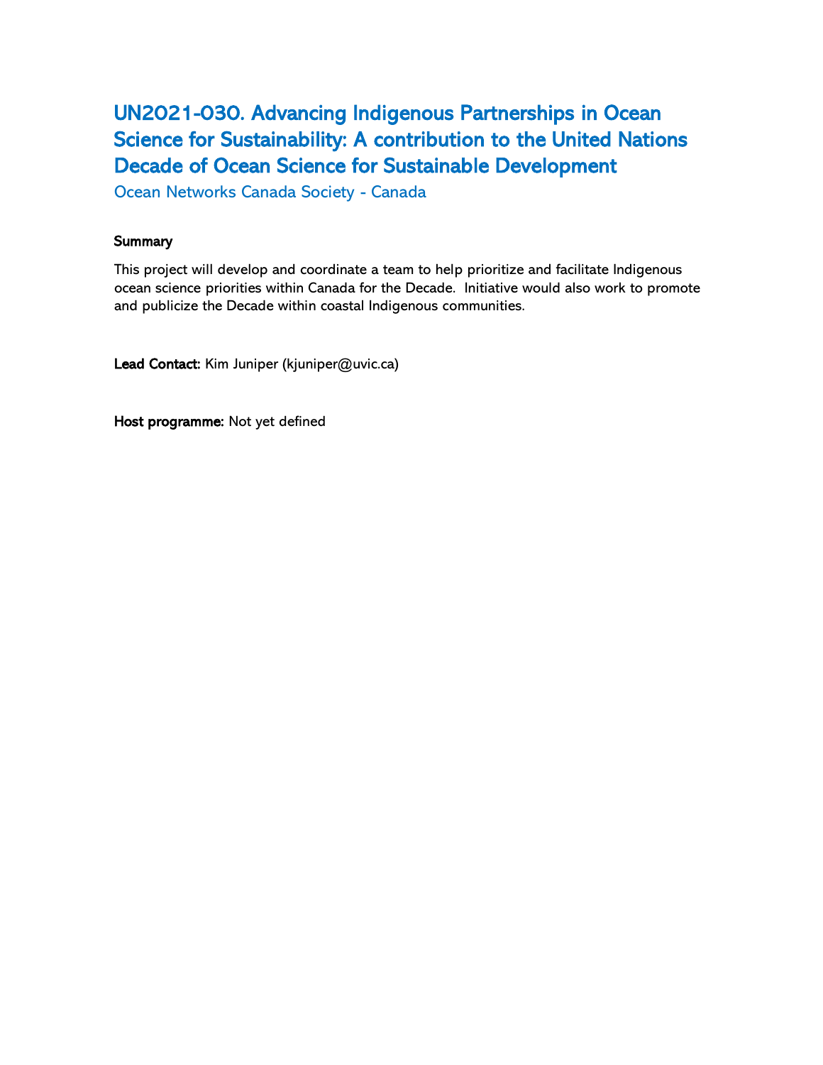## UN2021-030. Advancing Indigenous Partnerships in Ocean Science for Sustainability: A contribution to the United Nations Decade of Ocean Science for Sustainable Development

Ocean Networks Canada Society - Canada

**Summary**

This project will develop and coordinate a team to help prioritize and facilitate Indigenous ocean science priorities within Canada for the Decade. Initiative would also work to promote and publicize the Decade within coastal Indigenous communities.

**Lead Contact:** Kim Juniper (kjuniper@uvic.ca)

**Host programme:** Not yet defined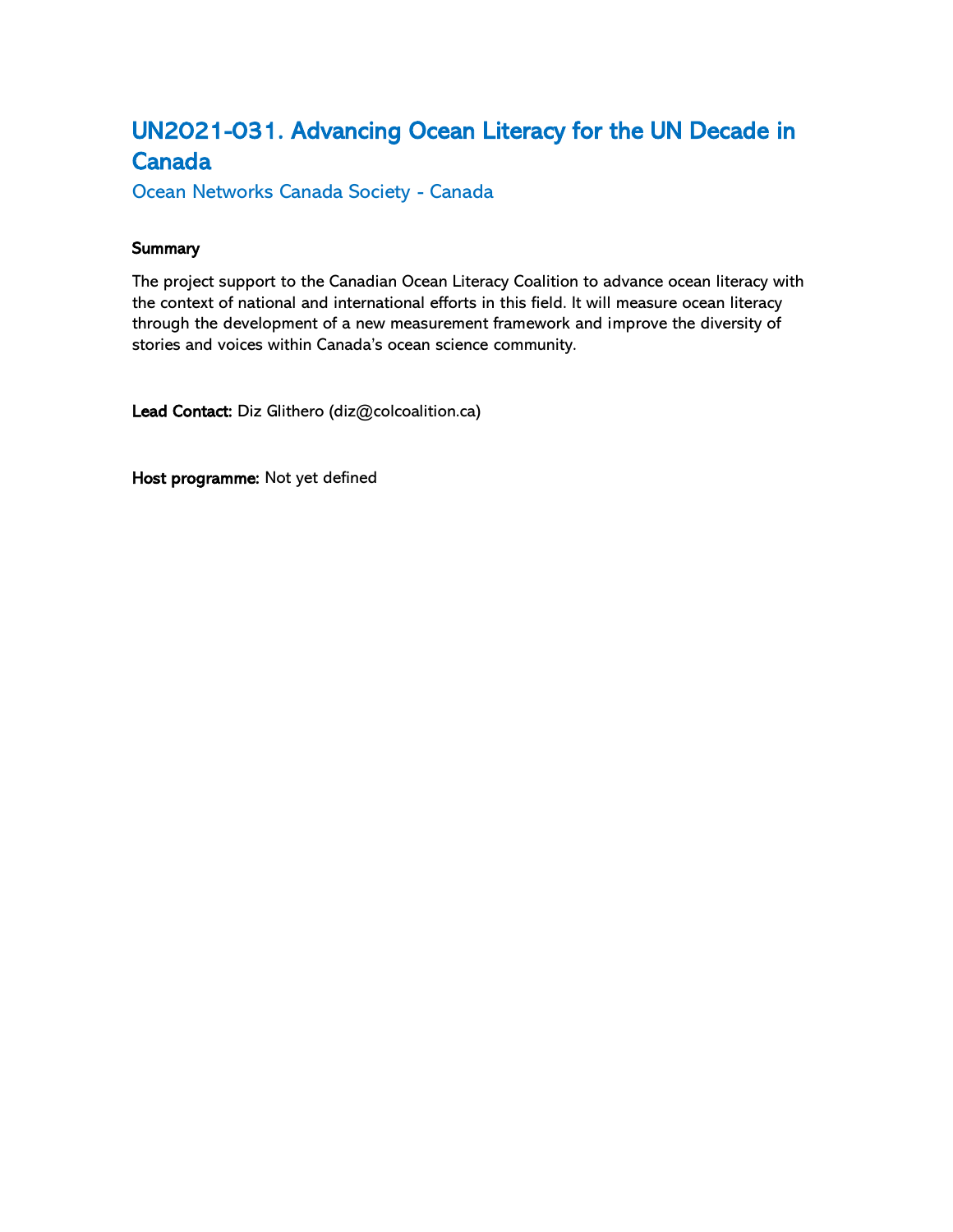## UN2021-031. Advancing Ocean Literacy for the UN Decade in Canada

### Ocean Networks Canada Society - Canada

**Summary**

The project support to the Canadian Ocean Literacy Coalition to advance ocean literacy with the context of national and international efforts in this field. It will measure ocean literacy through the development of a new measurement framework and improve the diversity of stories and voices within Canada's ocean science community.

**Lead Contact:** Diz Glithero (diz@colcoalition.ca)

**Host programme:** Not yet defined